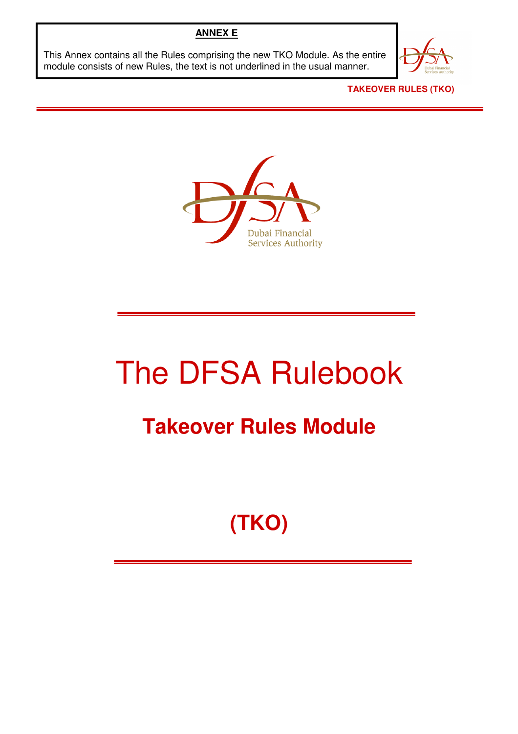**ANNEX E**

This Annex contains all the Rules comprising the new TKO Module. As the entire module consists of new Rules, the text is not underlined in the usual manner.

# The DFSA Rulebook

## Takeover Rules Module

## (TKO)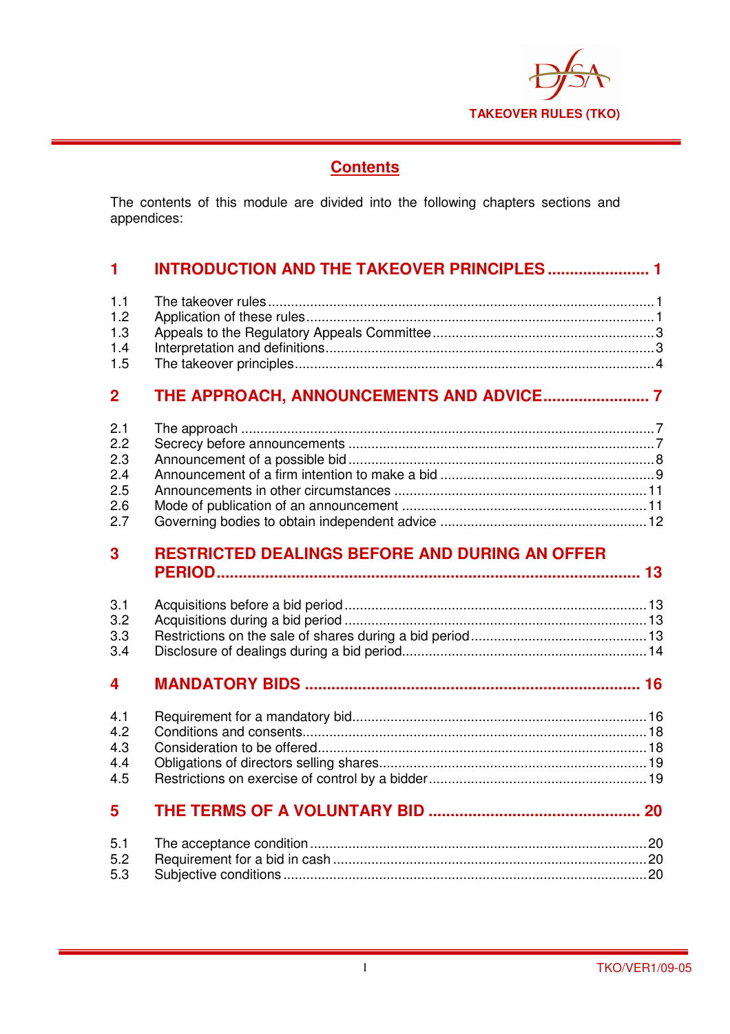## Contents

The contents of this module are divided into the following chapters sections and appendices:

### 1 INTRODUCTION AND THE TAKEOVER PRINCIPLES ....................... 1

1.1 The takeover rules ........................................................................ 1
1.2 Application of these rules ................................................................. 1
1.3 Appeals to the Regulatory Appeals Committee ..................................... 3
1.4 Interpretation and definitions ............................................................ 3
1.5 The takeover principles ..................................................................... 4

### 2 THE APPROACH, ANNOUNCEMENTS AND ADVICE ........................ 7

2.1 The approach .................................................................................. 7
2.2 Secrecy before announcements .......................................................... 7
2.3 Announcement of a possible bid ......................................................... 8
2.4 Announcement of a firm intention to make a bid .................................. 9
2.5 Announcements in other circumstances ............................................. 11
2.6 Mode of publication of an announcement .......................................... 11
2.7 Governing bodies to obtain independent advice .................................. 12

### 3 RESTRICTED DEALINGS BEFORE AND DURING AN OFFER PERIOD ...................................................................................... 13

3.1 Acquisitions before a bid period ........................................................ 13
3.2 Acquisitions during a bid period ........................................................ 13
3.3 Restrictions on the sale of shares during a bid period .......................... 13
3.4 Disclosure of dealings during a bid period ........................................... 14

### 4 MANDATORY BIDS ........................................................................ 16

4.1 Requirement for a mandatory bid ...................................................... 16
4.2 Conditions and consents ................................................................... 18
4.3 Consideration to be offered ................................................................ 18
4.4 Obligations of directors selling shares ................................................ 19
4.5 Restrictions on exercise of control by a bidder ..................................... 19

### 5 THE TERMS OF A VOLUNTARY BID ............................................... 20

5.1 The acceptance condition .................................................................. 20
5.2 Requirement for a bid in cash ............................................................ 20
5.3 Subjective conditions ........................................................................ 20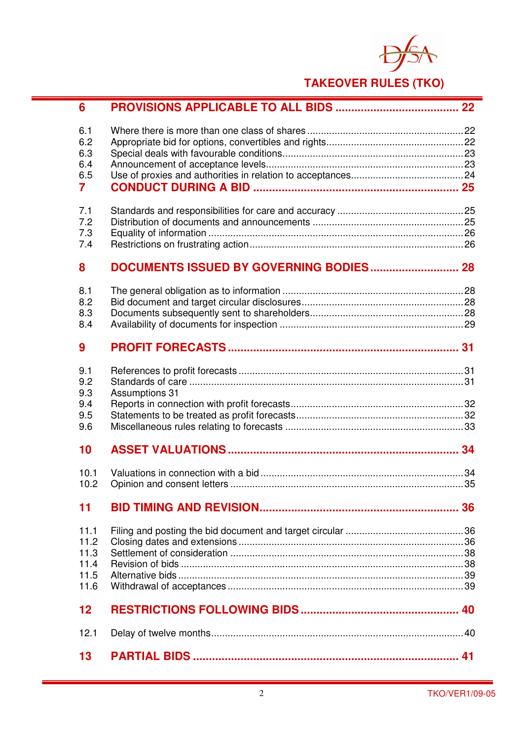| | | |
|---|---|---|
| **6** | **PROVISIONS APPLICABLE TO ALL BIDS** | **22** |
| 6.1 | Where there is more than one class of shares | 22 |
| 6.2 | Appropriate bid for options, convertibles and rights | 22 |
| 6.3 | Special deals with favourable conditions | 23 |
| 6.4 | Announcement of acceptance levels | 23 |
| 6.5 | Use of proxies and authorities in relation to acceptances | 24 |
| **7** | **CONDUCT DURING A BID** | **25** |
| 7.1 | Standards and responsibilities for care and accuracy | 25 |
| 7.2 | Distribution of documents and announcements | 25 |
| 7.3 | Equality of information | 26 |
| 7.4 | Restrictions on frustrating action | 26 |
| **8** | **DOCUMENTS ISSUED BY GOVERNING BODIES** | **28** |
| 8.1 | The general obligation as to information | 28 |
| 8.2 | Bid document and target circular disclosures | 28 |
| 8.3 | Documents subsequently sent to shareholders | 28 |
| 8.4 | Availability of documents for inspection | 29 |
| **9** | **PROFIT FORECASTS** | **31** |
| 9.1 | References to profit forecasts | 31 |
| 9.2 | Standards of care | 31 |
| 9.3 | Assumptions | 31 |
| 9.4 | Reports in connection with profit forecasts | 32 |
| 9.5 | Statements to be treated as profit forecasts | 32 |
| 9.6 | Miscellaneous rules relating to forecasts | 33 |
| **10** | **ASSET VALUATIONS** | **34** |
| 10.1 | Valuations in connection with a bid | 34 |
| 10.2 | Opinion and consent letters | 35 |
| **11** | **BID TIMING AND REVISION** | **36** |
| 11.1 | Filing and posting the bid document and target circular | 36 |
| 11.2 | Closing dates and extensions | 36 |
| 11.3 | Settlement of consideration | 38 |
| 11.4 | Revision of bids | 38 |
| 11.5 | Alternative bids | 39 |
| 11.6 | Withdrawal of acceptances | 39 |
| **12** | **RESTRICTIONS FOLLOWING BIDS** | **40** |
| 12.1 | Delay of twelve months | 40 |
| **13** | **PARTIAL BIDS** | **41** |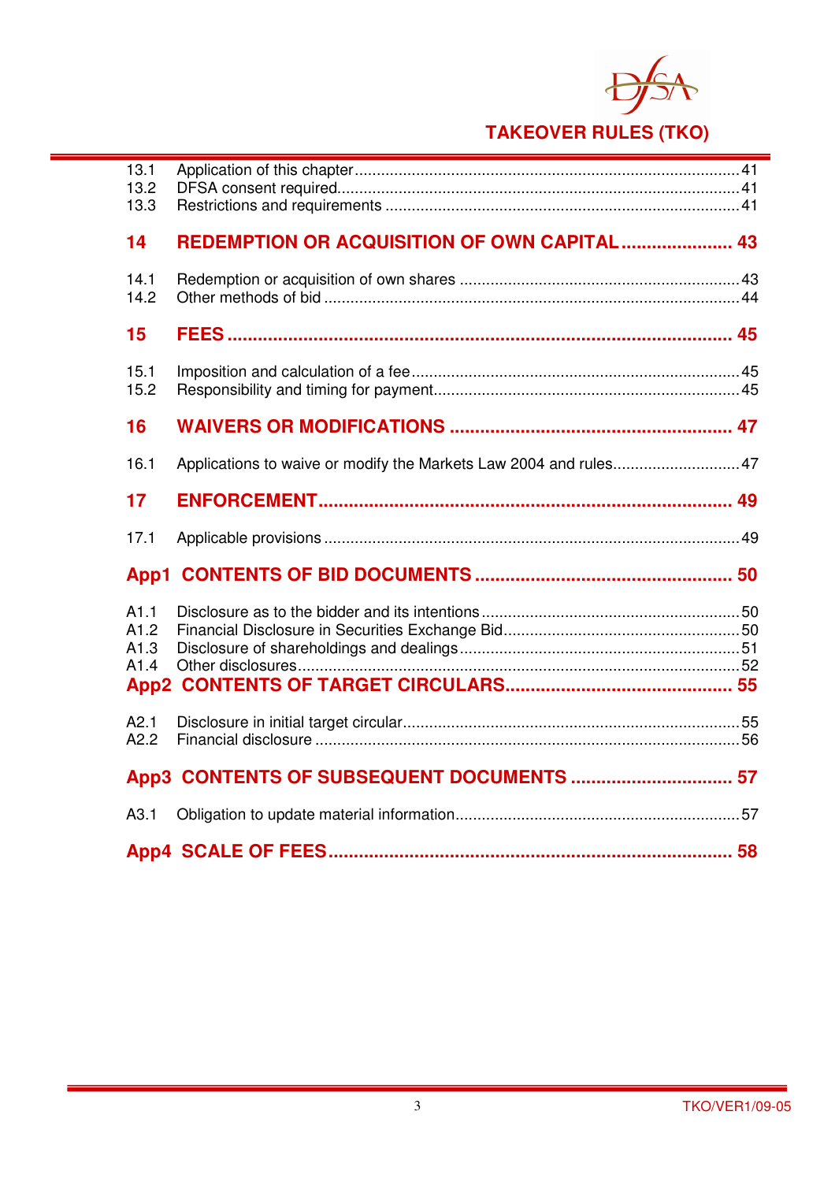13.1 Application of this chapter ........................................................................................ 41
13.2 DFSA consent required............................................................................................ 41
13.3 Restrictions and requirements ................................................................................. 41

**14 REDEMPTION OR ACQUISITION OF OWN CAPITAL...................... 43**

14.1 Redemption or acquisition of own shares ................................................................ 43
14.2 Other methods of bid ............................................................................................... 44

**15 FEES .................................................................................................. 45**

15.1 Imposition and calculation of a fee........................................................................... 45
15.2 Responsibility and timing for payment...................................................................... 45

**16 WAIVERS OR MODIFICATIONS ........................................................ 47**

16.1 Applications to waive or modify the Markets Law 2004 and rules............................. 47

**17 ENFORCEMENT................................................................................. 49**

17.1 Applicable provisions ............................................................................................... 49

**App1 CONTENTS OF BID DOCUMENTS ................................................... 50**

A1.1 Disclosure as to the bidder and its intentions ........................................................... 50
A1.2 Financial Disclosure in Securities Exchange Bid...................................................... 50
A1.3 Disclosure of shareholdings and dealings ................................................................ 51
A1.4 Other disclosures..................................................................................................... 52

**App2 CONTENTS OF TARGET CIRCULARS............................................. 55**

A2.1 Disclosure in initial target circular............................................................................. 55
A2.2 Financial disclosure ................................................................................................. 56

**App3 CONTENTS OF SUBSEQUENT DOCUMENTS ................................ 57**

A3.1 Obligation to update material information................................................................. 57

**App4 SCALE OF FEES................................................................................ 58**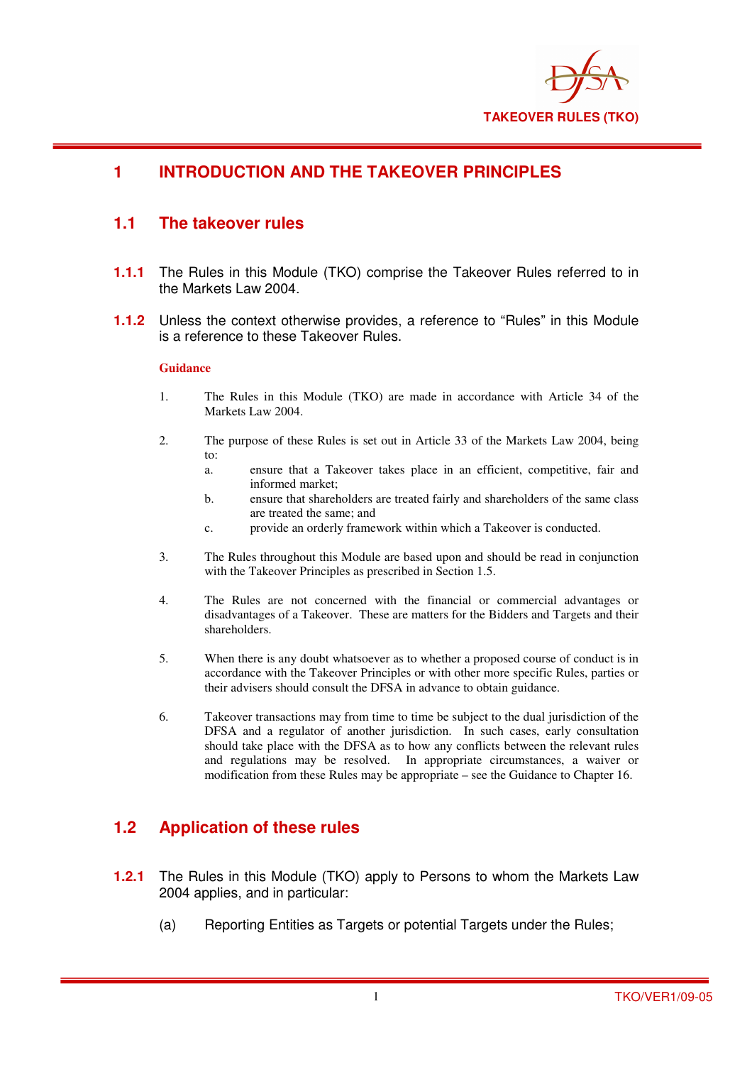# 1 INTRODUCTION AND THE TAKEOVER PRINCIPLES

## 1.1 The takeover rules

**1.1.1** The Rules in this Module (TKO) comprise the Takeover Rules referred to in the Markets Law 2004.

**1.1.2** Unless the context otherwise provides, a reference to "Rules" in this Module is a reference to these Takeover Rules.

**Guidance**

1. The Rules in this Module (TKO) are made in accordance with Article 34 of the Markets Law 2004.

2. The purpose of these Rules is set out in Article 33 of the Markets Law 2004, being to:
   a. ensure that a Takeover takes place in an efficient, competitive, fair and informed market;
   b. ensure that shareholders are treated fairly and shareholders of the same class are treated the same; and
   c. provide an orderly framework within which a Takeover is conducted.

3. The Rules throughout this Module are based upon and should be read in conjunction with the Takeover Principles as prescribed in Section 1.5.

4. The Rules are not concerned with the financial or commercial advantages or disadvantages of a Takeover. These are matters for the Bidders and Targets and their shareholders.

5. When there is any doubt whatsoever as to whether a proposed course of conduct is in accordance with the Takeover Principles or with other more specific Rules, parties or their advisers should consult the DFSA in advance to obtain guidance.

6. Takeover transactions may from time to time be subject to the dual jurisdiction of the DFSA and a regulator of another jurisdiction. In such cases, early consultation should take place with the DFSA as to how any conflicts between the relevant rules and regulations may be resolved. In appropriate circumstances, a waiver or modification from these Rules may be appropriate – see the Guidance to Chapter 16.

## 1.2 Application of these rules

**1.2.1** The Rules in this Module (TKO) apply to Persons to whom the Markets Law 2004 applies, and in particular:

(a) Reporting Entities as Targets or potential Targets under the Rules;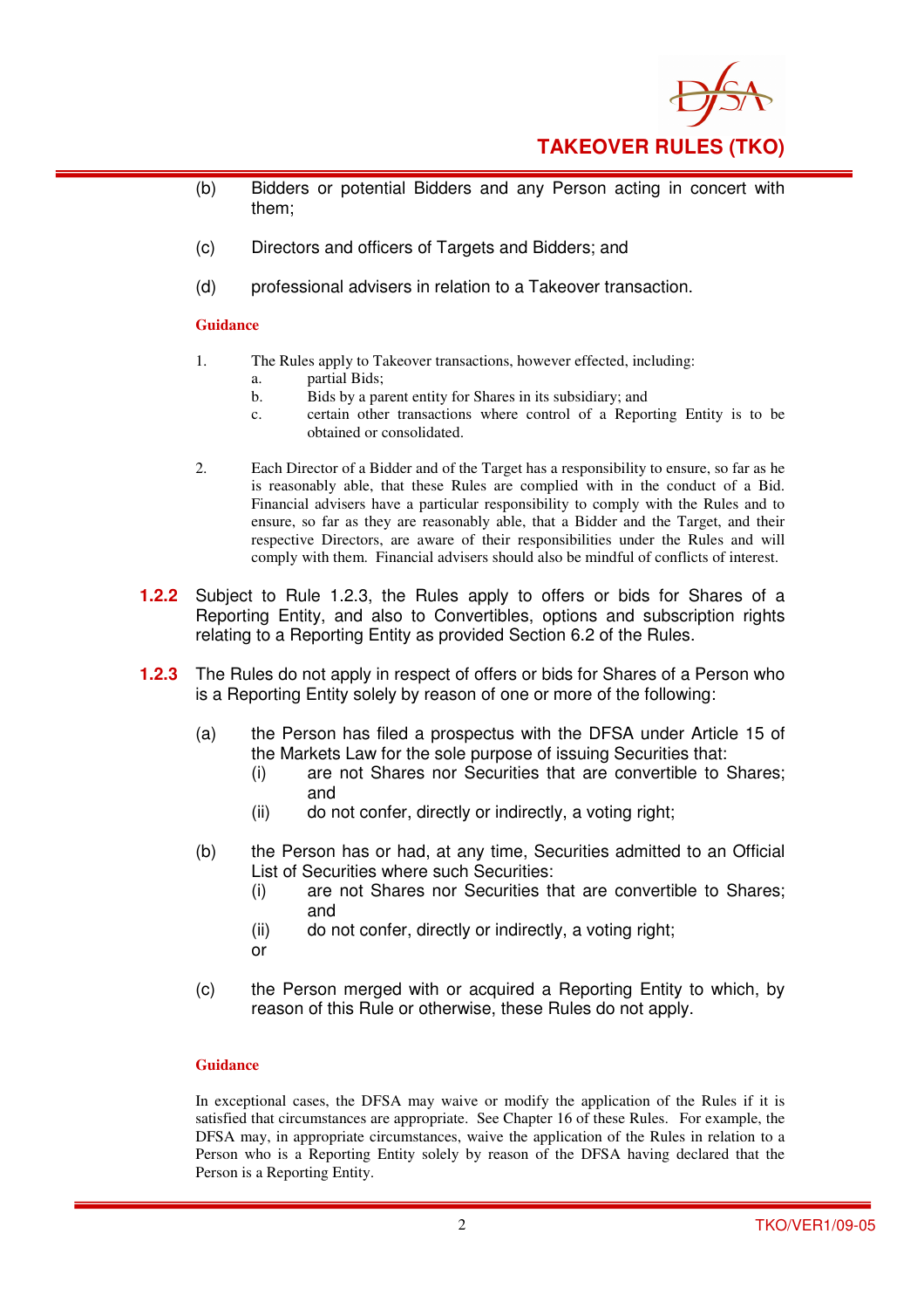(b) Bidders or potential Bidders and any Person acting in concert with them;

(c) Directors and officers of Targets and Bidders; and

(d) professional advisers in relation to a Takeover transaction.

**Guidance**

1. The Rules apply to Takeover transactions, however effected, including:
   a. partial Bids;
   b. Bids by a parent entity for Shares in its subsidiary; and
   c. certain other transactions where control of a Reporting Entity is to be obtained or consolidated.

2. Each Director of a Bidder and of the Target has a responsibility to ensure, so far as he is reasonably able, that these Rules are complied with in the conduct of a Bid. Financial advisers have a particular responsibility to comply with the Rules and to ensure, so far as they are reasonably able, that a Bidder and the Target, and their respective Directors, are aware of their responsibilities under the Rules and will comply with them. Financial advisers should also be mindful of conflicts of interest.

**1.2.2** Subject to Rule 1.2.3, the Rules apply to offers or bids for Shares of a Reporting Entity, and also to Convertibles, options and subscription rights relating to a Reporting Entity as provided Section 6.2 of the Rules.

**1.2.3** The Rules do not apply in respect of offers or bids for Shares of a Person who is a Reporting Entity solely by reason of one or more of the following:

(a) the Person has filed a prospectus with the DFSA under Article 15 of the Markets Law for the sole purpose of issuing Securities that:
   (i) are not Shares nor Securities that are convertible to Shares; and
   (ii) do not confer, directly or indirectly, a voting right;

(b) the Person has or had, at any time, Securities admitted to an Official List of Securities where such Securities:
   (i) are not Shares nor Securities that are convertible to Shares; and
   (ii) do not confer, directly or indirectly, a voting right;

   or

(c) the Person merged with or acquired a Reporting Entity to which, by reason of this Rule or otherwise, these Rules do not apply.

**Guidance**

In exceptional cases, the DFSA may waive or modify the application of the Rules if it is satisfied that circumstances are appropriate. See Chapter 16 of these Rules. For example, the DFSA may, in appropriate circumstances, waive the application of the Rules in relation to a Person who is a Reporting Entity solely by reason of the DFSA having declared that the Person is a Reporting Entity.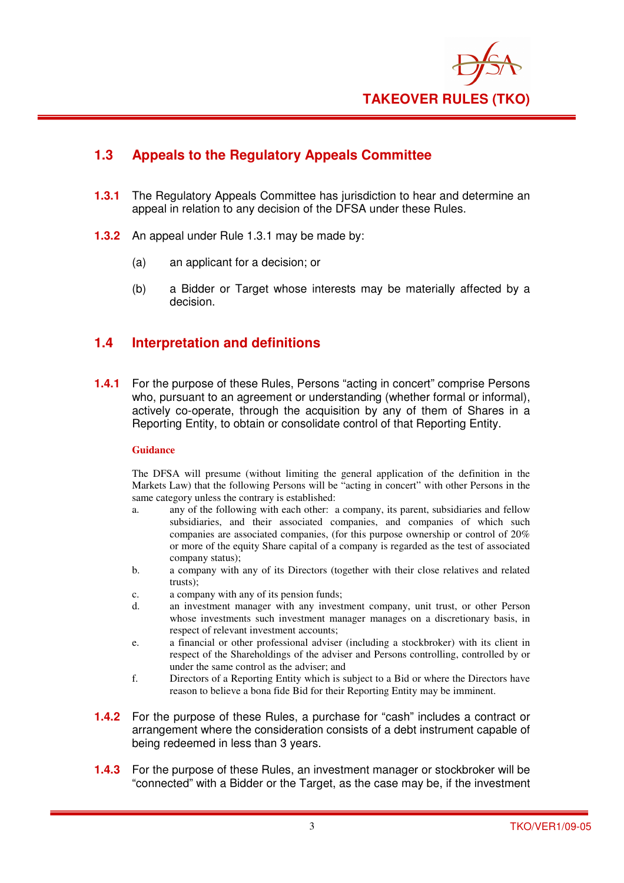## 1.3 Appeals to the Regulatory Appeals Committee

**1.3.1** The Regulatory Appeals Committee has jurisdiction to hear and determine an appeal in relation to any decision of the DFSA under these Rules.

**1.3.2** An appeal under Rule 1.3.1 may be made by:

(a) an applicant for a decision; or

(b) a Bidder or Target whose interests may be materially affected by a decision.

## 1.4 Interpretation and definitions

**1.4.1** For the purpose of these Rules, Persons "acting in concert" comprise Persons who, pursuant to an agreement or understanding (whether formal or informal), actively co-operate, through the acquisition by any of them of Shares in a Reporting Entity, to obtain or consolidate control of that Reporting Entity.

**Guidance**

The DFSA will presume (without limiting the general application of the definition in the Markets Law) that the following Persons will be "acting in concert" with other Persons in the same category unless the contrary is established:

a. any of the following with each other: a company, its parent, subsidiaries and fellow subsidiaries, and their associated companies, and companies of which such companies are associated companies, (for this purpose ownership or control of 20% or more of the equity Share capital of a company is regarded as the test of associated company status);

b. a company with any of its Directors (together with their close relatives and related trusts);

c. a company with any of its pension funds;

d. an investment manager with any investment company, unit trust, or other Person whose investments such investment manager manages on a discretionary basis, in respect of relevant investment accounts;

e. a financial or other professional adviser (including a stockbroker) with its client in respect of the Shareholdings of the adviser and Persons controlling, controlled by or under the same control as the adviser; and

f. Directors of a Reporting Entity which is subject to a Bid or where the Directors have reason to believe a bona fide Bid for their Reporting Entity may be imminent.

**1.4.2** For the purpose of these Rules, a purchase for "cash" includes a contract or arrangement where the consideration consists of a debt instrument capable of being redeemed in less than 3 years.

**1.4.3** For the purpose of these Rules, an investment manager or stockbroker will be "connected" with a Bidder or the Target, as the case may be, if the investment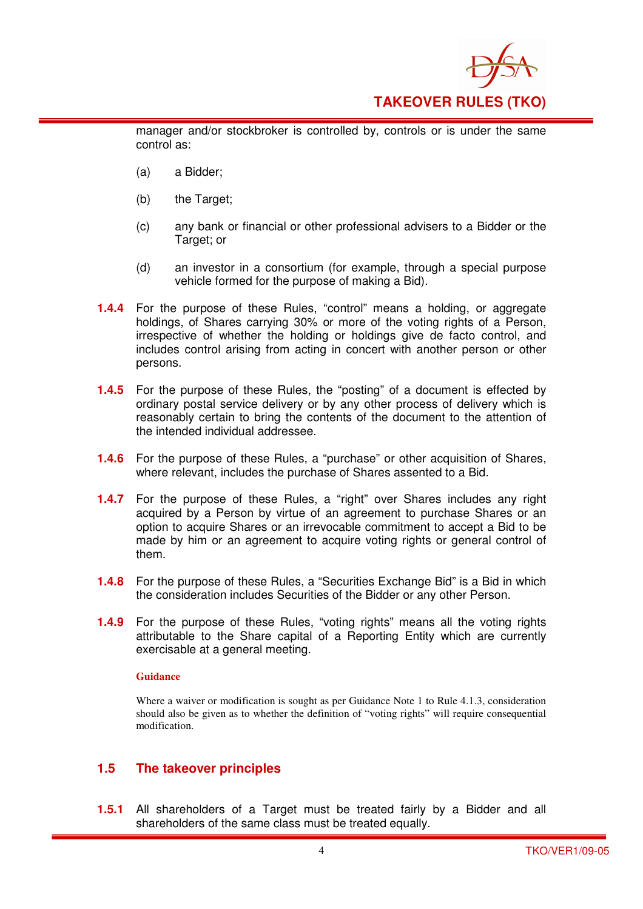manager and/or stockbroker is controlled by, controls or is under the same control as:

(a) a Bidder;

(b) the Target;

(c) any bank or financial or other professional advisers to a Bidder or the Target; or

(d) an investor in a consortium (for example, through a special purpose vehicle formed for the purpose of making a Bid).

**1.4.4** For the purpose of these Rules, "control" means a holding, or aggregate holdings, of Shares carrying 30% or more of the voting rights of a Person, irrespective of whether the holding or holdings give de facto control, and includes control arising from acting in concert with another person or other persons.

**1.4.5** For the purpose of these Rules, the "posting" of a document is effected by ordinary postal service delivery or by any other process of delivery which is reasonably certain to bring the contents of the document to the attention of the intended individual addressee.

**1.4.6** For the purpose of these Rules, a "purchase" or other acquisition of Shares, where relevant, includes the purchase of Shares assented to a Bid.

**1.4.7** For the purpose of these Rules, a "right" over Shares includes any right acquired by a Person by virtue of an agreement to purchase Shares or an option to acquire Shares or an irrevocable commitment to accept a Bid to be made by him or an agreement to acquire voting rights or general control of them.

**1.4.8** For the purpose of these Rules, a "Securities Exchange Bid" is a Bid in which the consideration includes Securities of the Bidder or any other Person.

**1.4.9** For the purpose of these Rules, "voting rights" means all the voting rights attributable to the Share capital of a Reporting Entity which are currently exercisable at a general meeting.

**Guidance**

Where a waiver or modification is sought as per Guidance Note 1 to Rule 4.1.3, consideration should also be given as to whether the definition of "voting rights" will require consequential modification.

## 1.5 The takeover principles

**1.5.1** All shareholders of a Target must be treated fairly by a Bidder and all shareholders of the same class must be treated equally.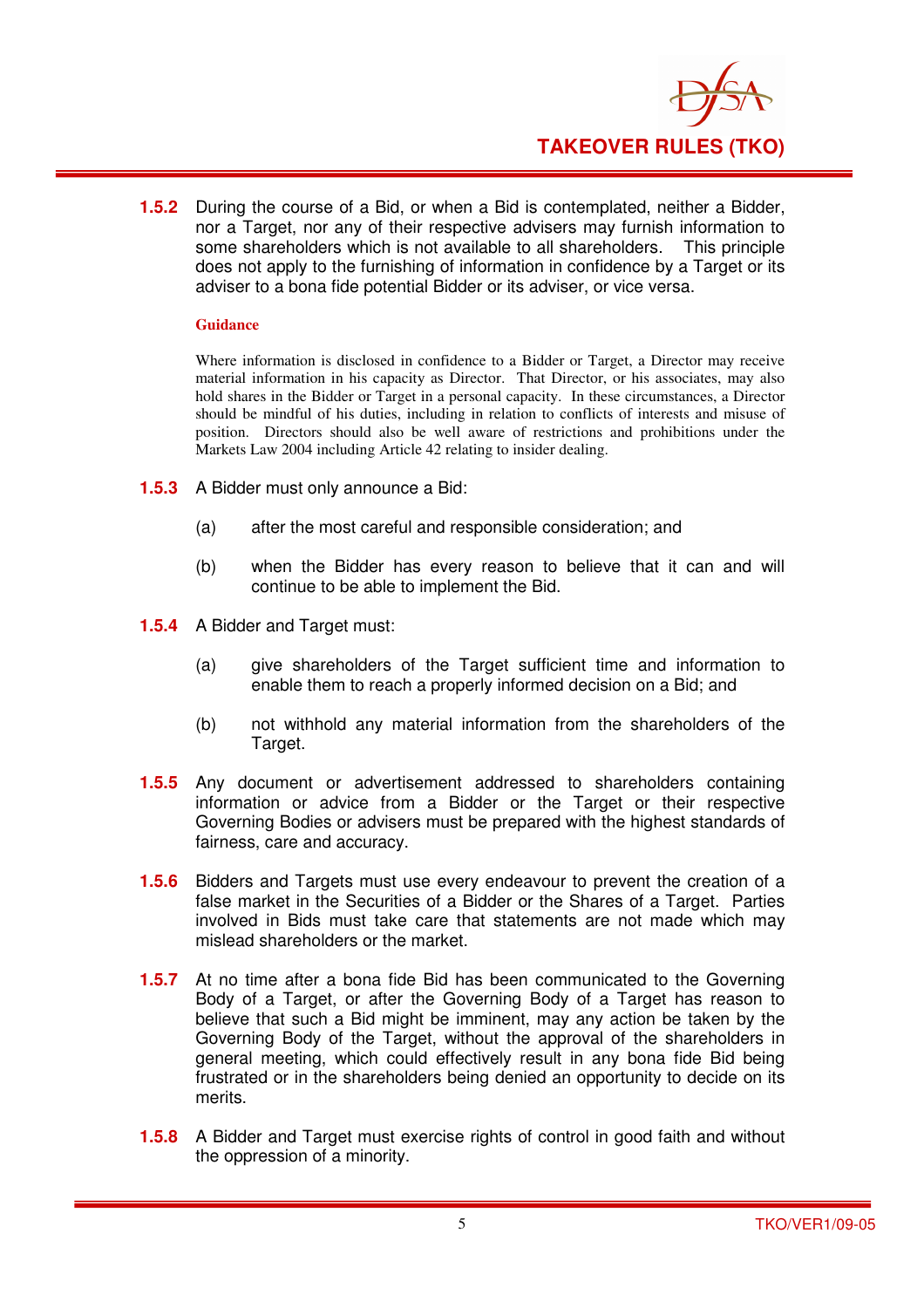**1.5.2** During the course of a Bid, or when a Bid is contemplated, neither a Bidder, nor a Target, nor any of their respective advisers may furnish information to some shareholders which is not available to all shareholders. This principle does not apply to the furnishing of information in confidence by a Target or its adviser to a bona fide potential Bidder or its adviser, or vice versa.

**Guidance**

Where information is disclosed in confidence to a Bidder or Target, a Director may receive material information in his capacity as Director. That Director, or his associates, may also hold shares in the Bidder or Target in a personal capacity. In these circumstances, a Director should be mindful of his duties, including in relation to conflicts of interests and misuse of position. Directors should also be well aware of restrictions and prohibitions under the Markets Law 2004 including Article 42 relating to insider dealing.

**1.5.3** A Bidder must only announce a Bid:

(a) after the most careful and responsible consideration; and

(b) when the Bidder has every reason to believe that it can and will continue to be able to implement the Bid.

**1.5.4** A Bidder and Target must:

(a) give shareholders of the Target sufficient time and information to enable them to reach a properly informed decision on a Bid; and

(b) not withhold any material information from the shareholders of the Target.

**1.5.5** Any document or advertisement addressed to shareholders containing information or advice from a Bidder or the Target or their respective Governing Bodies or advisers must be prepared with the highest standards of fairness, care and accuracy.

**1.5.6** Bidders and Targets must use every endeavour to prevent the creation of a false market in the Securities of a Bidder or the Shares of a Target. Parties involved in Bids must take care that statements are not made which may mislead shareholders or the market.

**1.5.7** At no time after a bona fide Bid has been communicated to the Governing Body of a Target, or after the Governing Body of a Target has reason to believe that such a Bid might be imminent, may any action be taken by the Governing Body of the Target, without the approval of the shareholders in general meeting, which could effectively result in any bona fide Bid being frustrated or in the shareholders being denied an opportunity to decide on its merits.

**1.5.8** A Bidder and Target must exercise rights of control in good faith and without the oppression of a minority.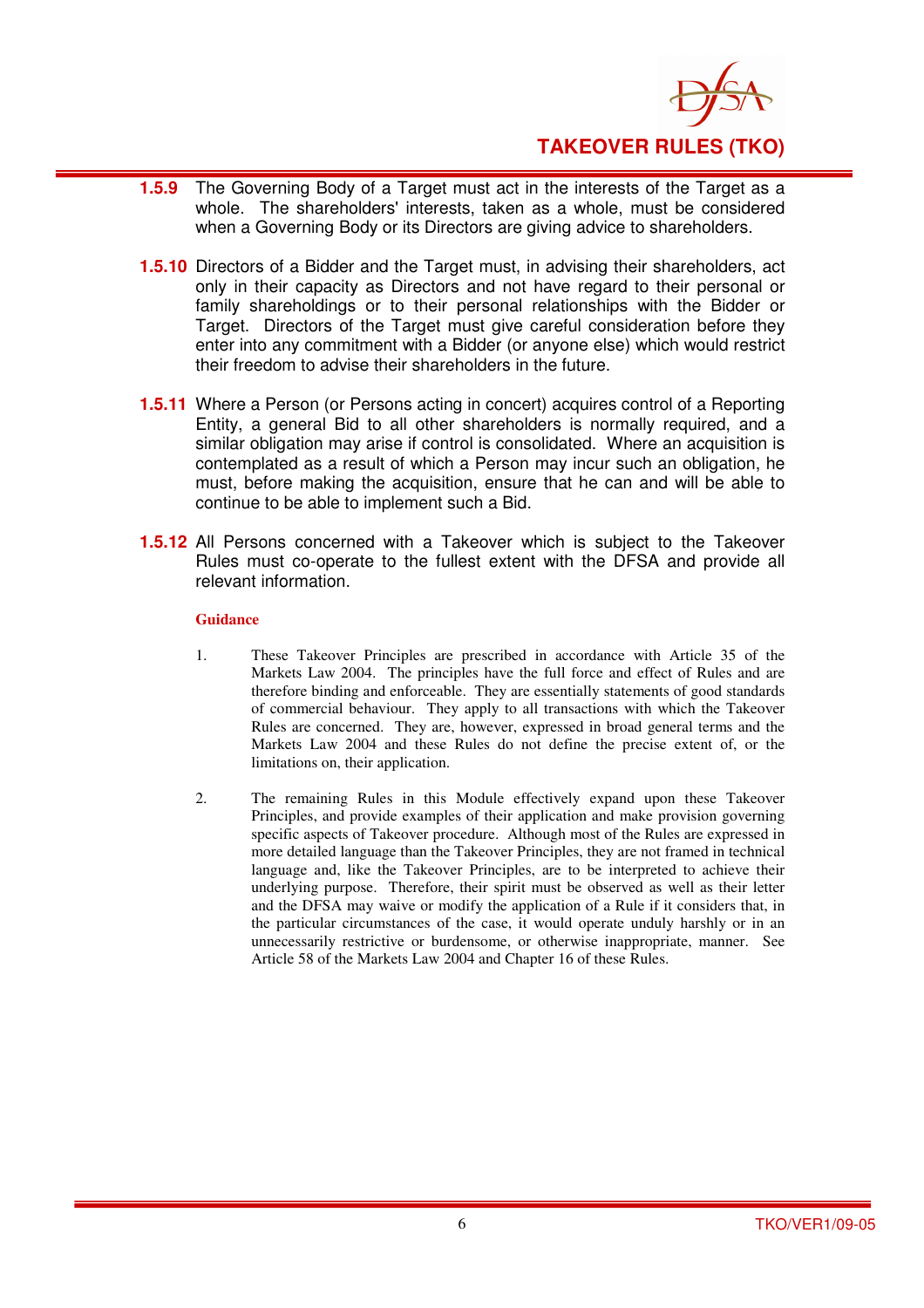**1.5.9** The Governing Body of a Target must act in the interests of the Target as a whole. The shareholders' interests, taken as a whole, must be considered when a Governing Body or its Directors are giving advice to shareholders.

**1.5.10** Directors of a Bidder and the Target must, in advising their shareholders, act only in their capacity as Directors and not have regard to their personal or family shareholdings or to their personal relationships with the Bidder or Target. Directors of the Target must give careful consideration before they enter into any commitment with a Bidder (or anyone else) which would restrict their freedom to advise their shareholders in the future.

**1.5.11** Where a Person (or Persons acting in concert) acquires control of a Reporting Entity, a general Bid to all other shareholders is normally required, and a similar obligation may arise if control is consolidated. Where an acquisition is contemplated as a result of which a Person may incur such an obligation, he must, before making the acquisition, ensure that he can and will be able to continue to be able to implement such a Bid.

**1.5.12** All Persons concerned with a Takeover which is subject to the Takeover Rules must co-operate to the fullest extent with the DFSA and provide all relevant information.

**Guidance**

1. These Takeover Principles are prescribed in accordance with Article 35 of the Markets Law 2004. The principles have the full force and effect of Rules and are therefore binding and enforceable. They are essentially statements of good standards of commercial behaviour. They apply to all transactions with which the Takeover Rules are concerned. They are, however, expressed in broad general terms and the Markets Law 2004 and these Rules do not define the precise extent of, or the limitations on, their application.

2. The remaining Rules in this Module effectively expand upon these Takeover Principles, and provide examples of their application and make provision governing specific aspects of Takeover procedure. Although most of the Rules are expressed in more detailed language than the Takeover Principles, they are not framed in technical language and, like the Takeover Principles, are to be interpreted to achieve their underlying purpose. Therefore, their spirit must be observed as well as their letter and the DFSA may waive or modify the application of a Rule if it considers that, in the particular circumstances of the case, it would operate unduly harshly or in an unnecessarily restrictive or burdensome, or otherwise inappropriate, manner. See Article 58 of the Markets Law 2004 and Chapter 16 of these Rules.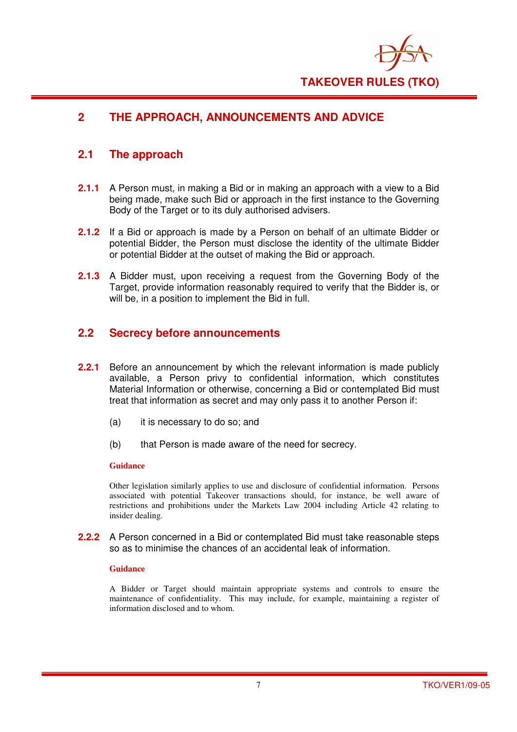# 2 THE APPROACH, ANNOUNCEMENTS AND ADVICE

## 2.1 The approach

**2.1.1** A Person must, in making a Bid or in making an approach with a view to a Bid being made, make such Bid or approach in the first instance to the Governing Body of the Target or to its duly authorised advisers.

**2.1.2** If a Bid or approach is made by a Person on behalf of an ultimate Bidder or potential Bidder, the Person must disclose the identity of the ultimate Bidder or potential Bidder at the outset of making the Bid or approach.

**2.1.3** A Bidder must, upon receiving a request from the Governing Body of the Target, provide information reasonably required to verify that the Bidder is, or will be, in a position to implement the Bid in full.

## 2.2 Secrecy before announcements

**2.2.1** Before an announcement by which the relevant information is made publicly available, a Person privy to confidential information, which constitutes Material Information or otherwise, concerning a Bid or contemplated Bid must treat that information as secret and may only pass it to another Person if:

(a) it is necessary to do so; and

(b) that Person is made aware of the need for secrecy.

**Guidance**

Other legislation similarly applies to use and disclosure of confidential information. Persons associated with potential Takeover transactions should, for instance, be well aware of restrictions and prohibitions under the Markets Law 2004 including Article 42 relating to insider dealing.

**2.2.2** A Person concerned in a Bid or contemplated Bid must take reasonable steps so as to minimise the chances of an accidental leak of information.

**Guidance**

A Bidder or Target should maintain appropriate systems and controls to ensure the maintenance of confidentiality. This may include, for example, maintaining a register of information disclosed and to whom.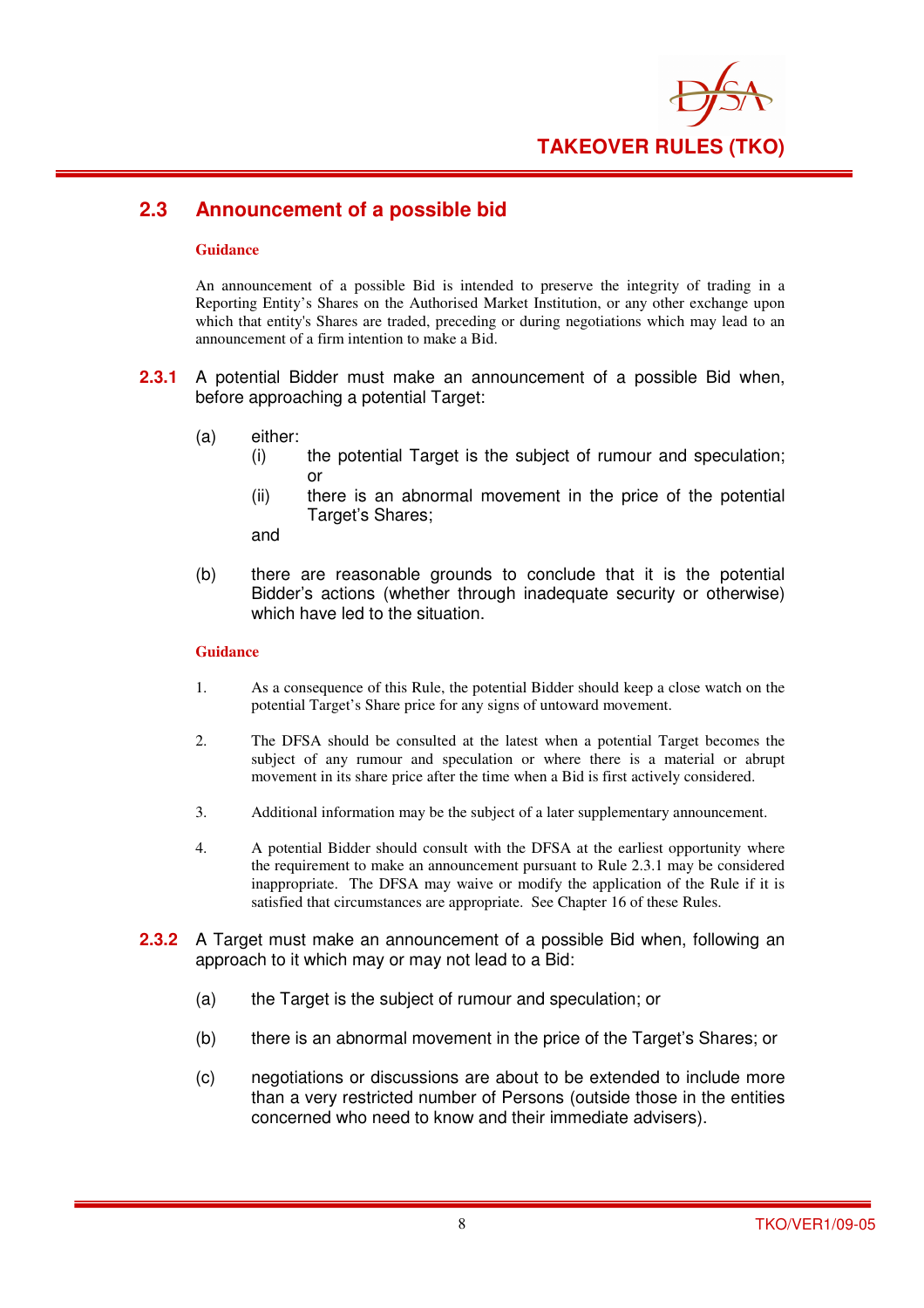## 2.3 Announcement of a possible bid

**Guidance**

An announcement of a possible Bid is intended to preserve the integrity of trading in a Reporting Entity's Shares on the Authorised Market Institution, or any other exchange upon which that entity's Shares are traded, preceding or during negotiations which may lead to an announcement of a firm intention to make a Bid.

**2.3.1** A potential Bidder must make an announcement of a possible Bid when, before approaching a potential Target:

(a) either:
  (i) the potential Target is the subject of rumour and speculation; or
  (ii) there is an abnormal movement in the price of the potential Target's Shares;

  and

(b) there are reasonable grounds to conclude that it is the potential Bidder's actions (whether through inadequate security or otherwise) which have led to the situation.

**Guidance**

1. As a consequence of this Rule, the potential Bidder should keep a close watch on the potential Target's Share price for any signs of untoward movement.

2. The DFSA should be consulted at the latest when a potential Target becomes the subject of any rumour and speculation or where there is a material or abrupt movement in its share price after the time when a Bid is first actively considered.

3. Additional information may be the subject of a later supplementary announcement.

4. A potential Bidder should consult with the DFSA at the earliest opportunity where the requirement to make an announcement pursuant to Rule 2.3.1 may be considered inappropriate. The DFSA may waive or modify the application of the Rule if it is satisfied that circumstances are appropriate. See Chapter 16 of these Rules.

**2.3.2** A Target must make an announcement of a possible Bid when, following an approach to it which may or may not lead to a Bid:

(a) the Target is the subject of rumour and speculation; or

(b) there is an abnormal movement in the price of the Target's Shares; or

(c) negotiations or discussions are about to be extended to include more than a very restricted number of Persons (outside those in the entities concerned who need to know and their immediate advisers).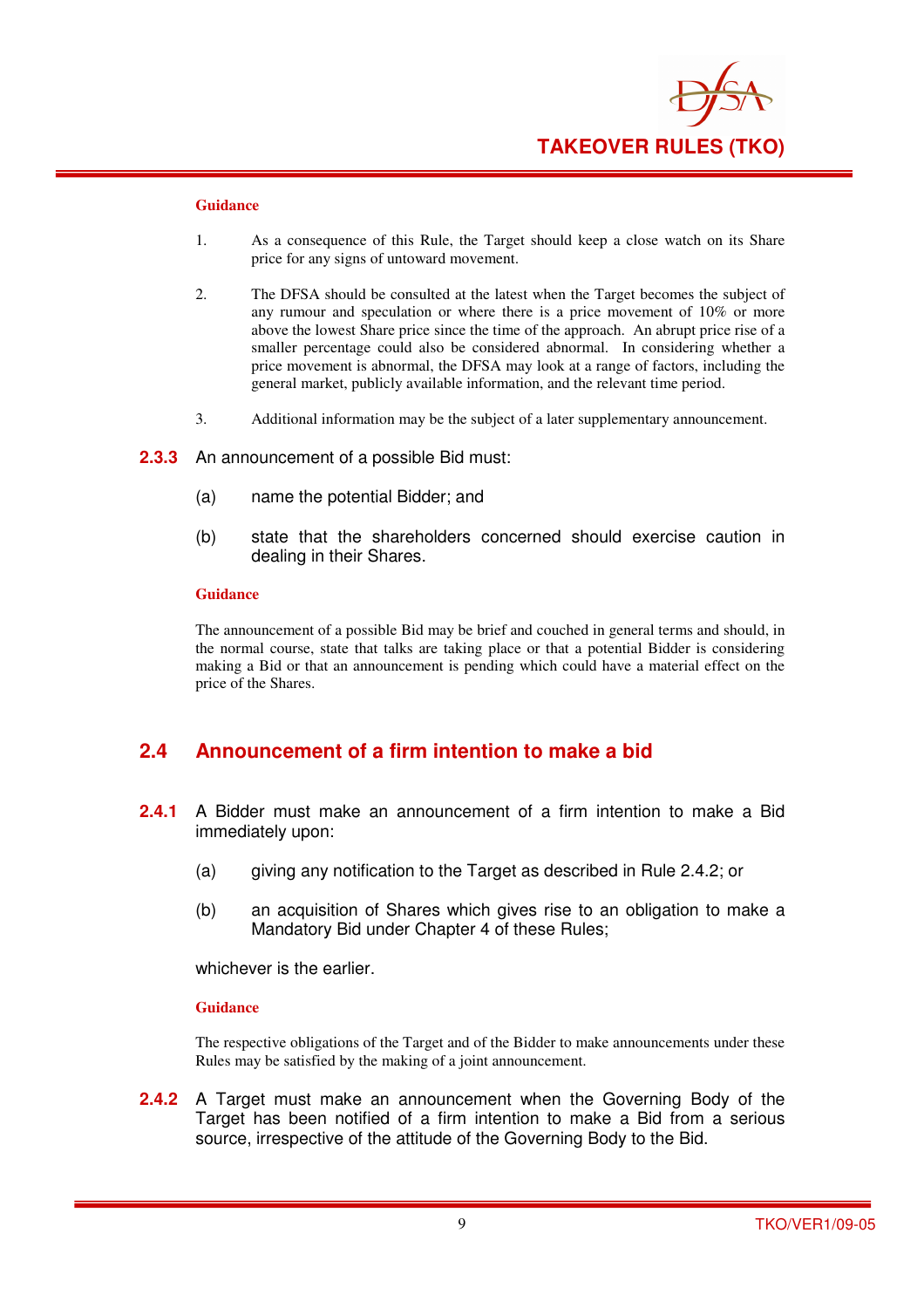**Guidance**

1. As a consequence of this Rule, the Target should keep a close watch on its Share price for any signs of untoward movement.

2. The DFSA should be consulted at the latest when the Target becomes the subject of any rumour and speculation or where there is a price movement of 10% or more above the lowest Share price since the time of the approach. An abrupt price rise of a smaller percentage could also be considered abnormal. In considering whether a price movement is abnormal, the DFSA may look at a range of factors, including the general market, publicly available information, and the relevant time period.

3. Additional information may be the subject of a later supplementary announcement.

**2.3.3** An announcement of a possible Bid must:

(a) name the potential Bidder; and

(b) state that the shareholders concerned should exercise caution in dealing in their Shares.

**Guidance**

The announcement of a possible Bid may be brief and couched in general terms and should, in the normal course, state that talks are taking place or that a potential Bidder is considering making a Bid or that an announcement is pending which could have a material effect on the price of the Shares.

## 2.4 Announcement of a firm intention to make a bid

**2.4.1** A Bidder must make an announcement of a firm intention to make a Bid immediately upon:

(a) giving any notification to the Target as described in Rule 2.4.2; or

(b) an acquisition of Shares which gives rise to an obligation to make a Mandatory Bid under Chapter 4 of these Rules;

whichever is the earlier.

**Guidance**

The respective obligations of the Target and of the Bidder to make announcements under these Rules may be satisfied by the making of a joint announcement.

**2.4.2** A Target must make an announcement when the Governing Body of the Target has been notified of a firm intention to make a Bid from a serious source, irrespective of the attitude of the Governing Body to the Bid.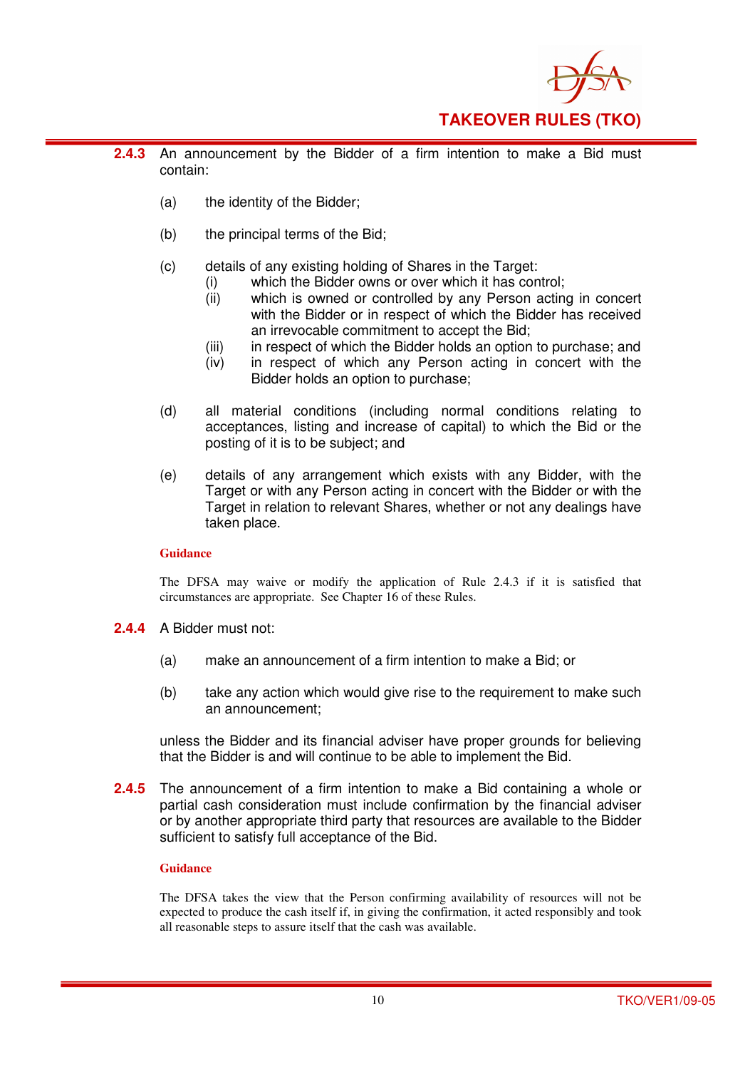**2.4.3** An announcement by the Bidder of a firm intention to make a Bid must contain:

(a) the identity of the Bidder;

(b) the principal terms of the Bid;

(c) details of any existing holding of Shares in the Target:
   (i) which the Bidder owns or over which it has control;
   (ii) which is owned or controlled by any Person acting in concert with the Bidder or in respect of which the Bidder has received an irrevocable commitment to accept the Bid;
   (iii) in respect of which the Bidder holds an option to purchase; and
   (iv) in respect of which any Person acting in concert with the Bidder holds an option to purchase;

(d) all material conditions (including normal conditions relating to acceptances, listing and increase of capital) to which the Bid or the posting of it is to be subject; and

(e) details of any arrangement which exists with any Bidder, with the Target or with any Person acting in concert with the Bidder or with the Target in relation to relevant Shares, whether or not any dealings have taken place.

**Guidance**

The DFSA may waive or modify the application of Rule 2.4.3 if it is satisfied that circumstances are appropriate. See Chapter 16 of these Rules.

**2.4.4** A Bidder must not:

(a) make an announcement of a firm intention to make a Bid; or

(b) take any action which would give rise to the requirement to make such an announcement;

unless the Bidder and its financial adviser have proper grounds for believing that the Bidder is and will continue to be able to implement the Bid.

**2.4.5** The announcement of a firm intention to make a Bid containing a whole or partial cash consideration must include confirmation by the financial adviser or by another appropriate third party that resources are available to the Bidder sufficient to satisfy full acceptance of the Bid.

**Guidance**

The DFSA takes the view that the Person confirming availability of resources will not be expected to produce the cash itself if, in giving the confirmation, it acted responsibly and took all reasonable steps to assure itself that the cash was available.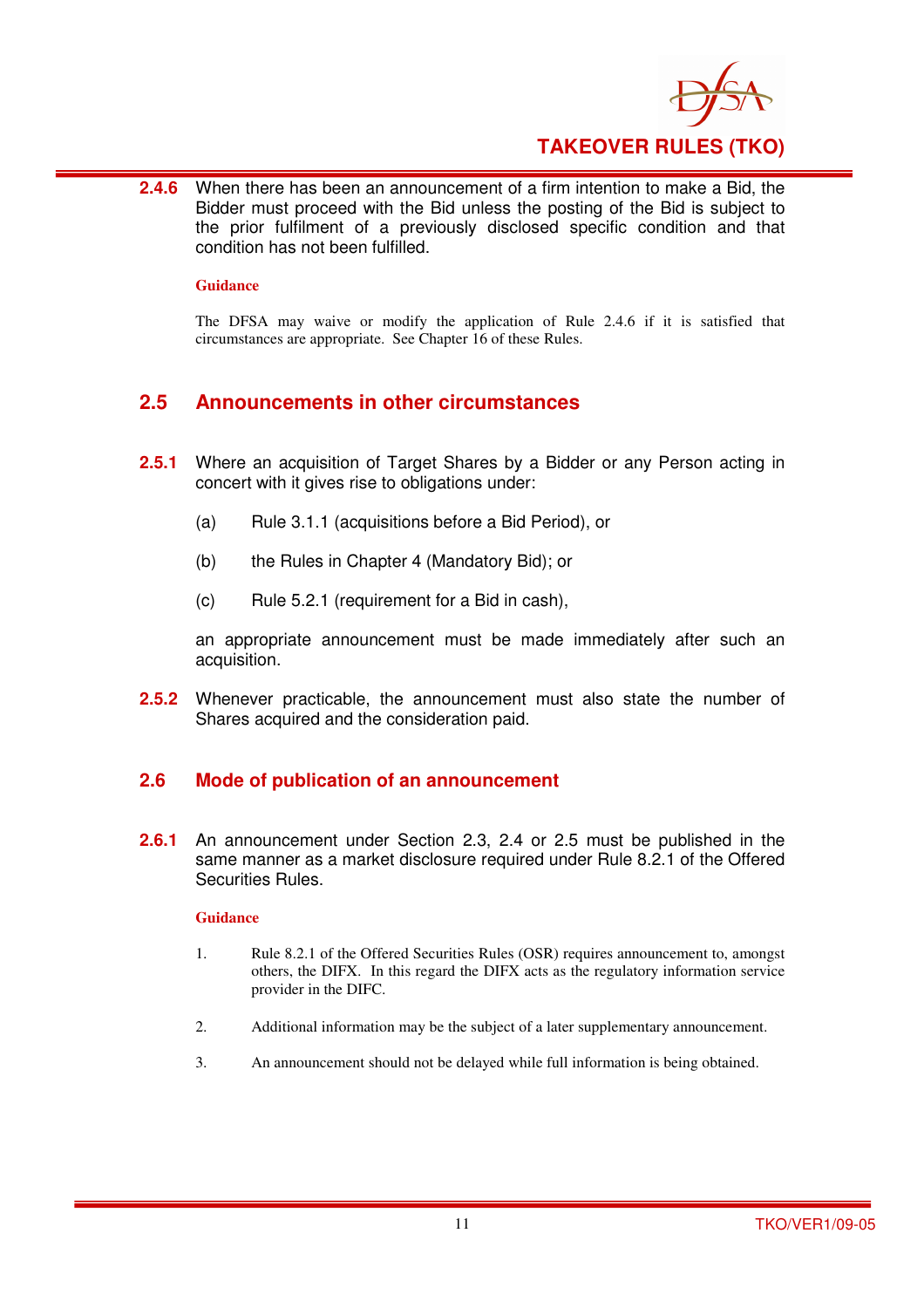**2.4.6** When there has been an announcement of a firm intention to make a Bid, the Bidder must proceed with the Bid unless the posting of the Bid is subject to the prior fulfilment of a previously disclosed specific condition and that condition has not been fulfilled.

**Guidance**

The DFSA may waive or modify the application of Rule 2.4.6 if it is satisfied that circumstances are appropriate. See Chapter 16 of these Rules.

## 2.5 Announcements in other circumstances

**2.5.1** Where an acquisition of Target Shares by a Bidder or any Person acting in concert with it gives rise to obligations under:

(a) Rule 3.1.1 (acquisitions before a Bid Period), or

(b) the Rules in Chapter 4 (Mandatory Bid); or

(c) Rule 5.2.1 (requirement for a Bid in cash),

an appropriate announcement must be made immediately after such an acquisition.

**2.5.2** Whenever practicable, the announcement must also state the number of Shares acquired and the consideration paid.

## 2.6 Mode of publication of an announcement

**2.6.1** An announcement under Section 2.3, 2.4 or 2.5 must be published in the same manner as a market disclosure required under Rule 8.2.1 of the Offered Securities Rules.

**Guidance**

1. Rule 8.2.1 of the Offered Securities Rules (OSR) requires announcement to, amongst others, the DIFX. In this regard the DIFX acts as the regulatory information service provider in the DIFC.

2. Additional information may be the subject of a later supplementary announcement.

3. An announcement should not be delayed while full information is being obtained.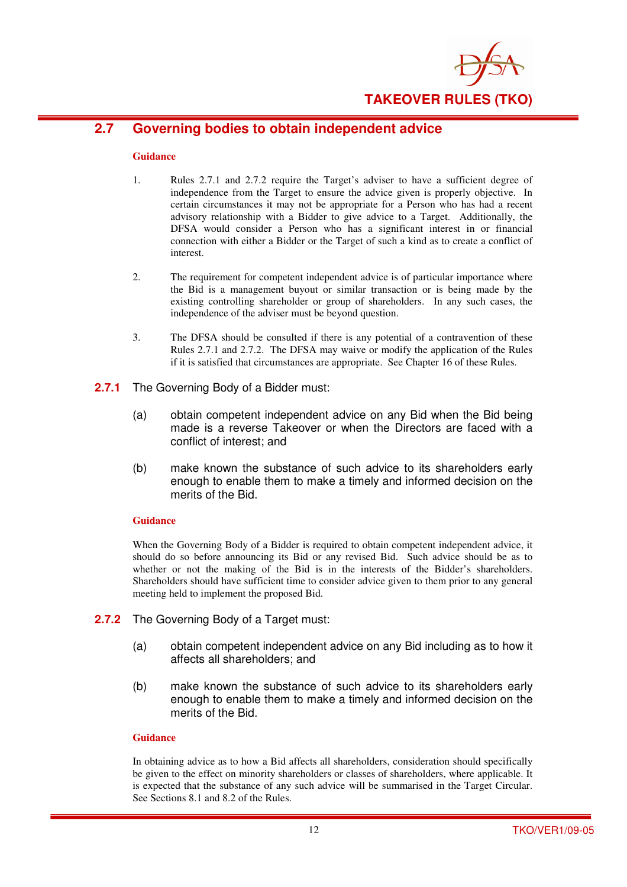## 2.7 Governing bodies to obtain independent advice

**Guidance**

1. Rules 2.7.1 and 2.7.2 require the Target's adviser to have a sufficient degree of independence from the Target to ensure the advice given is properly objective. In certain circumstances it may not be appropriate for a Person who has had a recent advisory relationship with a Bidder to give advice to a Target. Additionally, the DFSA would consider a Person who has a significant interest in or financial connection with either a Bidder or the Target of such a kind as to create a conflict of interest.

2. The requirement for competent independent advice is of particular importance where the Bid is a management buyout or similar transaction or is being made by the existing controlling shareholder or group of shareholders. In any such cases, the independence of the adviser must be beyond question.

3. The DFSA should be consulted if there is any potential of a contravention of these Rules 2.7.1 and 2.7.2. The DFSA may waive or modify the application of the Rules if it is satisfied that circumstances are appropriate. See Chapter 16 of these Rules.

**2.7.1** The Governing Body of a Bidder must:

(a) obtain competent independent advice on any Bid when the Bid being made is a reverse Takeover or when the Directors are faced with a conflict of interest; and

(b) make known the substance of such advice to its shareholders early enough to enable them to make a timely and informed decision on the merits of the Bid.

**Guidance**

When the Governing Body of a Bidder is required to obtain competent independent advice, it should do so before announcing its Bid or any revised Bid. Such advice should be as to whether or not the making of the Bid is in the interests of the Bidder's shareholders. Shareholders should have sufficient time to consider advice given to them prior to any general meeting held to implement the proposed Bid.

**2.7.2** The Governing Body of a Target must:

(a) obtain competent independent advice on any Bid including as to how it affects all shareholders; and

(b) make known the substance of such advice to its shareholders early enough to enable them to make a timely and informed decision on the merits of the Bid.

**Guidance**

In obtaining advice as to how a Bid affects all shareholders, consideration should specifically be given to the effect on minority shareholders or classes of shareholders, where applicable. It is expected that the substance of any such advice will be summarised in the Target Circular. See Sections 8.1 and 8.2 of the Rules.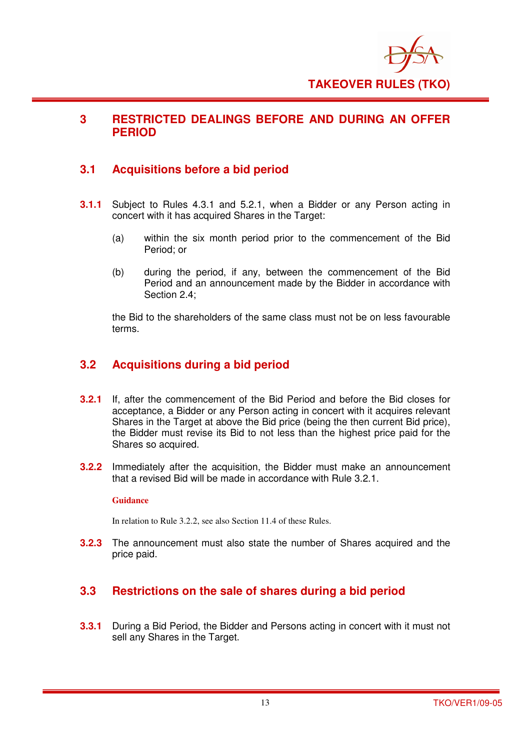# 3 RESTRICTED DEALINGS BEFORE AND DURING AN OFFER PERIOD

## 3.1 Acquisitions before a bid period

**3.1.1** Subject to Rules 4.3.1 and 5.2.1, when a Bidder or any Person acting in concert with it has acquired Shares in the Target:

(a) within the six month period prior to the commencement of the Bid Period; or

(b) during the period, if any, between the commencement of the Bid Period and an announcement made by the Bidder in accordance with Section 2.4;

the Bid to the shareholders of the same class must not be on less favourable terms.

## 3.2 Acquisitions during a bid period

**3.2.1** If, after the commencement of the Bid Period and before the Bid closes for acceptance, a Bidder or any Person acting in concert with it acquires relevant Shares in the Target at above the Bid price (being the then current Bid price), the Bidder must revise its Bid to not less than the highest price paid for the Shares so acquired.

**3.2.2** Immediately after the acquisition, the Bidder must make an announcement that a revised Bid will be made in accordance with Rule 3.2.1.

**Guidance**

In relation to Rule 3.2.2, see also Section 11.4 of these Rules.

**3.2.3** The announcement must also state the number of Shares acquired and the price paid.

## 3.3 Restrictions on the sale of shares during a bid period

**3.3.1** During a Bid Period, the Bidder and Persons acting in concert with it must not sell any Shares in the Target.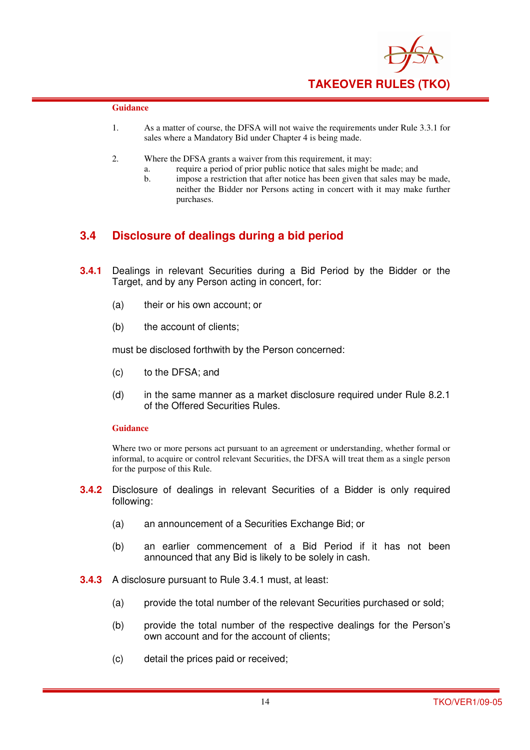**Guidance**

1. As a matter of course, the DFSA will not waive the requirements under Rule 3.3.1 for sales where a Mandatory Bid under Chapter 4 is being made.

2. Where the DFSA grants a waiver from this requirement, it may:
   a. require a period of prior public notice that sales might be made; and
   b. impose a restriction that after notice has been given that sales may be made, neither the Bidder nor Persons acting in concert with it may make further purchases.

## 3.4 Disclosure of dealings during a bid period

**3.4.1** Dealings in relevant Securities during a Bid Period by the Bidder or the Target, and by any Person acting in concert, for:

(a) their or his own account; or

(b) the account of clients;

must be disclosed forthwith by the Person concerned:

(c) to the DFSA; and

(d) in the same manner as a market disclosure required under Rule 8.2.1 of the Offered Securities Rules.

**Guidance**

Where two or more persons act pursuant to an agreement or understanding, whether formal or informal, to acquire or control relevant Securities, the DFSA will treat them as a single person for the purpose of this Rule.

**3.4.2** Disclosure of dealings in relevant Securities of a Bidder is only required following:

(a) an announcement of a Securities Exchange Bid; or

(b) an earlier commencement of a Bid Period if it has not been announced that any Bid is likely to be solely in cash.

**3.4.3** A disclosure pursuant to Rule 3.4.1 must, at least:

(a) provide the total number of the relevant Securities purchased or sold;

(b) provide the total number of the respective dealings for the Person's own account and for the account of clients;

(c) detail the prices paid or received;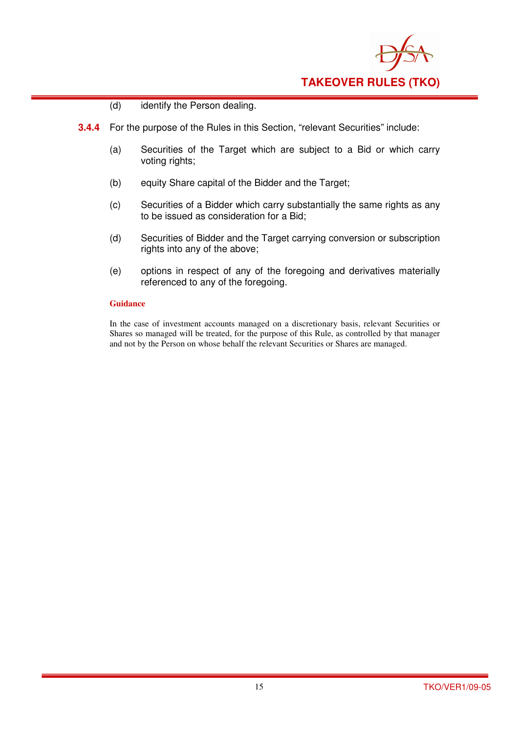(d) identify the Person dealing.

**3.4.4** For the purpose of the Rules in this Section, "relevant Securities" include:

(a) Securities of the Target which are subject to a Bid or which carry voting rights;

(b) equity Share capital of the Bidder and the Target;

(c) Securities of a Bidder which carry substantially the same rights as any to be issued as consideration for a Bid;

(d) Securities of Bidder and the Target carrying conversion or subscription rights into any of the above;

(e) options in respect of any of the foregoing and derivatives materially referenced to any of the foregoing.

**Guidance**

In the case of investment accounts managed on a discretionary basis, relevant Securities or Shares so managed will be treated, for the purpose of this Rule, as controlled by that manager and not by the Person on whose behalf the relevant Securities or Shares are managed.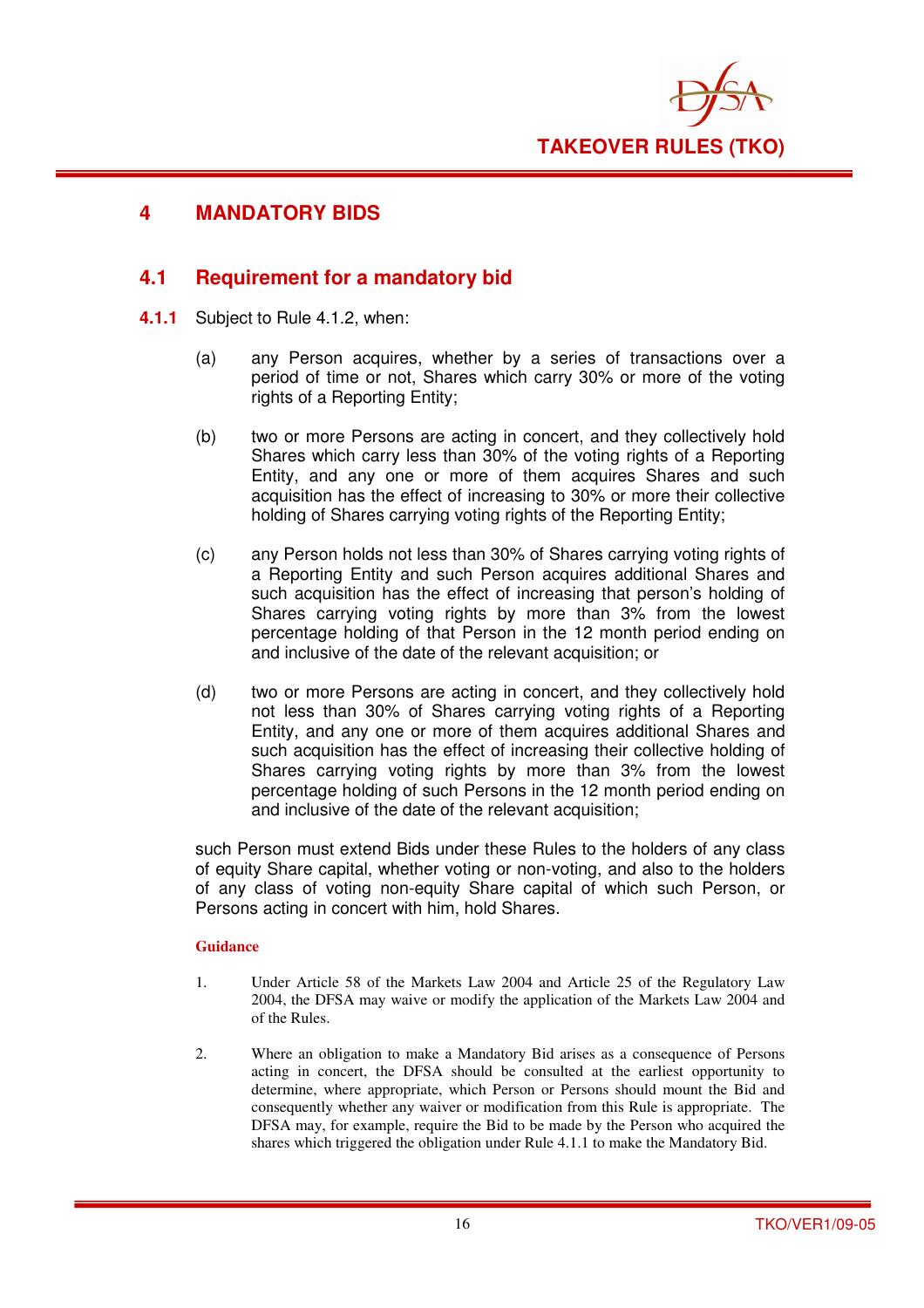# 4 MANDATORY BIDS

## 4.1 Requirement for a mandatory bid

**4.1.1** Subject to Rule 4.1.2, when:

(a) any Person acquires, whether by a series of transactions over a period of time or not, Shares which carry 30% or more of the voting rights of a Reporting Entity;

(b) two or more Persons are acting in concert, and they collectively hold Shares which carry less than 30% of the voting rights of a Reporting Entity, and any one or more of them acquires Shares and such acquisition has the effect of increasing to 30% or more their collective holding of Shares carrying voting rights of the Reporting Entity;

(c) any Person holds not less than 30% of Shares carrying voting rights of a Reporting Entity and such Person acquires additional Shares and such acquisition has the effect of increasing that person's holding of Shares carrying voting rights by more than 3% from the lowest percentage holding of that Person in the 12 month period ending on and inclusive of the date of the relevant acquisition; or

(d) two or more Persons are acting in concert, and they collectively hold not less than 30% of Shares carrying voting rights of a Reporting Entity, and any one or more of them acquires additional Shares and such acquisition has the effect of increasing their collective holding of Shares carrying voting rights by more than 3% from the lowest percentage holding of such Persons in the 12 month period ending on and inclusive of the date of the relevant acquisition;

such Person must extend Bids under these Rules to the holders of any class of equity Share capital, whether voting or non-voting, and also to the holders of any class of voting non-equity Share capital of which such Person, or Persons acting in concert with him, hold Shares.

**Guidance**

1. Under Article 58 of the Markets Law 2004 and Article 25 of the Regulatory Law 2004, the DFSA may waive or modify the application of the Markets Law 2004 and of the Rules.

2. Where an obligation to make a Mandatory Bid arises as a consequence of Persons acting in concert, the DFSA should be consulted at the earliest opportunity to determine, where appropriate, which Person or Persons should mount the Bid and consequently whether any waiver or modification from this Rule is appropriate. The DFSA may, for example, require the Bid to be made by the Person who acquired the shares which triggered the obligation under Rule 4.1.1 to make the Mandatory Bid.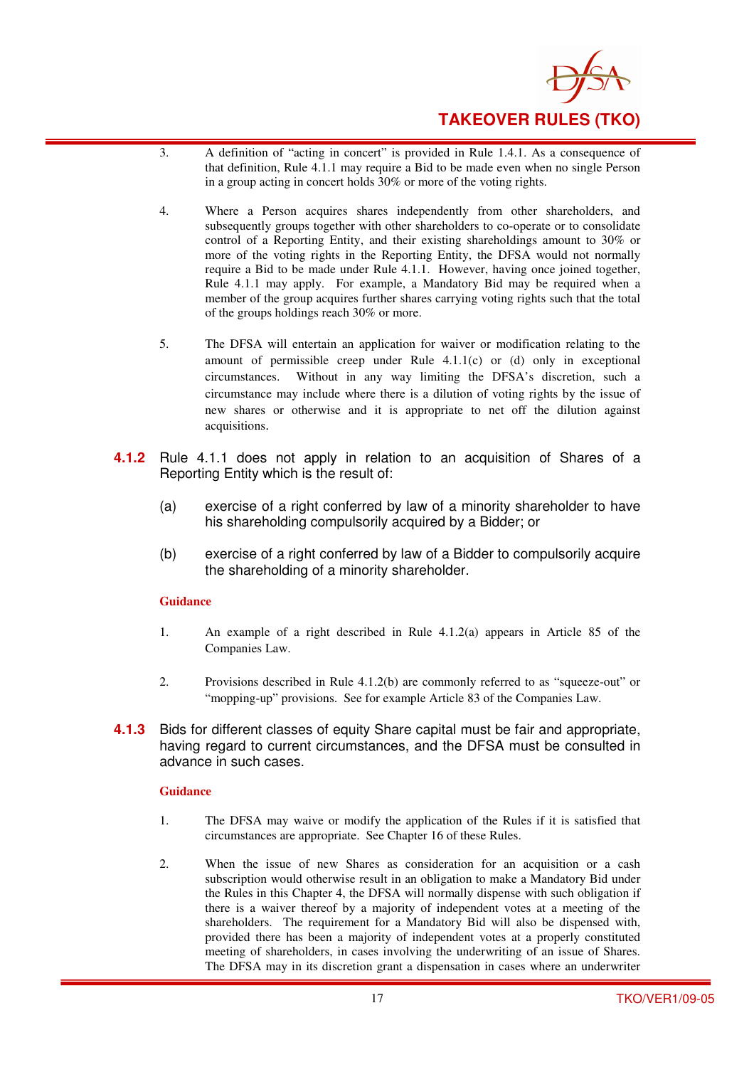3. A definition of "acting in concert" is provided in Rule 1.4.1. As a consequence of that definition, Rule 4.1.1 may require a Bid to be made even when no single Person in a group acting in concert holds 30% or more of the voting rights.

4. Where a Person acquires shares independently from other shareholders, and subsequently groups together with other shareholders to co-operate or to consolidate control of a Reporting Entity, and their existing shareholdings amount to 30% or more of the voting rights in the Reporting Entity, the DFSA would not normally require a Bid to be made under Rule 4.1.1. However, having once joined together, Rule 4.1.1 may apply. For example, a Mandatory Bid may be required when a member of the group acquires further shares carrying voting rights such that the total of the groups holdings reach 30% or more.

5. The DFSA will entertain an application for waiver or modification relating to the amount of permissible creep under Rule 4.1.1(c) or (d) only in exceptional circumstances. Without in any way limiting the DFSA's discretion, such a circumstance may include where there is a dilution of voting rights by the issue of new shares or otherwise and it is appropriate to net off the dilution against acquisitions.

**4.1.2** Rule 4.1.1 does not apply in relation to an acquisition of Shares of a Reporting Entity which is the result of:

(a) exercise of a right conferred by law of a minority shareholder to have his shareholding compulsorily acquired by a Bidder; or

(b) exercise of a right conferred by law of a Bidder to compulsorily acquire the shareholding of a minority shareholder.

**Guidance**

1. An example of a right described in Rule 4.1.2(a) appears in Article 85 of the Companies Law.

2. Provisions described in Rule 4.1.2(b) are commonly referred to as "squeeze-out" or "mopping-up" provisions. See for example Article 83 of the Companies Law.

**4.1.3** Bids for different classes of equity Share capital must be fair and appropriate, having regard to current circumstances, and the DFSA must be consulted in advance in such cases.

**Guidance**

1. The DFSA may waive or modify the application of the Rules if it is satisfied that circumstances are appropriate. See Chapter 16 of these Rules.

2. When the issue of new Shares as consideration for an acquisition or a cash subscription would otherwise result in an obligation to make a Mandatory Bid under the Rules in this Chapter 4, the DFSA will normally dispense with such obligation if there is a waiver thereof by a majority of independent votes at a meeting of the shareholders. The requirement for a Mandatory Bid will also be dispensed with, provided there has been a majority of independent votes at a properly constituted meeting of shareholders, in cases involving the underwriting of an issue of Shares. The DFSA may in its discretion grant a dispensation in cases where an underwriter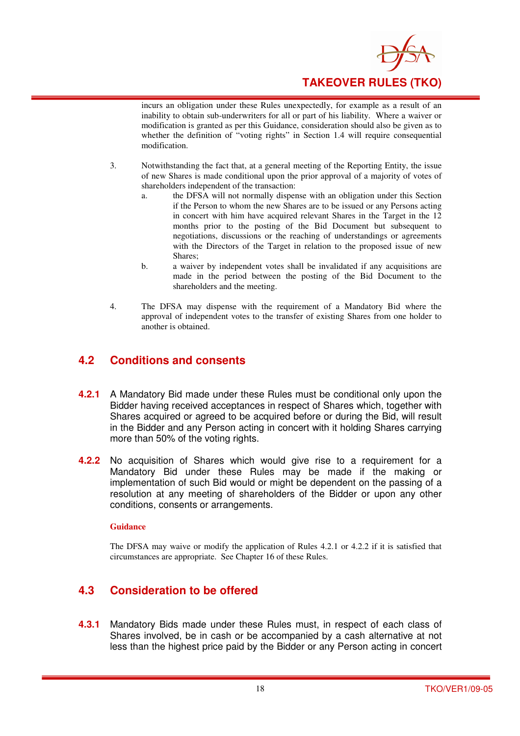incurs an obligation under these Rules unexpectedly, for example as a result of an inability to obtain sub-underwriters for all or part of his liability. Where a waiver or modification is granted as per this Guidance, consideration should also be given as to whether the definition of "voting rights" in Section 1.4 will require consequential modification.

3. Notwithstanding the fact that, at a general meeting of the Reporting Entity, the issue of new Shares is made conditional upon the prior approval of a majority of votes of shareholders independent of the transaction:
   a. the DFSA will not normally dispense with an obligation under this Section if the Person to whom the new Shares are to be issued or any Persons acting in concert with him have acquired relevant Shares in the Target in the 12 months prior to the posting of the Bid Document but subsequent to negotiations, discussions or the reaching of understandings or agreements with the Directors of the Target in relation to the proposed issue of new Shares;
   b. a waiver by independent votes shall be invalidated if any acquisitions are made in the period between the posting of the Bid Document to the shareholders and the meeting.

4. The DFSA may dispense with the requirement of a Mandatory Bid where the approval of independent votes to the transfer of existing Shares from one holder to another is obtained.

## 4.2 Conditions and consents

**4.2.1** A Mandatory Bid made under these Rules must be conditional only upon the Bidder having received acceptances in respect of Shares which, together with Shares acquired or agreed to be acquired before or during the Bid, will result in the Bidder and any Person acting in concert with it holding Shares carrying more than 50% of the voting rights.

**4.2.2** No acquisition of Shares which would give rise to a requirement for a Mandatory Bid under these Rules may be made if the making or implementation of such Bid would or might be dependent on the passing of a resolution at any meeting of shareholders of the Bidder or upon any other conditions, consents or arrangements.

**Guidance**

The DFSA may waive or modify the application of Rules 4.2.1 or 4.2.2 if it is satisfied that circumstances are appropriate. See Chapter 16 of these Rules.

## 4.3 Consideration to be offered

**4.3.1** Mandatory Bids made under these Rules must, in respect of each class of Shares involved, be in cash or be accompanied by a cash alternative at not less than the highest price paid by the Bidder or any Person acting in concert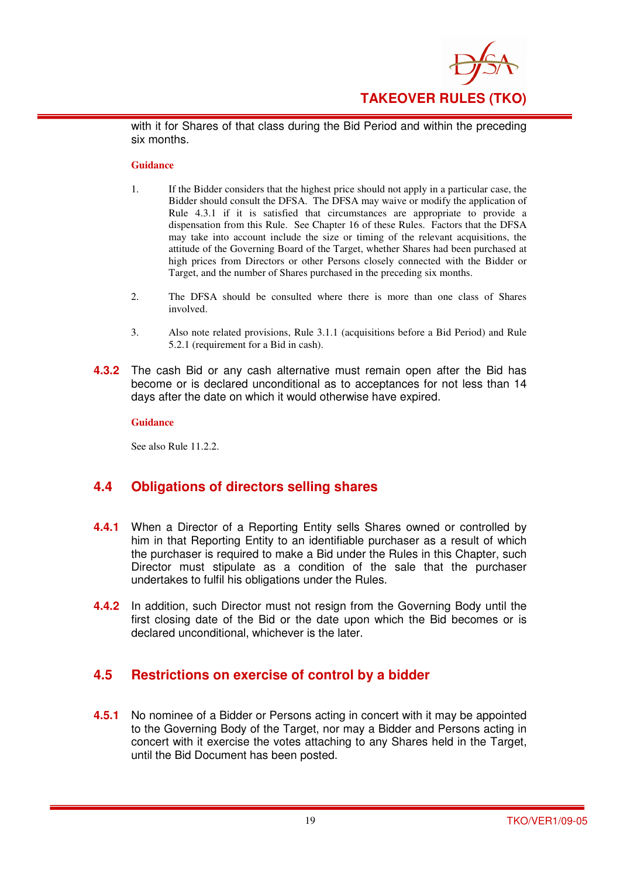with it for Shares of that class during the Bid Period and within the preceding six months.

**Guidance**

1. If the Bidder considers that the highest price should not apply in a particular case, the Bidder should consult the DFSA. The DFSA may waive or modify the application of Rule 4.3.1 if it is satisfied that circumstances are appropriate to provide a dispensation from this Rule. See Chapter 16 of these Rules. Factors that the DFSA may take into account include the size or timing of the relevant acquisitions, the attitude of the Governing Board of the Target, whether Shares had been purchased at high prices from Directors or other Persons closely connected with the Bidder or Target, and the number of Shares purchased in the preceding six months.

2. The DFSA should be consulted where there is more than one class of Shares involved.

3. Also note related provisions, Rule 3.1.1 (acquisitions before a Bid Period) and Rule 5.2.1 (requirement for a Bid in cash).

**4.3.2** The cash Bid or any cash alternative must remain open after the Bid has become or is declared unconditional as to acceptances for not less than 14 days after the date on which it would otherwise have expired.

**Guidance**

See also Rule 11.2.2.

## 4.4 Obligations of directors selling shares

**4.4.1** When a Director of a Reporting Entity sells Shares owned or controlled by him in that Reporting Entity to an identifiable purchaser as a result of which the purchaser is required to make a Bid under the Rules in this Chapter, such Director must stipulate as a condition of the sale that the purchaser undertakes to fulfil his obligations under the Rules.

**4.4.2** In addition, such Director must not resign from the Governing Body until the first closing date of the Bid or the date upon which the Bid becomes or is declared unconditional, whichever is the later.

## 4.5 Restrictions on exercise of control by a bidder

**4.5.1** No nominee of a Bidder or Persons acting in concert with it may be appointed to the Governing Body of the Target, nor may a Bidder and Persons acting in concert with it exercise the votes attaching to any Shares held in the Target, until the Bid Document has been posted.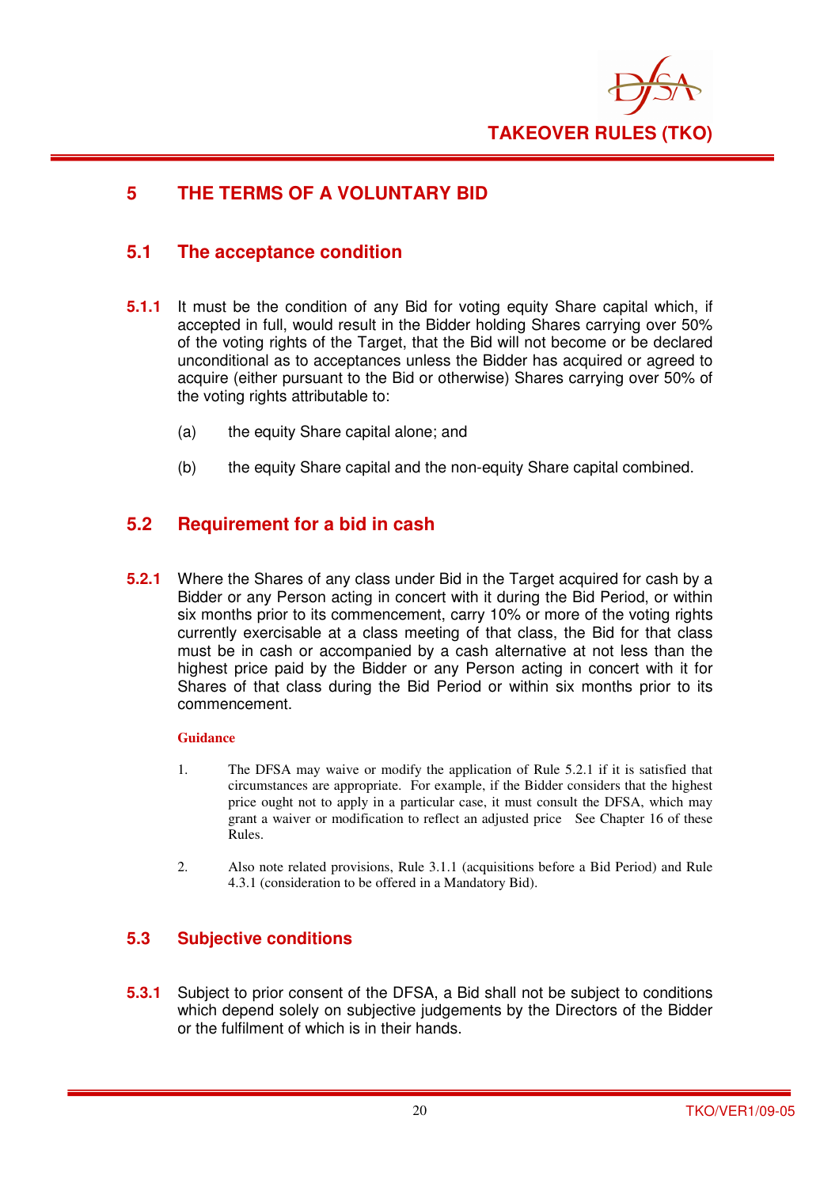# 5 THE TERMS OF A VOLUNTARY BID

## 5.1 The acceptance condition

**5.1.1** It must be the condition of any Bid for voting equity Share capital which, if accepted in full, would result in the Bidder holding Shares carrying over 50% of the voting rights of the Target, that the Bid will not become or be declared unconditional as to acceptances unless the Bidder has acquired or agreed to acquire (either pursuant to the Bid or otherwise) Shares carrying over 50% of the voting rights attributable to:

(a) the equity Share capital alone; and

(b) the equity Share capital and the non-equity Share capital combined.

## 5.2 Requirement for a bid in cash

**5.2.1** Where the Shares of any class under Bid in the Target acquired for cash by a Bidder or any Person acting in concert with it during the Bid Period, or within six months prior to its commencement, carry 10% or more of the voting rights currently exercisable at a class meeting of that class, the Bid for that class must be in cash or accompanied by a cash alternative at not less than the highest price paid by the Bidder or any Person acting in concert with it for Shares of that class during the Bid Period or within six months prior to its commencement.

**Guidance**

1. The DFSA may waive or modify the application of Rule 5.2.1 if it is satisfied that circumstances are appropriate. For example, if the Bidder considers that the highest price ought not to apply in a particular case, it must consult the DFSA, which may grant a waiver or modification to reflect an adjusted price See Chapter 16 of these Rules.

2. Also note related provisions, Rule 3.1.1 (acquisitions before a Bid Period) and Rule 4.3.1 (consideration to be offered in a Mandatory Bid).

## 5.3 Subjective conditions

**5.3.1** Subject to prior consent of the DFSA, a Bid shall not be subject to conditions which depend solely on subjective judgements by the Directors of the Bidder or the fulfilment of which is in their hands.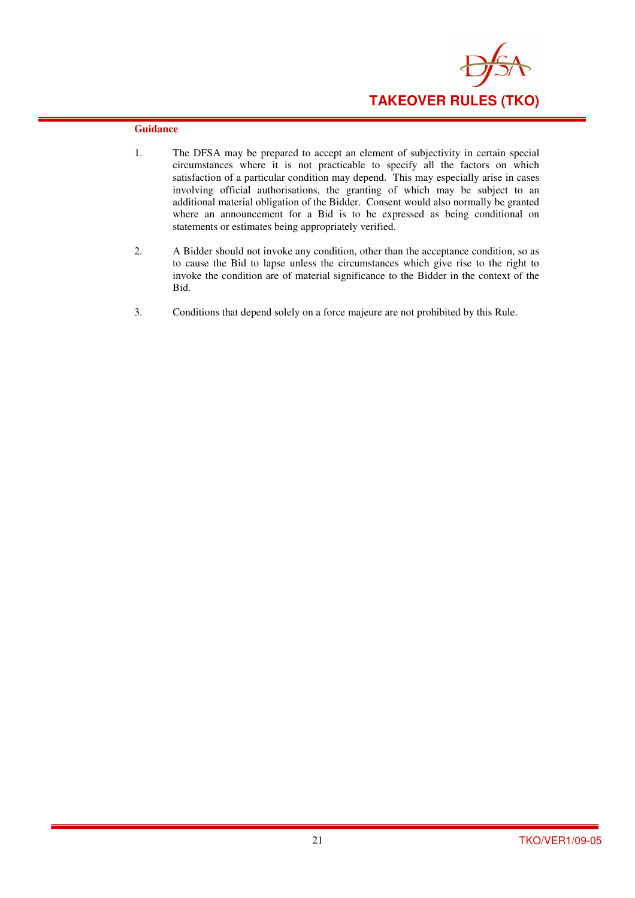**Guidance**

1. The DFSA may be prepared to accept an element of subjectivity in certain special circumstances where it is not practicable to specify all the factors on which satisfaction of a particular condition may depend. This may especially arise in cases involving official authorisations, the granting of which may be subject to an additional material obligation of the Bidder. Consent would also normally be granted where an announcement for a Bid is to be expressed as being conditional on statements or estimates being appropriately verified.

2. A Bidder should not invoke any condition, other than the acceptance condition, so as to cause the Bid to lapse unless the circumstances which give rise to the right to invoke the condition are of material significance to the Bidder in the context of the Bid.

3. Conditions that depend solely on a force majeure are not prohibited by this Rule.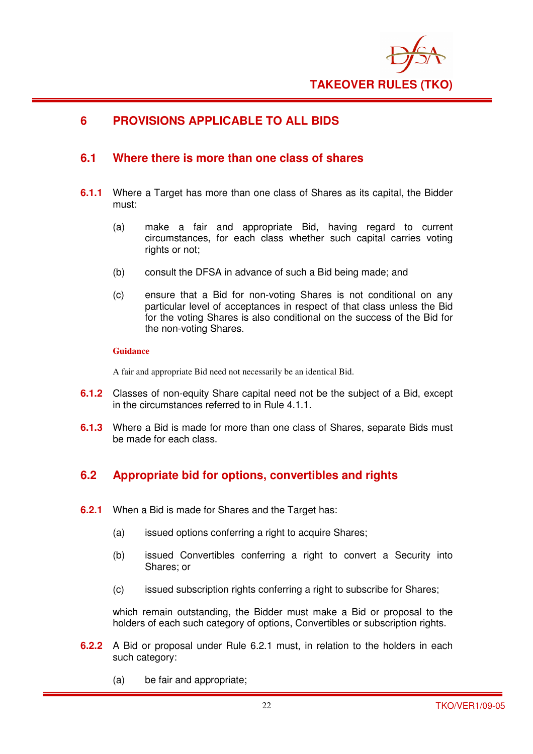## 6 PROVISIONS APPLICABLE TO ALL BIDS

### 6.1 Where there is more than one class of shares

**6.1.1** Where a Target has more than one class of Shares as its capital, the Bidder must:

(a) make a fair and appropriate Bid, having regard to current circumstances, for each class whether such capital carries voting rights or not;

(b) consult the DFSA in advance of such a Bid being made; and

(c) ensure that a Bid for non-voting Shares is not conditional on any particular level of acceptances in respect of that class unless the Bid for the voting Shares is also conditional on the success of the Bid for the non-voting Shares.

**Guidance**

A fair and appropriate Bid need not necessarily be an identical Bid.

**6.1.2** Classes of non-equity Share capital need not be the subject of a Bid, except in the circumstances referred to in Rule 4.1.1.

**6.1.3** Where a Bid is made for more than one class of Shares, separate Bids must be made for each class.

### 6.2 Appropriate bid for options, convertibles and rights

**6.2.1** When a Bid is made for Shares and the Target has:

(a) issued options conferring a right to acquire Shares;

(b) issued Convertibles conferring a right to convert a Security into Shares; or

(c) issued subscription rights conferring a right to subscribe for Shares;

which remain outstanding, the Bidder must make a Bid or proposal to the holders of each such category of options, Convertibles or subscription rights.

**6.2.2** A Bid or proposal under Rule 6.2.1 must, in relation to the holders in each such category:

(a) be fair and appropriate;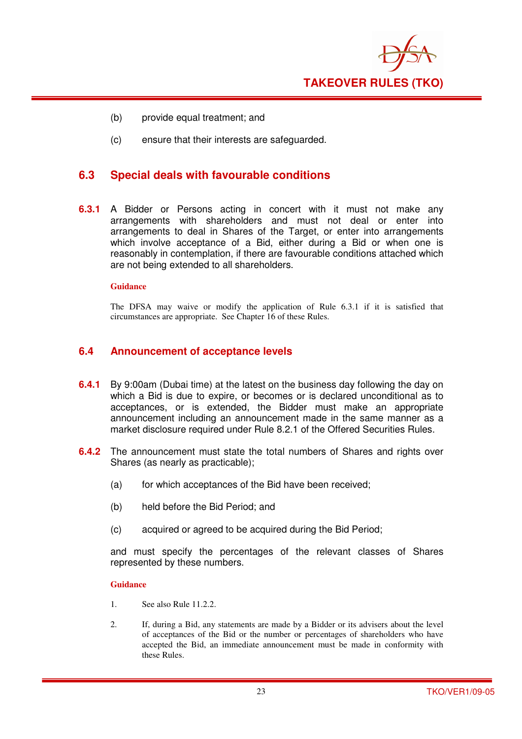(b) provide equal treatment; and

(c) ensure that their interests are safeguarded.

## 6.3 Special deals with favourable conditions

**6.3.1** A Bidder or Persons acting in concert with it must not make any arrangements with shareholders and must not deal or enter into arrangements to deal in Shares of the Target, or enter into arrangements which involve acceptance of a Bid, either during a Bid or when one is reasonably in contemplation, if there are favourable conditions attached which are not being extended to all shareholders.

**Guidance**

The DFSA may waive or modify the application of Rule 6.3.1 if it is satisfied that circumstances are appropriate. See Chapter 16 of these Rules.

## 6.4 Announcement of acceptance levels

**6.4.1** By 9:00am (Dubai time) at the latest on the business day following the day on which a Bid is due to expire, or becomes or is declared unconditional as to acceptances, or is extended, the Bidder must make an appropriate announcement including an announcement made in the same manner as a market disclosure required under Rule 8.2.1 of the Offered Securities Rules.

**6.4.2** The announcement must state the total numbers of Shares and rights over Shares (as nearly as practicable);

(a) for which acceptances of the Bid have been received;

(b) held before the Bid Period; and

(c) acquired or agreed to be acquired during the Bid Period;

and must specify the percentages of the relevant classes of Shares represented by these numbers.

**Guidance**

1. See also Rule 11.2.2.

2. If, during a Bid, any statements are made by a Bidder or its advisers about the level of acceptances of the Bid or the number or percentages of shareholders who have accepted the Bid, an immediate announcement must be made in conformity with these Rules.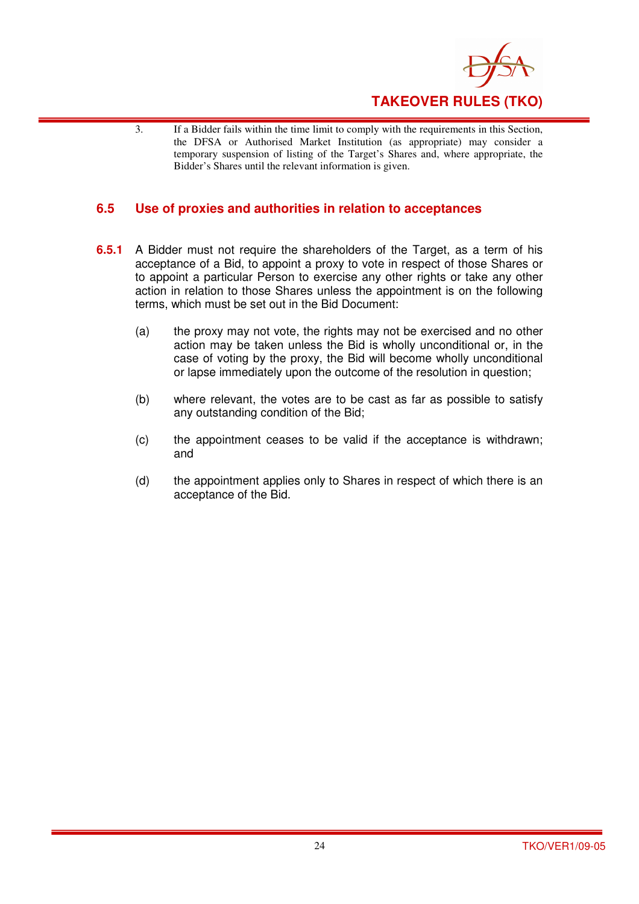3. If a Bidder fails within the time limit to comply with the requirements in this Section, the DFSA or Authorised Market Institution (as appropriate) may consider a temporary suspension of listing of the Target's Shares and, where appropriate, the Bidder's Shares until the relevant information is given.

## 6.5 Use of proxies and authorities in relation to acceptances

**6.5.1** A Bidder must not require the shareholders of the Target, as a term of his acceptance of a Bid, to appoint a proxy to vote in respect of those Shares or to appoint a particular Person to exercise any other rights or take any other action in relation to those Shares unless the appointment is on the following terms, which must be set out in the Bid Document:

(a) the proxy may not vote, the rights may not be exercised and no other action may be taken unless the Bid is wholly unconditional or, in the case of voting by the proxy, the Bid will become wholly unconditional or lapse immediately upon the outcome of the resolution in question;

(b) where relevant, the votes are to be cast as far as possible to satisfy any outstanding condition of the Bid;

(c) the appointment ceases to be valid if the acceptance is withdrawn; and

(d) the appointment applies only to Shares in respect of which there is an acceptance of the Bid.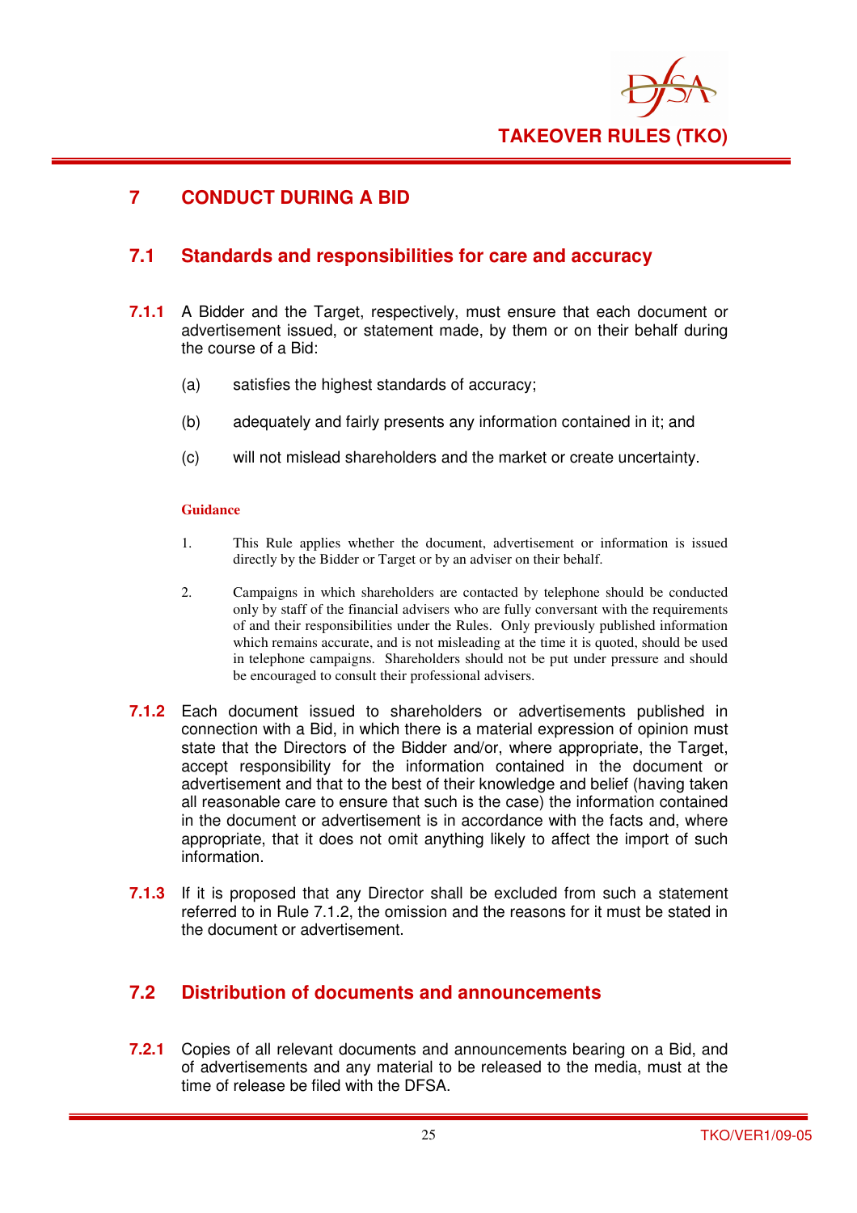# 7 CONDUCT DURING A BID

## 7.1 Standards and responsibilities for care and accuracy

**7.1.1** A Bidder and the Target, respectively, must ensure that each document or advertisement issued, or statement made, by them or on their behalf during the course of a Bid:

(a) satisfies the highest standards of accuracy;

(b) adequately and fairly presents any information contained in it; and

(c) will not mislead shareholders and the market or create uncertainty.

**Guidance**

1. This Rule applies whether the document, advertisement or information is issued directly by the Bidder or Target or by an adviser on their behalf.

2. Campaigns in which shareholders are contacted by telephone should be conducted only by staff of the financial advisers who are fully conversant with the requirements of and their responsibilities under the Rules. Only previously published information which remains accurate, and is not misleading at the time it is quoted, should be used in telephone campaigns. Shareholders should not be put under pressure and should be encouraged to consult their professional advisers.

**7.1.2** Each document issued to shareholders or advertisements published in connection with a Bid, in which there is a material expression of opinion must state that the Directors of the Bidder and/or, where appropriate, the Target, accept responsibility for the information contained in the document or advertisement and that to the best of their knowledge and belief (having taken all reasonable care to ensure that such is the case) the information contained in the document or advertisement is in accordance with the facts and, where appropriate, that it does not omit anything likely to affect the import of such information.

**7.1.3** If it is proposed that any Director shall be excluded from such a statement referred to in Rule 7.1.2, the omission and the reasons for it must be stated in the document or advertisement.

## 7.2 Distribution of documents and announcements

**7.2.1** Copies of all relevant documents and announcements bearing on a Bid, and of advertisements and any material to be released to the media, must at the time of release be filed with the DFSA.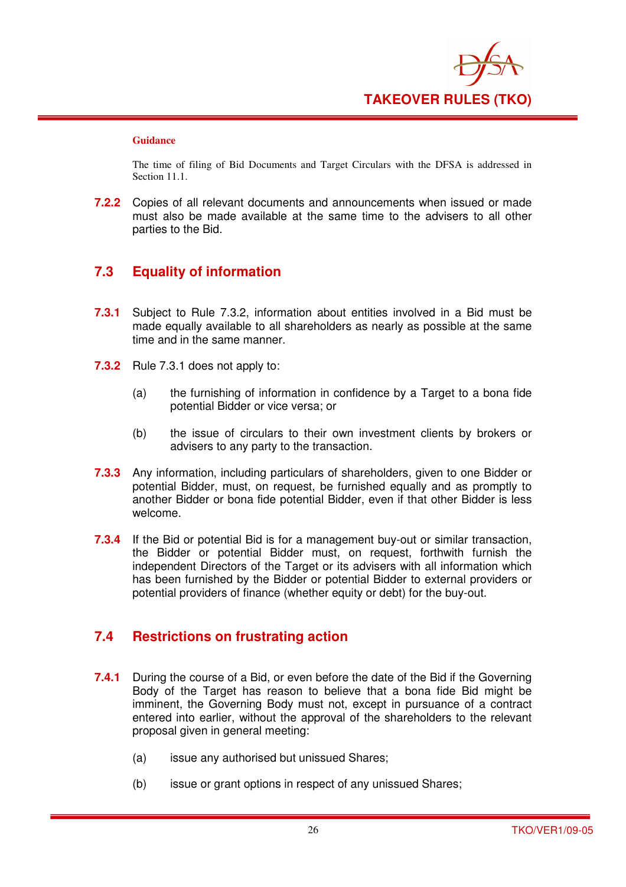**Guidance**

The time of filing of Bid Documents and Target Circulars with the DFSA is addressed in Section 11.1.

**7.2.2** Copies of all relevant documents and announcements when issued or made must also be made available at the same time to the advisers to all other parties to the Bid.

## 7.3 Equality of information

**7.3.1** Subject to Rule 7.3.2, information about entities involved in a Bid must be made equally available to all shareholders as nearly as possible at the same time and in the same manner.

**7.3.2** Rule 7.3.1 does not apply to:

(a) the furnishing of information in confidence by a Target to a bona fide potential Bidder or vice versa; or

(b) the issue of circulars to their own investment clients by brokers or advisers to any party to the transaction.

**7.3.3** Any information, including particulars of shareholders, given to one Bidder or potential Bidder, must, on request, be furnished equally and as promptly to another Bidder or bona fide potential Bidder, even if that other Bidder is less welcome.

**7.3.4** If the Bid or potential Bid is for a management buy-out or similar transaction, the Bidder or potential Bidder must, on request, forthwith furnish the independent Directors of the Target or its advisers with all information which has been furnished by the Bidder or potential Bidder to external providers or potential providers of finance (whether equity or debt) for the buy-out.

## 7.4 Restrictions on frustrating action

**7.4.1** During the course of a Bid, or even before the date of the Bid if the Governing Body of the Target has reason to believe that a bona fide Bid might be imminent, the Governing Body must not, except in pursuance of a contract entered into earlier, without the approval of the shareholders to the relevant proposal given in general meeting:

(a) issue any authorised but unissued Shares;

(b) issue or grant options in respect of any unissued Shares;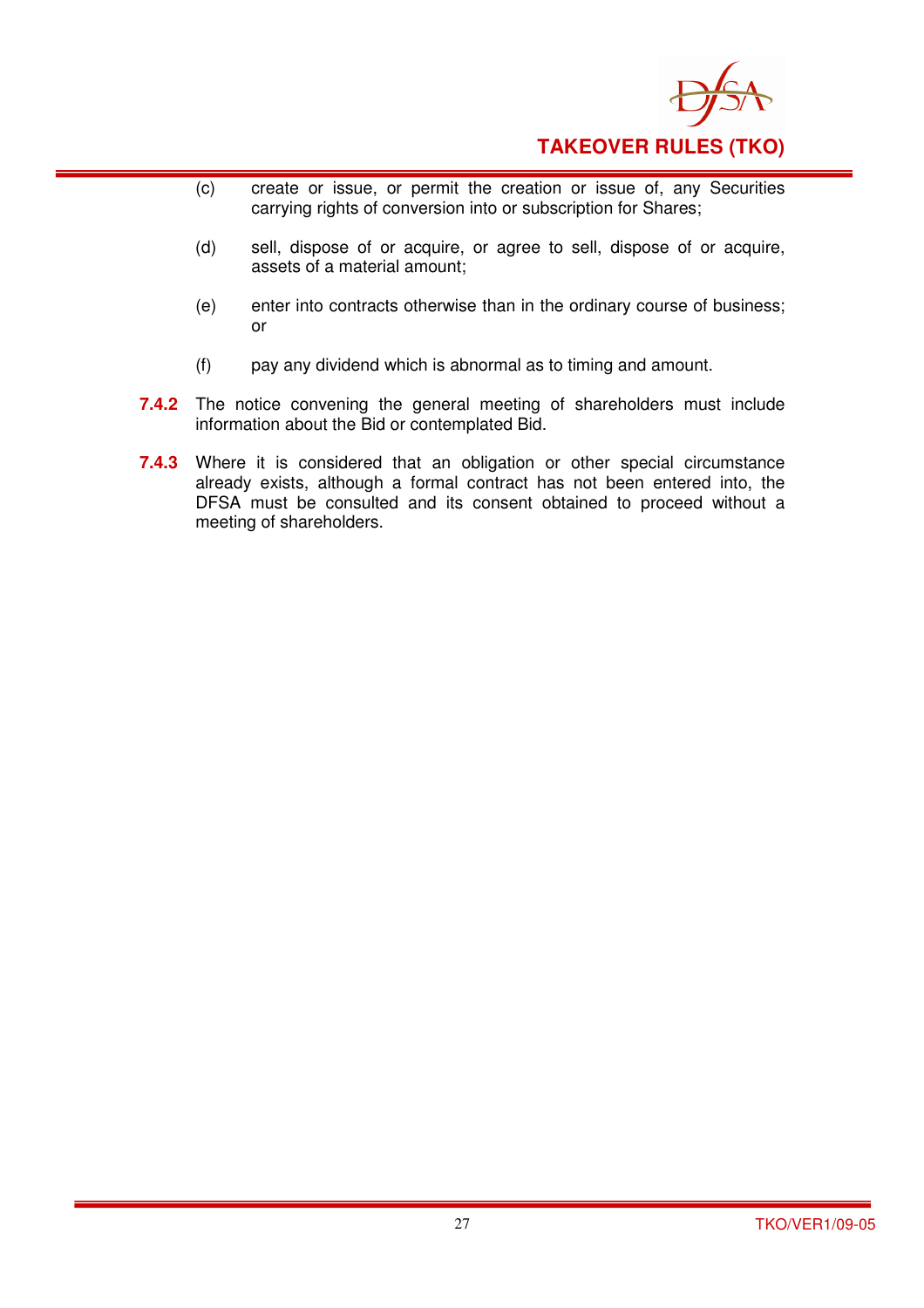(c) create or issue, or permit the creation or issue of, any Securities carrying rights of conversion into or subscription for Shares;

(d) sell, dispose of or acquire, or agree to sell, dispose of or acquire, assets of a material amount;

(e) enter into contracts otherwise than in the ordinary course of business; or

(f) pay any dividend which is abnormal as to timing and amount.

**7.4.2** The notice convening the general meeting of shareholders must include information about the Bid or contemplated Bid.

**7.4.3** Where it is considered that an obligation or other special circumstance already exists, although a formal contract has not been entered into, the DFSA must be consulted and its consent obtained to proceed without a meeting of shareholders.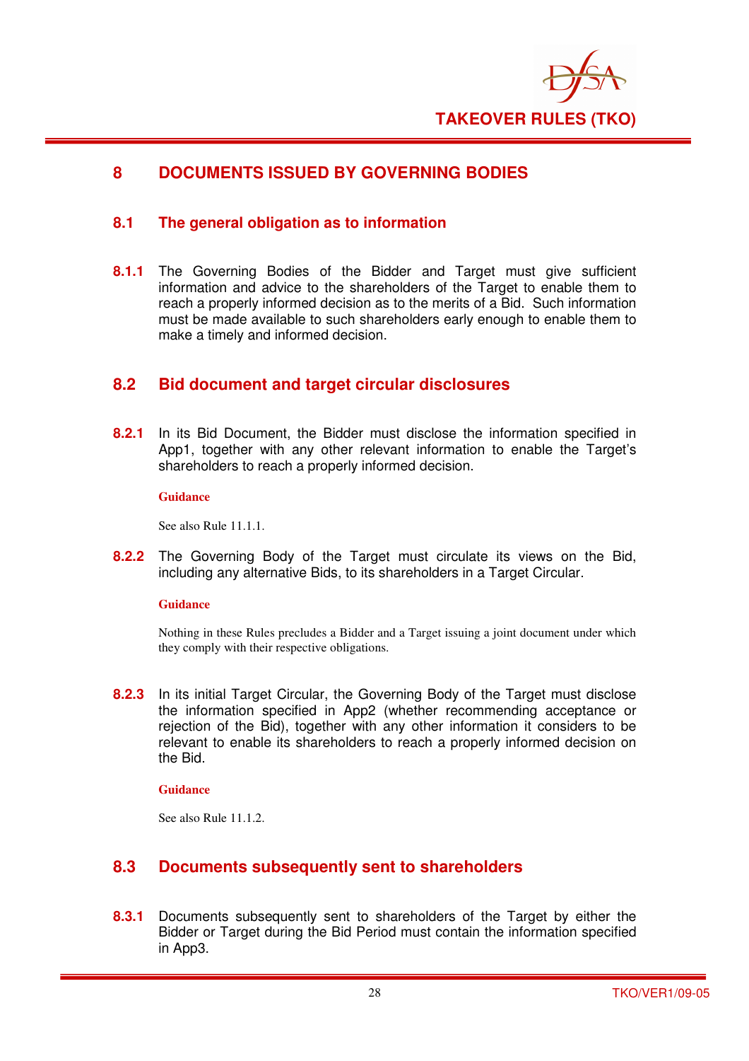# 8 DOCUMENTS ISSUED BY GOVERNING BODIES

## 8.1 The general obligation as to information

**8.1.1** The Governing Bodies of the Bidder and Target must give sufficient information and advice to the shareholders of the Target to enable them to reach a properly informed decision as to the merits of a Bid. Such information must be made available to such shareholders early enough to enable them to make a timely and informed decision.

## 8.2 Bid document and target circular disclosures

**8.2.1** In its Bid Document, the Bidder must disclose the information specified in App1, together with any other relevant information to enable the Target's shareholders to reach a properly informed decision.

**Guidance**

See also Rule 11.1.1.

**8.2.2** The Governing Body of the Target must circulate its views on the Bid, including any alternative Bids, to its shareholders in a Target Circular.

**Guidance**

Nothing in these Rules precludes a Bidder and a Target issuing a joint document under which they comply with their respective obligations.

**8.2.3** In its initial Target Circular, the Governing Body of the Target must disclose the information specified in App2 (whether recommending acceptance or rejection of the Bid), together with any other information it considers to be relevant to enable its shareholders to reach a properly informed decision on the Bid.

**Guidance**

See also Rule 11.1.2.

## 8.3 Documents subsequently sent to shareholders

**8.3.1** Documents subsequently sent to shareholders of the Target by either the Bidder or Target during the Bid Period must contain the information specified in App3.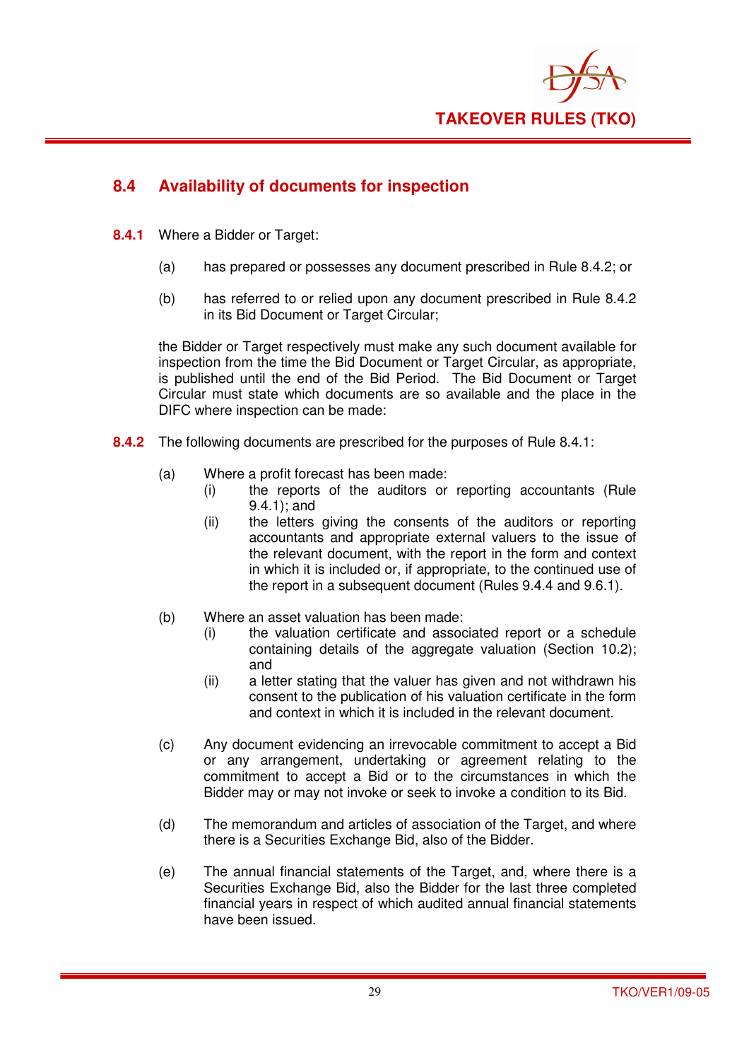## 8.4 Availability of documents for inspection

**8.4.1** Where a Bidder or Target:

(a) has prepared or possesses any document prescribed in Rule 8.4.2; or

(b) has referred to or relied upon any document prescribed in Rule 8.4.2 in its Bid Document or Target Circular;

the Bidder or Target respectively must make any such document available for inspection from the time the Bid Document or Target Circular, as appropriate, is published until the end of the Bid Period. The Bid Document or Target Circular must state which documents are so available and the place in the DIFC where inspection can be made:

**8.4.2** The following documents are prescribed for the purposes of Rule 8.4.1:

(a) Where a profit forecast has been made:
   (i) the reports of the auditors or reporting accountants (Rule 9.4.1); and
   (ii) the letters giving the consents of the auditors or reporting accountants and appropriate external valuers to the issue of the relevant document, with the report in the form and context in which it is included or, if appropriate, to the continued use of the report in a subsequent document (Rules 9.4.4 and 9.6.1).

(b) Where an asset valuation has been made:
   (i) the valuation certificate and associated report or a schedule containing details of the aggregate valuation (Section 10.2); and
   (ii) a letter stating that the valuer has given and not withdrawn his consent to the publication of his valuation certificate in the form and context in which it is included in the relevant document.

(c) Any document evidencing an irrevocable commitment to accept a Bid or any arrangement, undertaking or agreement relating to the commitment to accept a Bid or to the circumstances in which the Bidder may or may not invoke or seek to invoke a condition to its Bid.

(d) The memorandum and articles of association of the Target, and where there is a Securities Exchange Bid, also of the Bidder.

(e) The annual financial statements of the Target, and, where there is a Securities Exchange Bid, also the Bidder for the last three completed financial years in respect of which audited annual financial statements have been issued.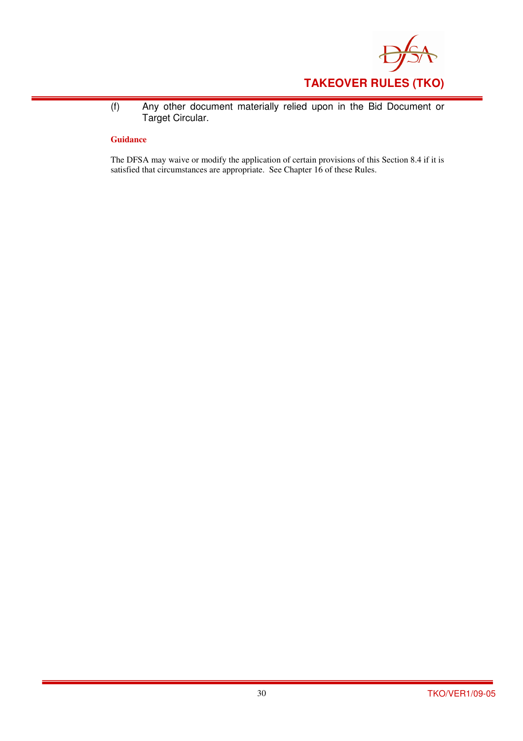(f) Any other document materially relied upon in the Bid Document or Target Circular.

**Guidance**

The DFSA may waive or modify the application of certain provisions of this Section 8.4 if it is satisfied that circumstances are appropriate. See Chapter 16 of these Rules.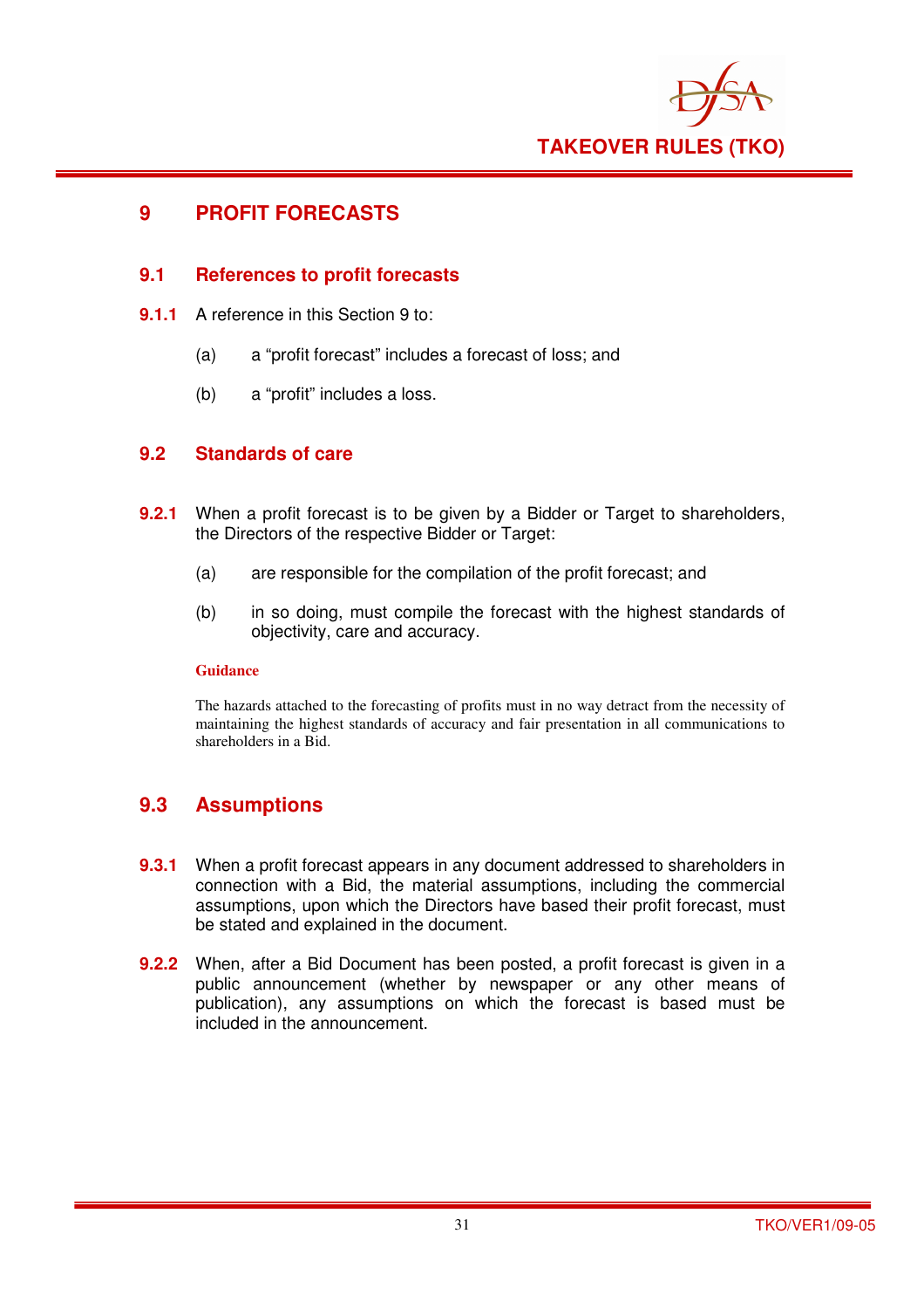# 9 PROFIT FORECASTS

## 9.1 References to profit forecasts

**9.1.1** A reference in this Section 9 to:

(a) a "profit forecast" includes a forecast of loss; and

(b) a "profit" includes a loss.

## 9.2 Standards of care

**9.2.1** When a profit forecast is to be given by a Bidder or Target to shareholders, the Directors of the respective Bidder or Target:

(a) are responsible for the compilation of the profit forecast; and

(b) in so doing, must compile the forecast with the highest standards of objectivity, care and accuracy.

**Guidance**

The hazards attached to the forecasting of profits must in no way detract from the necessity of maintaining the highest standards of accuracy and fair presentation in all communications to shareholders in a Bid.

## 9.3 Assumptions

**9.3.1** When a profit forecast appears in any document addressed to shareholders in connection with a Bid, the material assumptions, including the commercial assumptions, upon which the Directors have based their profit forecast, must be stated and explained in the document.

**9.2.2** When, after a Bid Document has been posted, a profit forecast is given in a public announcement (whether by newspaper or any other means of publication), any assumptions on which the forecast is based must be included in the announcement.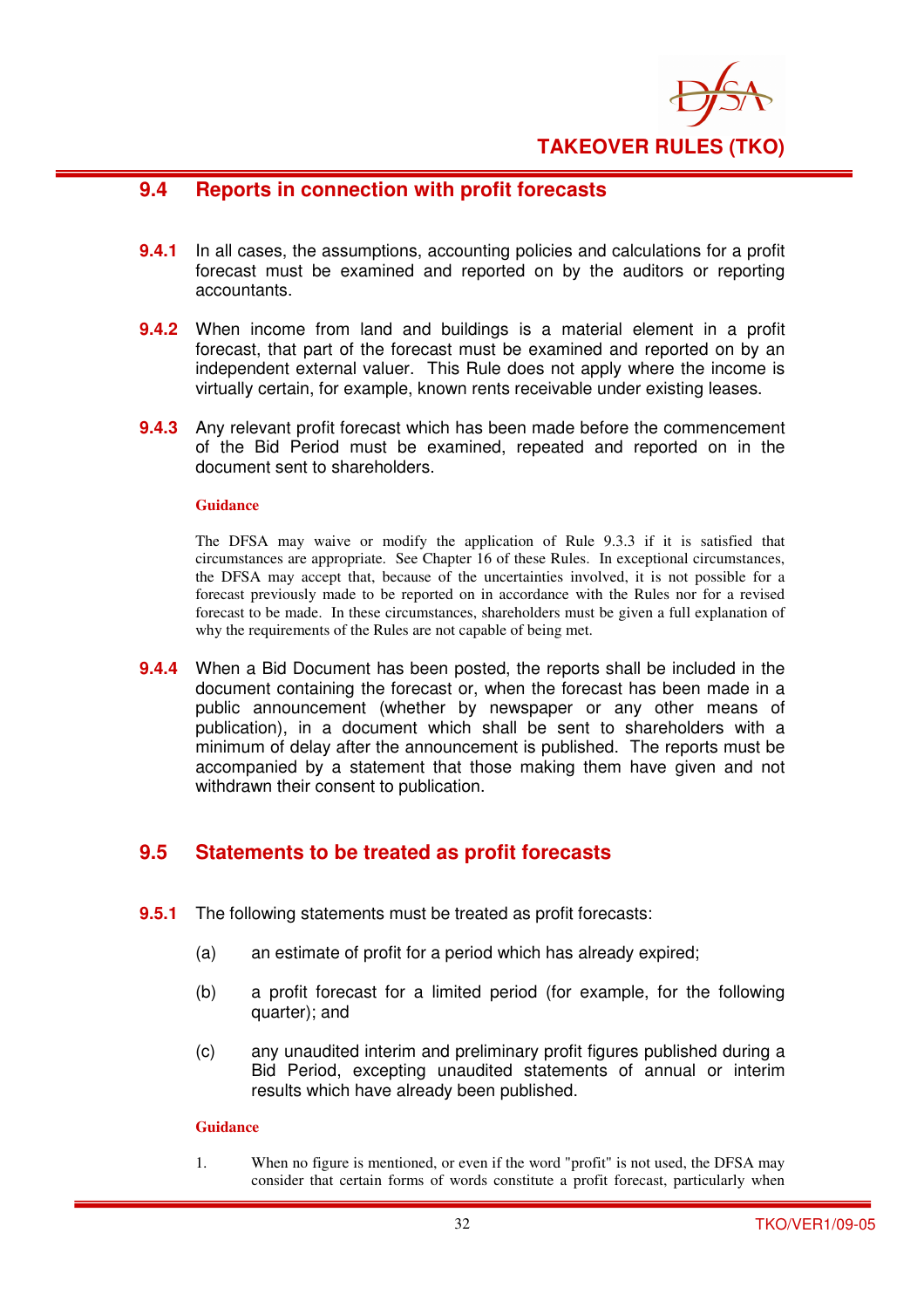## 9.4 Reports in connection with profit forecasts

**9.4.1** In all cases, the assumptions, accounting policies and calculations for a profit forecast must be examined and reported on by the auditors or reporting accountants.

**9.4.2** When income from land and buildings is a material element in a profit forecast, that part of the forecast must be examined and reported on by an independent external valuer. This Rule does not apply where the income is virtually certain, for example, known rents receivable under existing leases.

**9.4.3** Any relevant profit forecast which has been made before the commencement of the Bid Period must be examined, repeated and reported on in the document sent to shareholders.

**Guidance**

The DFSA may waive or modify the application of Rule 9.3.3 if it is satisfied that circumstances are appropriate. See Chapter 16 of these Rules. In exceptional circumstances, the DFSA may accept that, because of the uncertainties involved, it is not possible for a forecast previously made to be reported on in accordance with the Rules nor for a revised forecast to be made. In these circumstances, shareholders must be given a full explanation of why the requirements of the Rules are not capable of being met.

**9.4.4** When a Bid Document has been posted, the reports shall be included in the document containing the forecast or, when the forecast has been made in a public announcement (whether by newspaper or any other means of publication), in a document which shall be sent to shareholders with a minimum of delay after the announcement is published. The reports must be accompanied by a statement that those making them have given and not withdrawn their consent to publication.

## 9.5 Statements to be treated as profit forecasts

**9.5.1** The following statements must be treated as profit forecasts:

(a) an estimate of profit for a period which has already expired;

(b) a profit forecast for a limited period (for example, for the following quarter); and

(c) any unaudited interim and preliminary profit figures published during a Bid Period, excepting unaudited statements of annual or interim results which have already been published.

**Guidance**

1. When no figure is mentioned, or even if the word "profit" is not used, the DFSA may consider that certain forms of words constitute a profit forecast, particularly when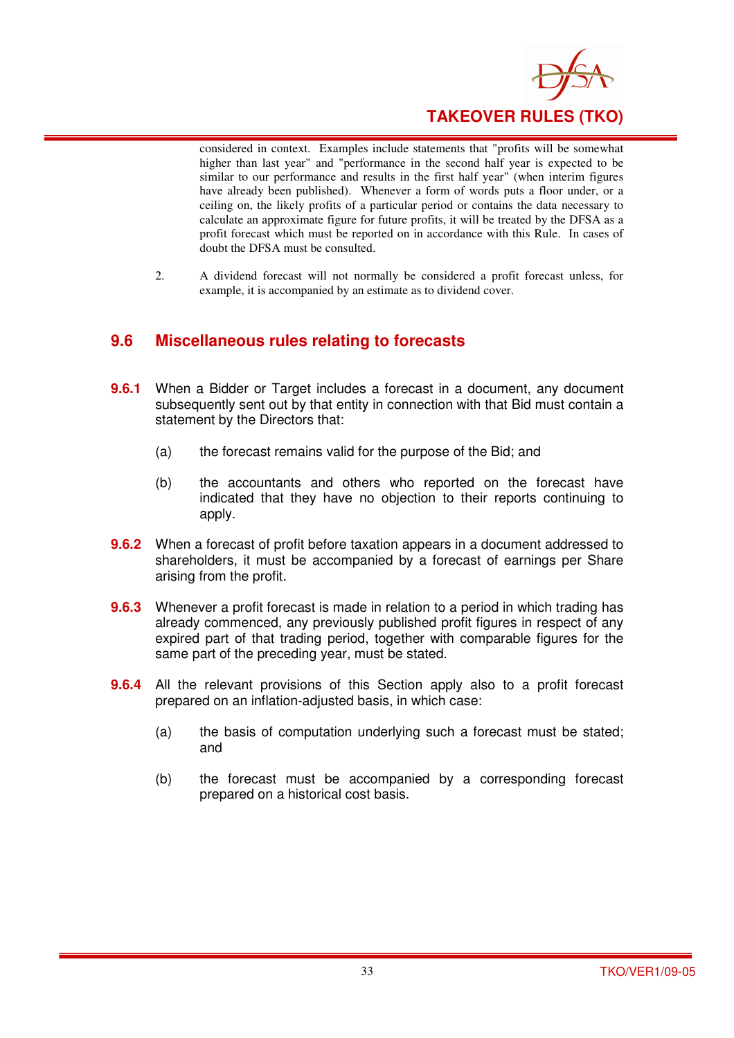considered in context. Examples include statements that "profits will be somewhat higher than last year" and "performance in the second half year is expected to be similar to our performance and results in the first half year" (when interim figures have already been published). Whenever a form of words puts a floor under, or a ceiling on, the likely profits of a particular period or contains the data necessary to calculate an approximate figure for future profits, it will be treated by the DFSA as a profit forecast which must be reported on in accordance with this Rule. In cases of doubt the DFSA must be consulted.

2. A dividend forecast will not normally be considered a profit forecast unless, for example, it is accompanied by an estimate as to dividend cover.

## 9.6 Miscellaneous rules relating to forecasts

**9.6.1** When a Bidder or Target includes a forecast in a document, any document subsequently sent out by that entity in connection with that Bid must contain a statement by the Directors that:

(a) the forecast remains valid for the purpose of the Bid; and

(b) the accountants and others who reported on the forecast have indicated that they have no objection to their reports continuing to apply.

**9.6.2** When a forecast of profit before taxation appears in a document addressed to shareholders, it must be accompanied by a forecast of earnings per Share arising from the profit.

**9.6.3** Whenever a profit forecast is made in relation to a period in which trading has already commenced, any previously published profit figures in respect of any expired part of that trading period, together with comparable figures for the same part of the preceding year, must be stated.

**9.6.4** All the relevant provisions of this Section apply also to a profit forecast prepared on an inflation-adjusted basis, in which case:

(a) the basis of computation underlying such a forecast must be stated; and

(b) the forecast must be accompanied by a corresponding forecast prepared on a historical cost basis.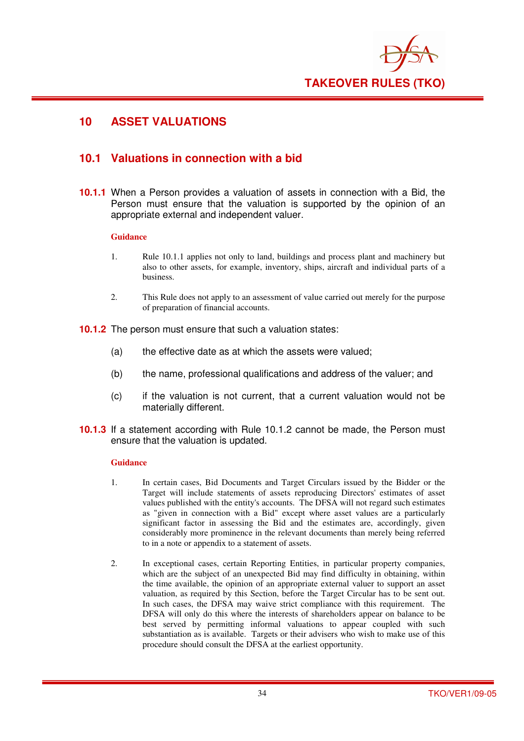# 10 ASSET VALUATIONS

## 10.1 Valuations in connection with a bid

**10.1.1** When a Person provides a valuation of assets in connection with a Bid, the Person must ensure that the valuation is supported by the opinion of an appropriate external and independent valuer.

**Guidance**

1. Rule 10.1.1 applies not only to land, buildings and process plant and machinery but also to other assets, for example, inventory, ships, aircraft and individual parts of a business.

2. This Rule does not apply to an assessment of value carried out merely for the purpose of preparation of financial accounts.

**10.1.2** The person must ensure that such a valuation states:

(a) the effective date as at which the assets were valued;

(b) the name, professional qualifications and address of the valuer; and

(c) if the valuation is not current, that a current valuation would not be materially different.

**10.1.3** If a statement according with Rule 10.1.2 cannot be made, the Person must ensure that the valuation is updated.

**Guidance**

1. In certain cases, Bid Documents and Target Circulars issued by the Bidder or the Target will include statements of assets reproducing Directors' estimates of asset values published with the entity's accounts. The DFSA will not regard such estimates as "given in connection with a Bid" except where asset values are a particularly significant factor in assessing the Bid and the estimates are, accordingly, given considerably more prominence in the relevant documents than merely being referred to in a note or appendix to a statement of assets.

2. In exceptional cases, certain Reporting Entities, in particular property companies, which are the subject of an unexpected Bid may find difficulty in obtaining, within the time available, the opinion of an appropriate external valuer to support an asset valuation, as required by this Section, before the Target Circular has to be sent out. In such cases, the DFSA may waive strict compliance with this requirement. The DFSA will only do this where the interests of shareholders appear on balance to be best served by permitting informal valuations to appear coupled with such substantiation as is available. Targets or their advisers who wish to make use of this procedure should consult the DFSA at the earliest opportunity.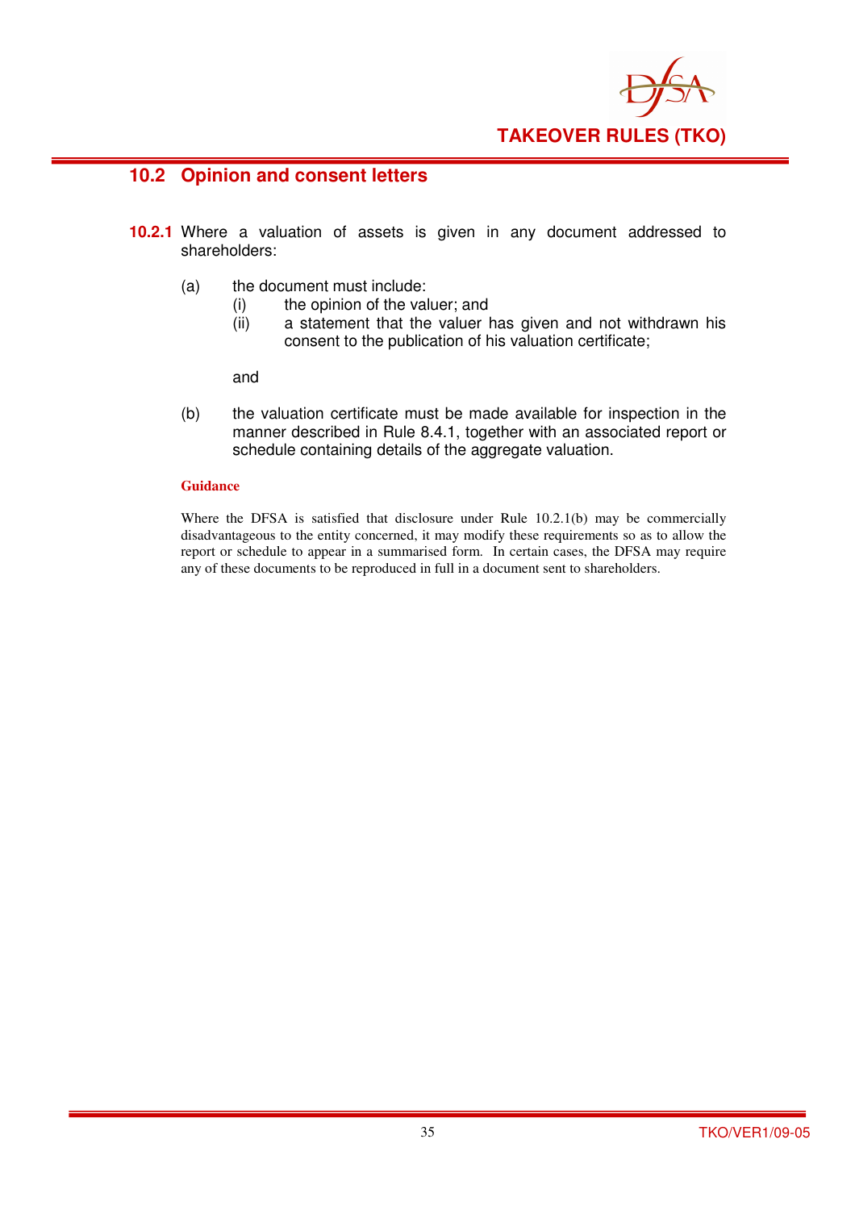## 10.2 Opinion and consent letters

**10.2.1** Where a valuation of assets is given in any document addressed to shareholders:

(a) the document must include:

  (i) the opinion of the valuer; and

  (ii) a statement that the valuer has given and not withdrawn his consent to the publication of his valuation certificate;

  and

(b) the valuation certificate must be made available for inspection in the manner described in Rule 8.4.1, together with an associated report or schedule containing details of the aggregate valuation.

**Guidance**

Where the DFSA is satisfied that disclosure under Rule 10.2.1(b) may be commercially disadvantageous to the entity concerned, it may modify these requirements so as to allow the report or schedule to appear in a summarised form. In certain cases, the DFSA may require any of these documents to be reproduced in full in a document sent to shareholders.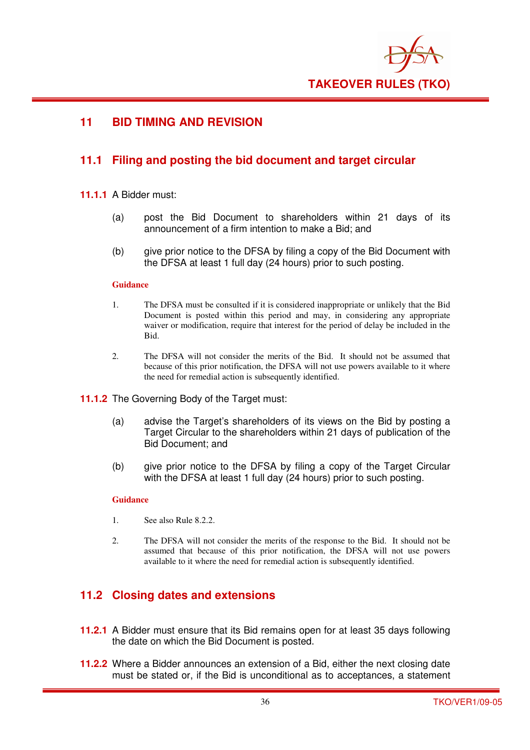## 11 BID TIMING AND REVISION

### 11.1 Filing and posting the bid document and target circular

**11.1.1** A Bidder must:

(a) post the Bid Document to shareholders within 21 days of its announcement of a firm intention to make a Bid; and

(b) give prior notice to the DFSA by filing a copy of the Bid Document with the DFSA at least 1 full day (24 hours) prior to such posting.

**Guidance**

1. The DFSA must be consulted if it is considered inappropriate or unlikely that the Bid Document is posted within this period and may, in considering any appropriate waiver or modification, require that interest for the period of delay be included in the Bid.

2. The DFSA will not consider the merits of the Bid. It should not be assumed that because of this prior notification, the DFSA will not use powers available to it where the need for remedial action is subsequently identified.

**11.1.2** The Governing Body of the Target must:

(a) advise the Target's shareholders of its views on the Bid by posting a Target Circular to the shareholders within 21 days of publication of the Bid Document; and

(b) give prior notice to the DFSA by filing a copy of the Target Circular with the DFSA at least 1 full day (24 hours) prior to such posting.

**Guidance**

1. See also Rule 8.2.2.

2. The DFSA will not consider the merits of the response to the Bid. It should not be assumed that because of this prior notification, the DFSA will not use powers available to it where the need for remedial action is subsequently identified.

### 11.2 Closing dates and extensions

**11.2.1** A Bidder must ensure that its Bid remains open for at least 35 days following the date on which the Bid Document is posted.

**11.2.2** Where a Bidder announces an extension of a Bid, either the next closing date must be stated or, if the Bid is unconditional as to acceptances, a statement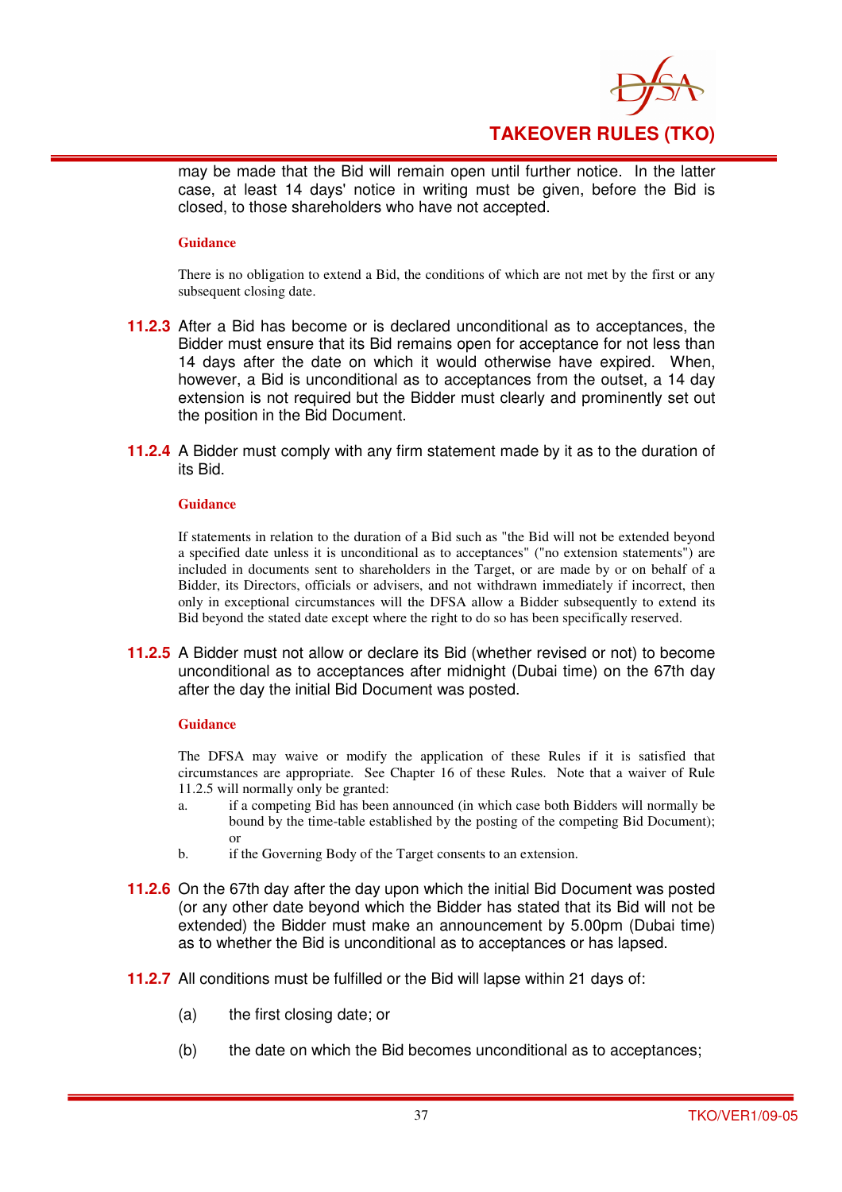may be made that the Bid will remain open until further notice. In the latter case, at least 14 days' notice in writing must be given, before the Bid is closed, to those shareholders who have not accepted.

**Guidance**

There is no obligation to extend a Bid, the conditions of which are not met by the first or any subsequent closing date.

**11.2.3** After a Bid has become or is declared unconditional as to acceptances, the Bidder must ensure that its Bid remains open for acceptance for not less than 14 days after the date on which it would otherwise have expired. When, however, a Bid is unconditional as to acceptances from the outset, a 14 day extension is not required but the Bidder must clearly and prominently set out the position in the Bid Document.

**11.2.4** A Bidder must comply with any firm statement made by it as to the duration of its Bid.

**Guidance**

If statements in relation to the duration of a Bid such as "the Bid will not be extended beyond a specified date unless it is unconditional as to acceptances" ("no extension statements") are included in documents sent to shareholders in the Target, or are made by or on behalf of a Bidder, its Directors, officials or advisers, and not withdrawn immediately if incorrect, then only in exceptional circumstances will the DFSA allow a Bidder subsequently to extend its Bid beyond the stated date except where the right to do so has been specifically reserved.

**11.2.5** A Bidder must not allow or declare its Bid (whether revised or not) to become unconditional as to acceptances after midnight (Dubai time) on the 67th day after the day the initial Bid Document was posted.

**Guidance**

The DFSA may waive or modify the application of these Rules if it is satisfied that circumstances are appropriate. See Chapter 16 of these Rules. Note that a waiver of Rule 11.2.5 will normally only be granted:

a. if a competing Bid has been announced (in which case both Bidders will normally be bound by the time-table established by the posting of the competing Bid Document); or
b. if the Governing Body of the Target consents to an extension.

**11.2.6** On the 67th day after the day upon which the initial Bid Document was posted (or any other date beyond which the Bidder has stated that its Bid will not be extended) the Bidder must make an announcement by 5.00pm (Dubai time) as to whether the Bid is unconditional as to acceptances or has lapsed.

**11.2.7** All conditions must be fulfilled or the Bid will lapse within 21 days of:

(a) the first closing date; or

(b) the date on which the Bid becomes unconditional as to acceptances;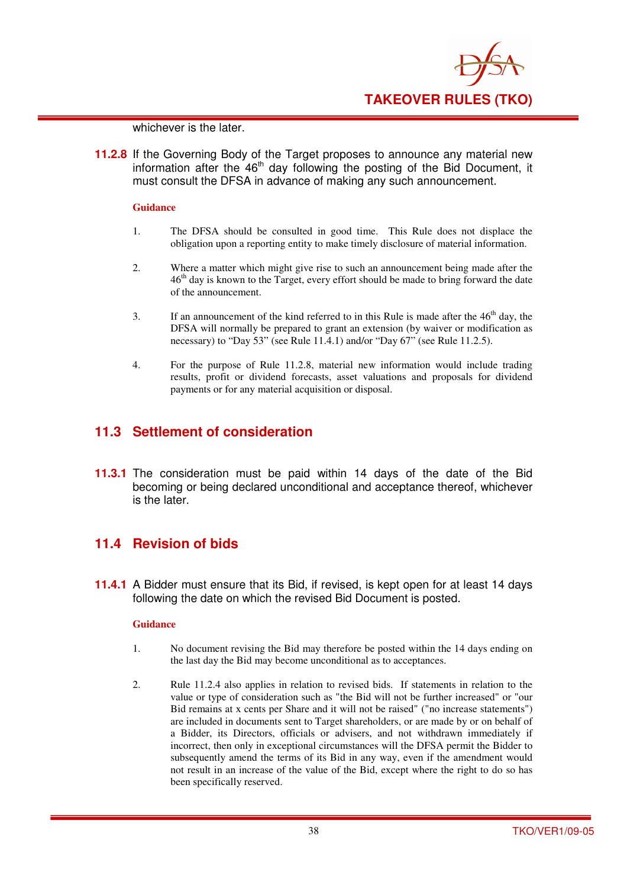whichever is the later.

**11.2.8** If the Governing Body of the Target proposes to announce any material new information after the 46th day following the posting of the Bid Document, it must consult the DFSA in advance of making any such announcement.

**Guidance**

1. The DFSA should be consulted in good time. This Rule does not displace the obligation upon a reporting entity to make timely disclosure of material information.

2. Where a matter which might give rise to such an announcement being made after the 46th day is known to the Target, every effort should be made to bring forward the date of the announcement.

3. If an announcement of the kind referred to in this Rule is made after the 46th day, the DFSA will normally be prepared to grant an extension (by waiver or modification as necessary) to "Day 53" (see Rule 11.4.1) and/or "Day 67" (see Rule 11.2.5).

4. For the purpose of Rule 11.2.8, material new information would include trading results, profit or dividend forecasts, asset valuations and proposals for dividend payments or for any material acquisition or disposal.

## 11.3 Settlement of consideration

**11.3.1** The consideration must be paid within 14 days of the date of the Bid becoming or being declared unconditional and acceptance thereof, whichever is the later.

## 11.4 Revision of bids

**11.4.1** A Bidder must ensure that its Bid, if revised, is kept open for at least 14 days following the date on which the revised Bid Document is posted.

**Guidance**

1. No document revising the Bid may therefore be posted within the 14 days ending on the last day the Bid may become unconditional as to acceptances.

2. Rule 11.2.4 also applies in relation to revised bids. If statements in relation to the value or type of consideration such as "the Bid will not be further increased" or "our Bid remains at x cents per Share and it will not be raised" ("no increase statements") are included in documents sent to Target shareholders, or are made by or on behalf of a Bidder, its Directors, officials or advisers, and not withdrawn immediately if incorrect, then only in exceptional circumstances will the DFSA permit the Bidder to subsequently amend the terms of its Bid in any way, even if the amendment would not result in an increase of the value of the Bid, except where the right to do so has been specifically reserved.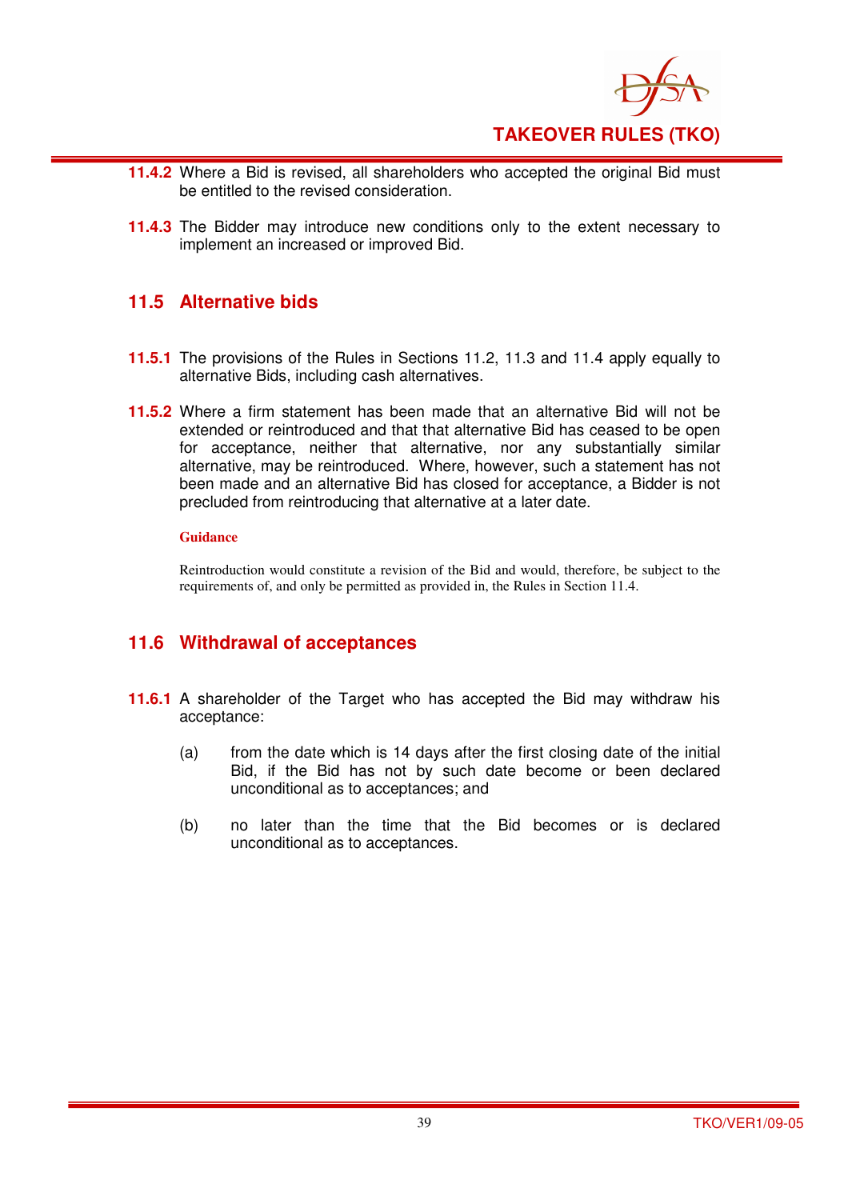**11.4.2** Where a Bid is revised, all shareholders who accepted the original Bid must be entitled to the revised consideration.

**11.4.3** The Bidder may introduce new conditions only to the extent necessary to implement an increased or improved Bid.

## 11.5 Alternative bids

**11.5.1** The provisions of the Rules in Sections 11.2, 11.3 and 11.4 apply equally to alternative Bids, including cash alternatives.

**11.5.2** Where a firm statement has been made that an alternative Bid will not be extended or reintroduced and that that alternative Bid has ceased to be open for acceptance, neither that alternative, nor any substantially similar alternative, may be reintroduced. Where, however, such a statement has not been made and an alternative Bid has closed for acceptance, a Bidder is not precluded from reintroducing that alternative at a later date.

**Guidance**

Reintroduction would constitute a revision of the Bid and would, therefore, be subject to the requirements of, and only be permitted as provided in, the Rules in Section 11.4.

## 11.6 Withdrawal of acceptances

**11.6.1** A shareholder of the Target who has accepted the Bid may withdraw his acceptance:

(a) from the date which is 14 days after the first closing date of the initial Bid, if the Bid has not by such date become or been declared unconditional as to acceptances; and

(b) no later than the time that the Bid becomes or is declared unconditional as to acceptances.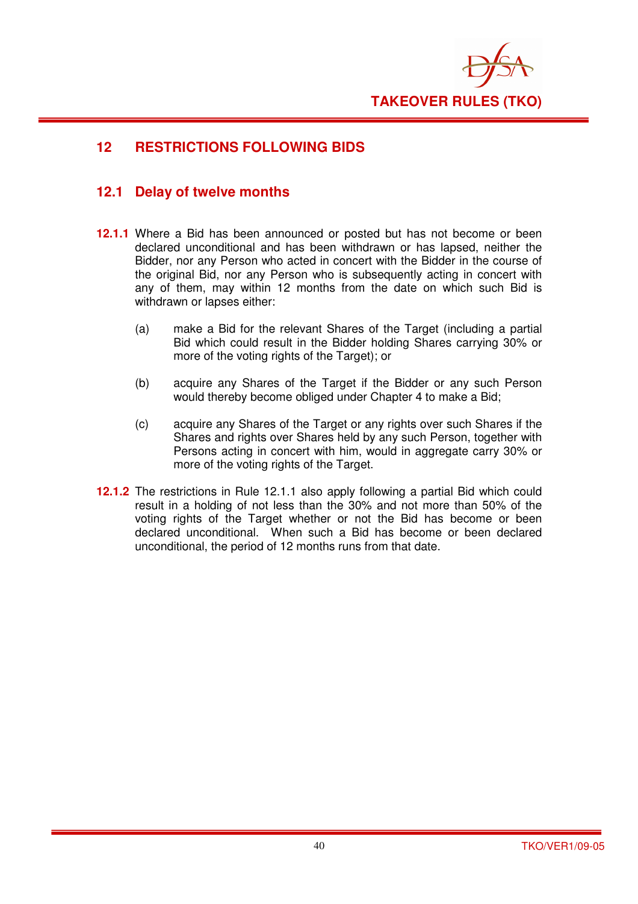# 12 RESTRICTIONS FOLLOWING BIDS

## 12.1 Delay of twelve months

**12.1.1** Where a Bid has been announced or posted but has not become or been declared unconditional and has been withdrawn or has lapsed, neither the Bidder, nor any Person who acted in concert with the Bidder in the course of the original Bid, nor any Person who is subsequently acting in concert with any of them, may within 12 months from the date on which such Bid is withdrawn or lapses either:

(a) make a Bid for the relevant Shares of the Target (including a partial Bid which could result in the Bidder holding Shares carrying 30% or more of the voting rights of the Target); or

(b) acquire any Shares of the Target if the Bidder or any such Person would thereby become obliged under Chapter 4 to make a Bid;

(c) acquire any Shares of the Target or any rights over such Shares if the Shares and rights over Shares held by any such Person, together with Persons acting in concert with him, would in aggregate carry 30% or more of the voting rights of the Target.

**12.1.2** The restrictions in Rule 12.1.1 also apply following a partial Bid which could result in a holding of not less than the 30% and not more than 50% of the voting rights of the Target whether or not the Bid has become or been declared unconditional. When such a Bid has become or been declared unconditional, the period of 12 months runs from that date.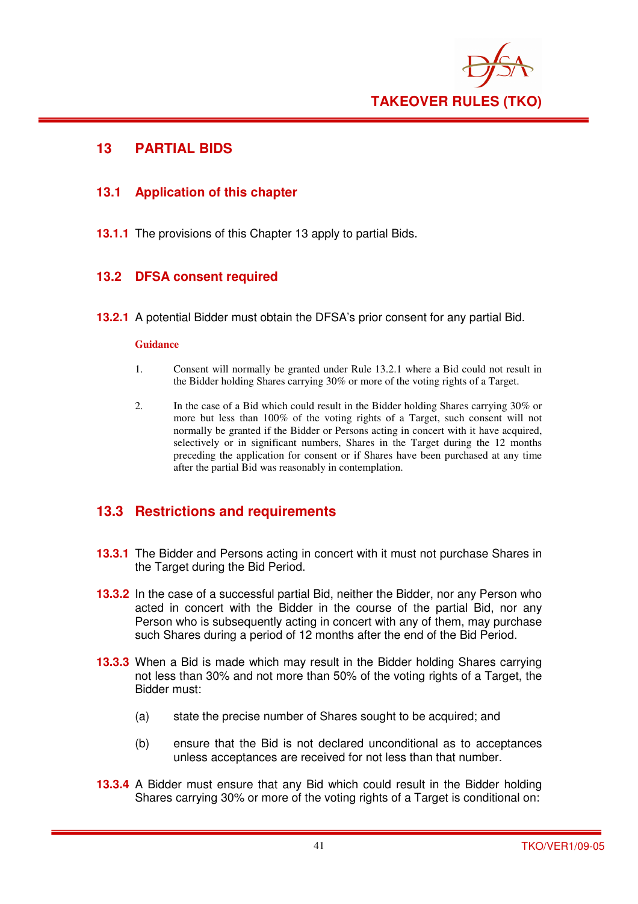# 13 PARTIAL BIDS

## 13.1 Application of this chapter

**13.1.1** The provisions of this Chapter 13 apply to partial Bids.

## 13.2 DFSA consent required

**13.2.1** A potential Bidder must obtain the DFSA's prior consent for any partial Bid.

**Guidance**

1. Consent will normally be granted under Rule 13.2.1 where a Bid could not result in the Bidder holding Shares carrying 30% or more of the voting rights of a Target.

2. In the case of a Bid which could result in the Bidder holding Shares carrying 30% or more but less than 100% of the voting rights of a Target, such consent will not normally be granted if the Bidder or Persons acting in concert with it have acquired, selectively or in significant numbers, Shares in the Target during the 12 months preceding the application for consent or if Shares have been purchased at any time after the partial Bid was reasonably in contemplation.

## 13.3 Restrictions and requirements

**13.3.1** The Bidder and Persons acting in concert with it must not purchase Shares in the Target during the Bid Period.

**13.3.2** In the case of a successful partial Bid, neither the Bidder, nor any Person who acted in concert with the Bidder in the course of the partial Bid, nor any Person who is subsequently acting in concert with any of them, may purchase such Shares during a period of 12 months after the end of the Bid Period.

**13.3.3** When a Bid is made which may result in the Bidder holding Shares carrying not less than 30% and not more than 50% of the voting rights of a Target, the Bidder must:

(a) state the precise number of Shares sought to be acquired; and

(b) ensure that the Bid is not declared unconditional as to acceptances unless acceptances are received for not less than that number.

**13.3.4** A Bidder must ensure that any Bid which could result in the Bidder holding Shares carrying 30% or more of the voting rights of a Target is conditional on: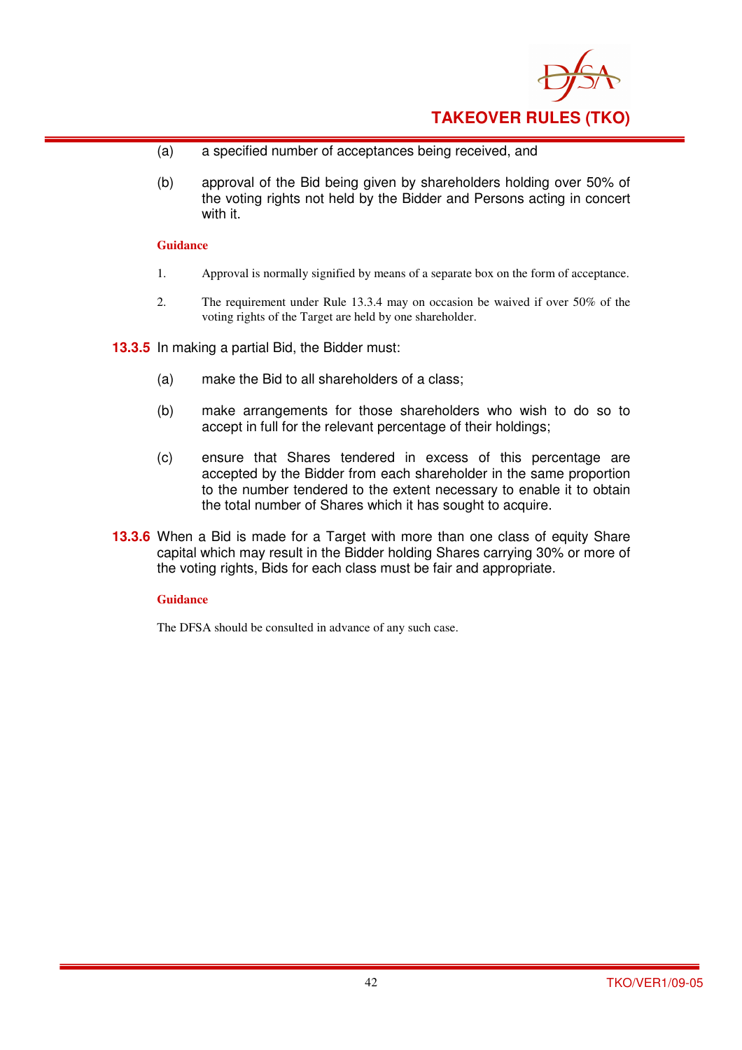(a) a specified number of acceptances being received, and

(b) approval of the Bid being given by shareholders holding over 50% of the voting rights not held by the Bidder and Persons acting in concert with it.

**Guidance**

1. Approval is normally signified by means of a separate box on the form of acceptance.

2. The requirement under Rule 13.3.4 may on occasion be waived if over 50% of the voting rights of the Target are held by one shareholder.

**13.3.5** In making a partial Bid, the Bidder must:

(a) make the Bid to all shareholders of a class;

(b) make arrangements for those shareholders who wish to do so to accept in full for the relevant percentage of their holdings;

(c) ensure that Shares tendered in excess of this percentage are accepted by the Bidder from each shareholder in the same proportion to the number tendered to the extent necessary to enable it to obtain the total number of Shares which it has sought to acquire.

**13.3.6** When a Bid is made for a Target with more than one class of equity Share capital which may result in the Bidder holding Shares carrying 30% or more of the voting rights, Bids for each class must be fair and appropriate.

**Guidance**

The DFSA should be consulted in advance of any such case.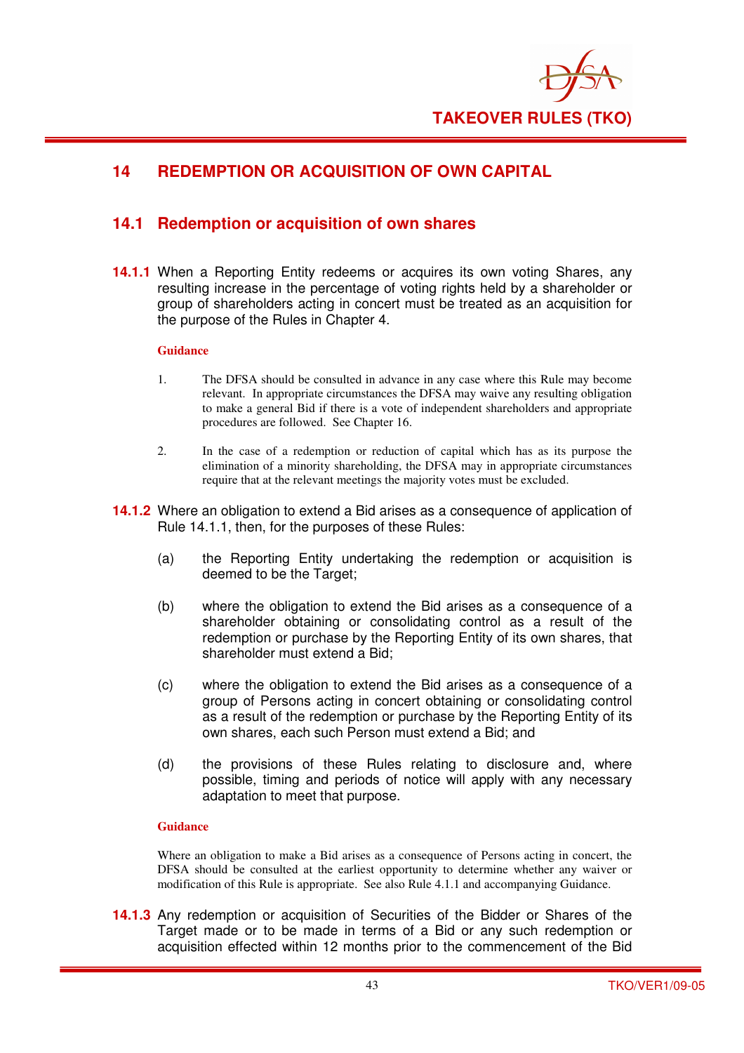# 14 REDEMPTION OR ACQUISITION OF OWN CAPITAL

## 14.1 Redemption or acquisition of own shares

**14.1.1** When a Reporting Entity redeems or acquires its own voting Shares, any resulting increase in the percentage of voting rights held by a shareholder or group of shareholders acting in concert must be treated as an acquisition for the purpose of the Rules in Chapter 4.

**Guidance**

1. The DFSA should be consulted in advance in any case where this Rule may become relevant. In appropriate circumstances the DFSA may waive any resulting obligation to make a general Bid if there is a vote of independent shareholders and appropriate procedures are followed. See Chapter 16.

2. In the case of a redemption or reduction of capital which has as its purpose the elimination of a minority shareholding, the DFSA may in appropriate circumstances require that at the relevant meetings the majority votes must be excluded.

**14.1.2** Where an obligation to extend a Bid arises as a consequence of application of Rule 14.1.1, then, for the purposes of these Rules:

(a) the Reporting Entity undertaking the redemption or acquisition is deemed to be the Target;

(b) where the obligation to extend the Bid arises as a consequence of a shareholder obtaining or consolidating control as a result of the redemption or purchase by the Reporting Entity of its own shares, that shareholder must extend a Bid;

(c) where the obligation to extend the Bid arises as a consequence of a group of Persons acting in concert obtaining or consolidating control as a result of the redemption or purchase by the Reporting Entity of its own shares, each such Person must extend a Bid; and

(d) the provisions of these Rules relating to disclosure and, where possible, timing and periods of notice will apply with any necessary adaptation to meet that purpose.

**Guidance**

Where an obligation to make a Bid arises as a consequence of Persons acting in concert, the DFSA should be consulted at the earliest opportunity to determine whether any waiver or modification of this Rule is appropriate. See also Rule 4.1.1 and accompanying Guidance.

**14.1.3** Any redemption or acquisition of Securities of the Bidder or Shares of the Target made or to be made in terms of a Bid or any such redemption or acquisition effected within 12 months prior to the commencement of the Bid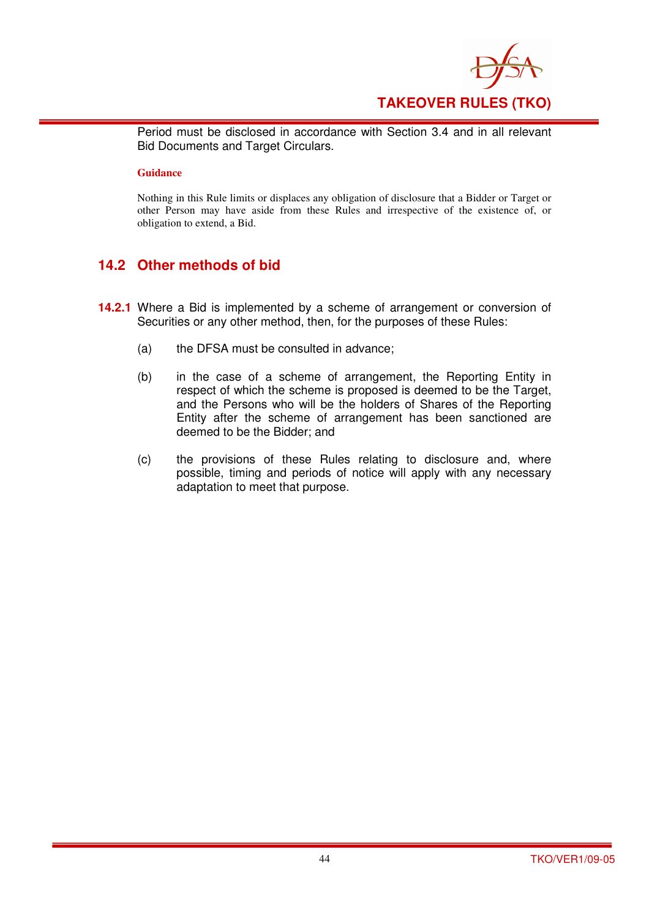Period must be disclosed in accordance with Section 3.4 and in all relevant Bid Documents and Target Circulars.

**Guidance**

Nothing in this Rule limits or displaces any obligation of disclosure that a Bidder or Target or other Person may have aside from these Rules and irrespective of the existence of, or obligation to extend, a Bid.

## 14.2 Other methods of bid

**14.2.1** Where a Bid is implemented by a scheme of arrangement or conversion of Securities or any other method, then, for the purposes of these Rules:

(a) the DFSA must be consulted in advance;

(b) in the case of a scheme of arrangement, the Reporting Entity in respect of which the scheme is proposed is deemed to be the Target, and the Persons who will be the holders of Shares of the Reporting Entity after the scheme of arrangement has been sanctioned are deemed to be the Bidder; and

(c) the provisions of these Rules relating to disclosure and, where possible, timing and periods of notice will apply with any necessary adaptation to meet that purpose.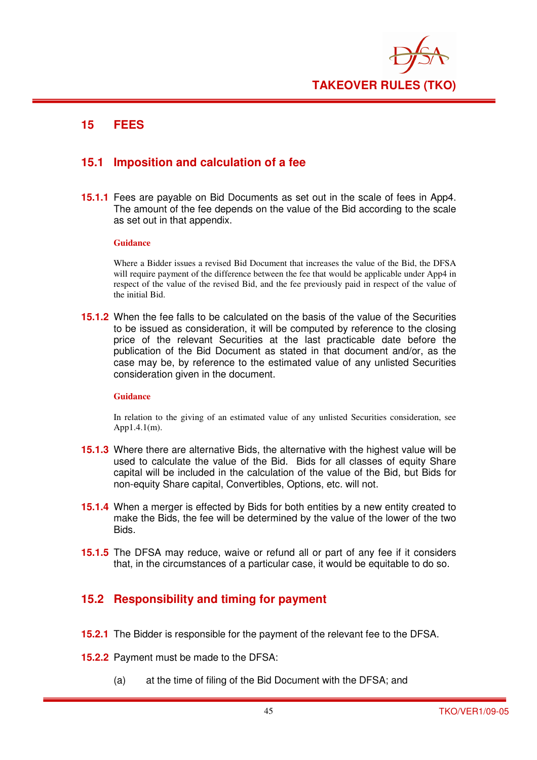# 15 FEES

## 15.1 Imposition and calculation of a fee

**15.1.1** Fees are payable on Bid Documents as set out in the scale of fees in App4. The amount of the fee depends on the value of the Bid according to the scale as set out in that appendix.

**Guidance**

Where a Bidder issues a revised Bid Document that increases the value of the Bid, the DFSA will require payment of the difference between the fee that would be applicable under App4 in respect of the value of the revised Bid, and the fee previously paid in respect of the value of the initial Bid.

**15.1.2** When the fee falls to be calculated on the basis of the value of the Securities to be issued as consideration, it will be computed by reference to the closing price of the relevant Securities at the last practicable date before the publication of the Bid Document as stated in that document and/or, as the case may be, by reference to the estimated value of any unlisted Securities consideration given in the document.

**Guidance**

In relation to the giving of an estimated value of any unlisted Securities consideration, see App1.4.1(m).

**15.1.3** Where there are alternative Bids, the alternative with the highest value will be used to calculate the value of the Bid. Bids for all classes of equity Share capital will be included in the calculation of the value of the Bid, but Bids for non-equity Share capital, Convertibles, Options, etc. will not.

**15.1.4** When a merger is effected by Bids for both entities by a new entity created to make the Bids, the fee will be determined by the value of the lower of the two Bids.

**15.1.5** The DFSA may reduce, waive or refund all or part of any fee if it considers that, in the circumstances of a particular case, it would be equitable to do so.

## 15.2 Responsibility and timing for payment

**15.2.1** The Bidder is responsible for the payment of the relevant fee to the DFSA.

**15.2.2** Payment must be made to the DFSA:

(a) at the time of filing of the Bid Document with the DFSA; and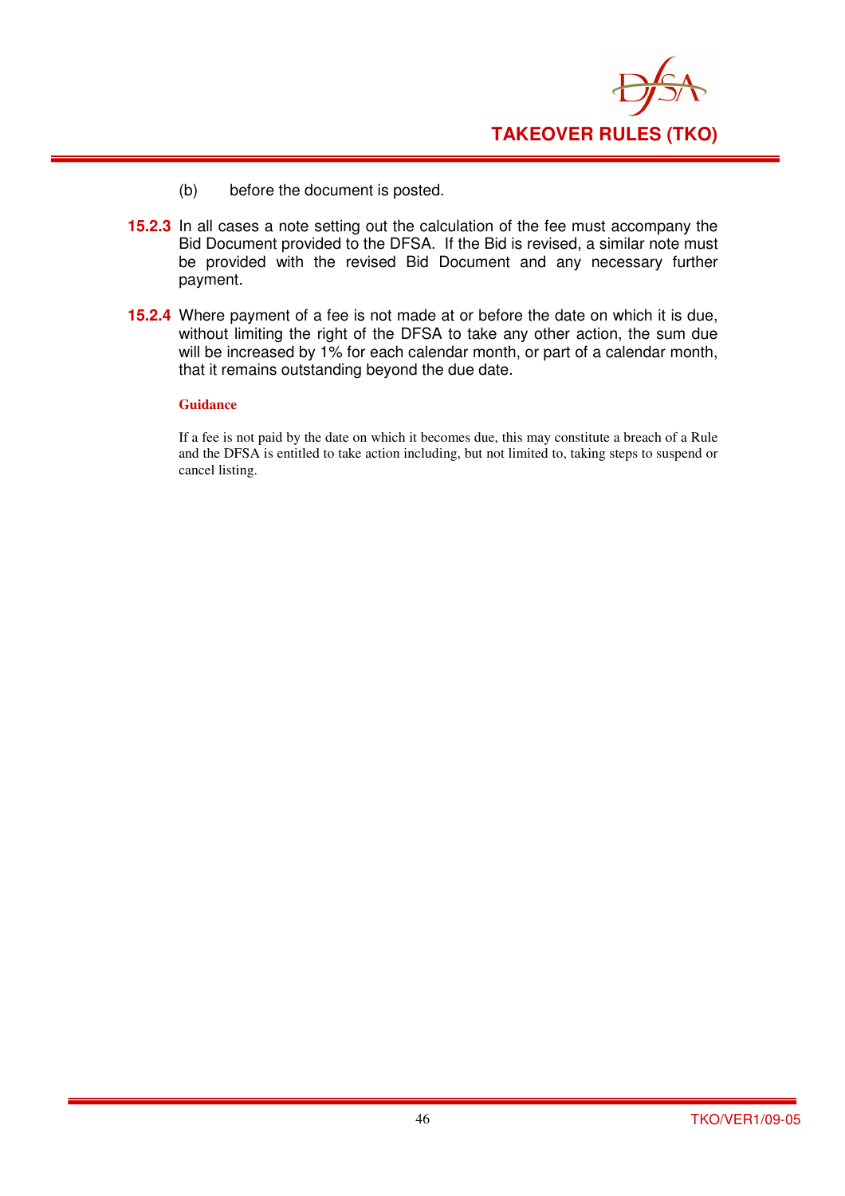(b) before the document is posted.

**15.2.3** In all cases a note setting out the calculation of the fee must accompany the Bid Document provided to the DFSA. If the Bid is revised, a similar note must be provided with the revised Bid Document and any necessary further payment.

**15.2.4** Where payment of a fee is not made at or before the date on which it is due, without limiting the right of the DFSA to take any other action, the sum due will be increased by 1% for each calendar month, or part of a calendar month, that it remains outstanding beyond the due date.

**Guidance**

If a fee is not paid by the date on which it becomes due, this may constitute a breach of a Rule and the DFSA is entitled to take action including, but not limited to, taking steps to suspend or cancel listing.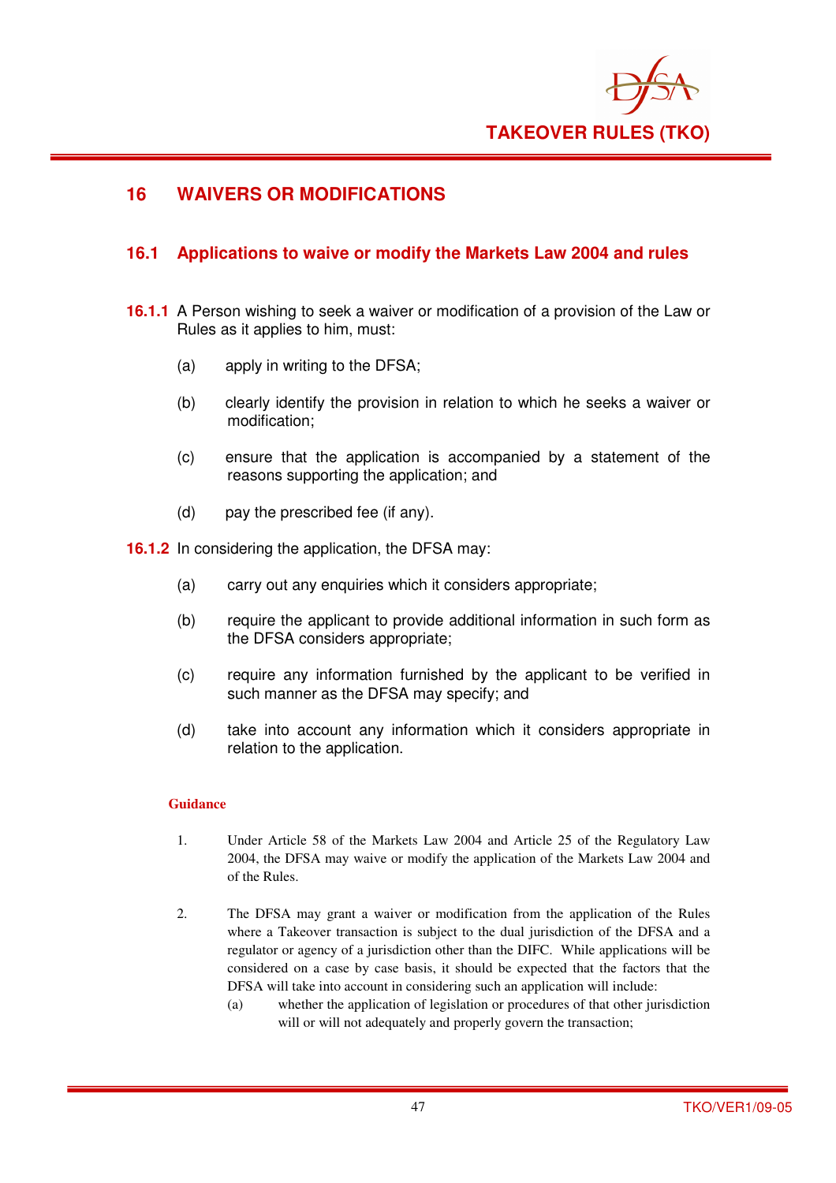## 16 WAIVERS OR MODIFICATIONS

### 16.1 Applications to waive or modify the Markets Law 2004 and rules

**16.1.1** A Person wishing to seek a waiver or modification of a provision of the Law or Rules as it applies to him, must:

(a) apply in writing to the DFSA;

(b) clearly identify the provision in relation to which he seeks a waiver or modification;

(c) ensure that the application is accompanied by a statement of the reasons supporting the application; and

(d) pay the prescribed fee (if any).

**16.1.2** In considering the application, the DFSA may:

(a) carry out any enquiries which it considers appropriate;

(b) require the applicant to provide additional information in such form as the DFSA considers appropriate;

(c) require any information furnished by the applicant to be verified in such manner as the DFSA may specify; and

(d) take into account any information which it considers appropriate in relation to the application.

**Guidance**

1. Under Article 58 of the Markets Law 2004 and Article 25 of the Regulatory Law 2004, the DFSA may waive or modify the application of the Markets Law 2004 and of the Rules.

2. The DFSA may grant a waiver or modification from the application of the Rules where a Takeover transaction is subject to the dual jurisdiction of the DFSA and a regulator or agency of a jurisdiction other than the DIFC. While applications will be considered on a case by case basis, it should be expected that the factors that the DFSA will take into account in considering such an application will include:
   (a) whether the application of legislation or procedures of that other jurisdiction will or will not adequately and properly govern the transaction;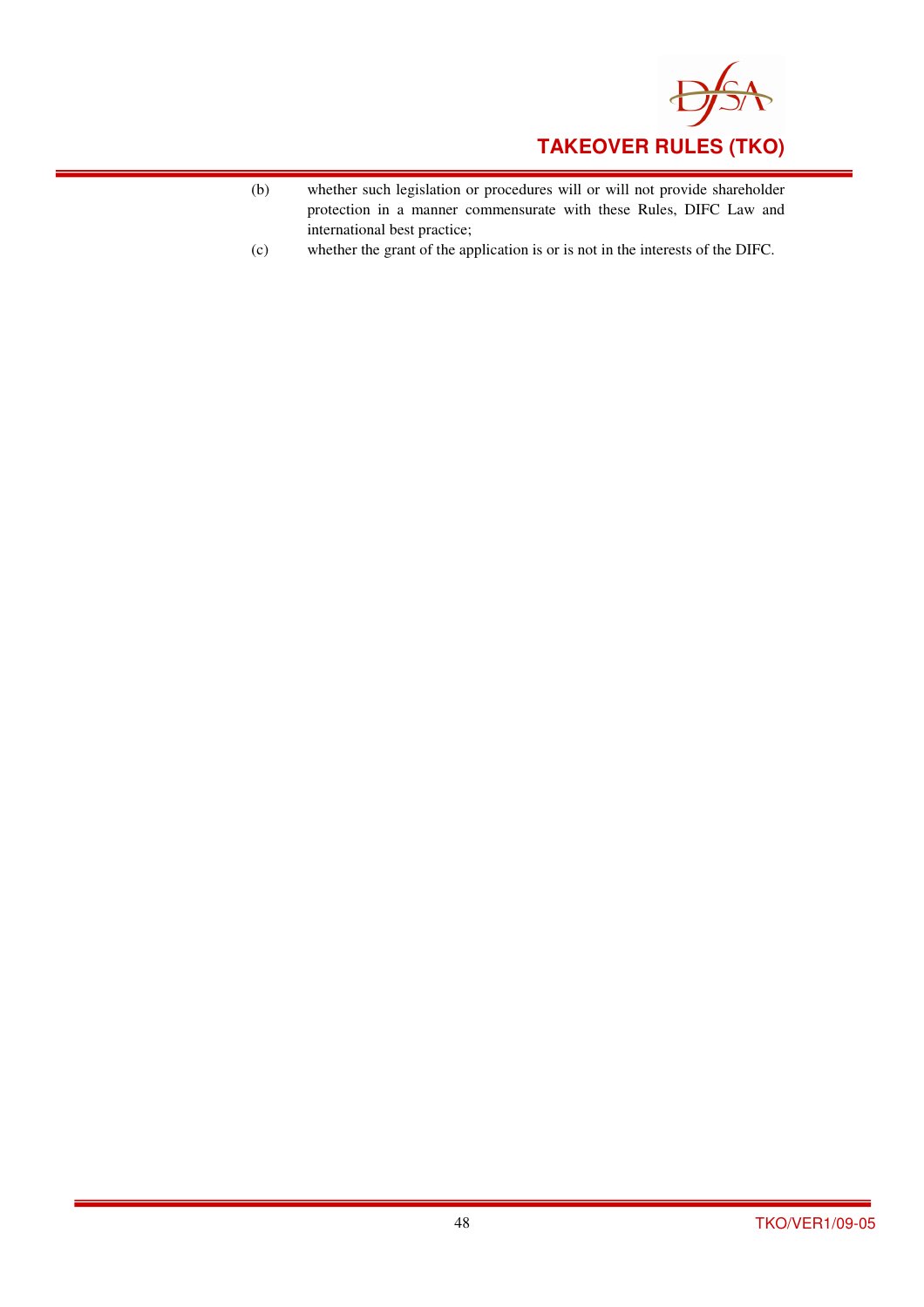(b) whether such legislation or procedures will or will not provide shareholder protection in a manner commensurate with these Rules, DIFC Law and international best practice;

(c) whether the grant of the application is or is not in the interests of the DIFC.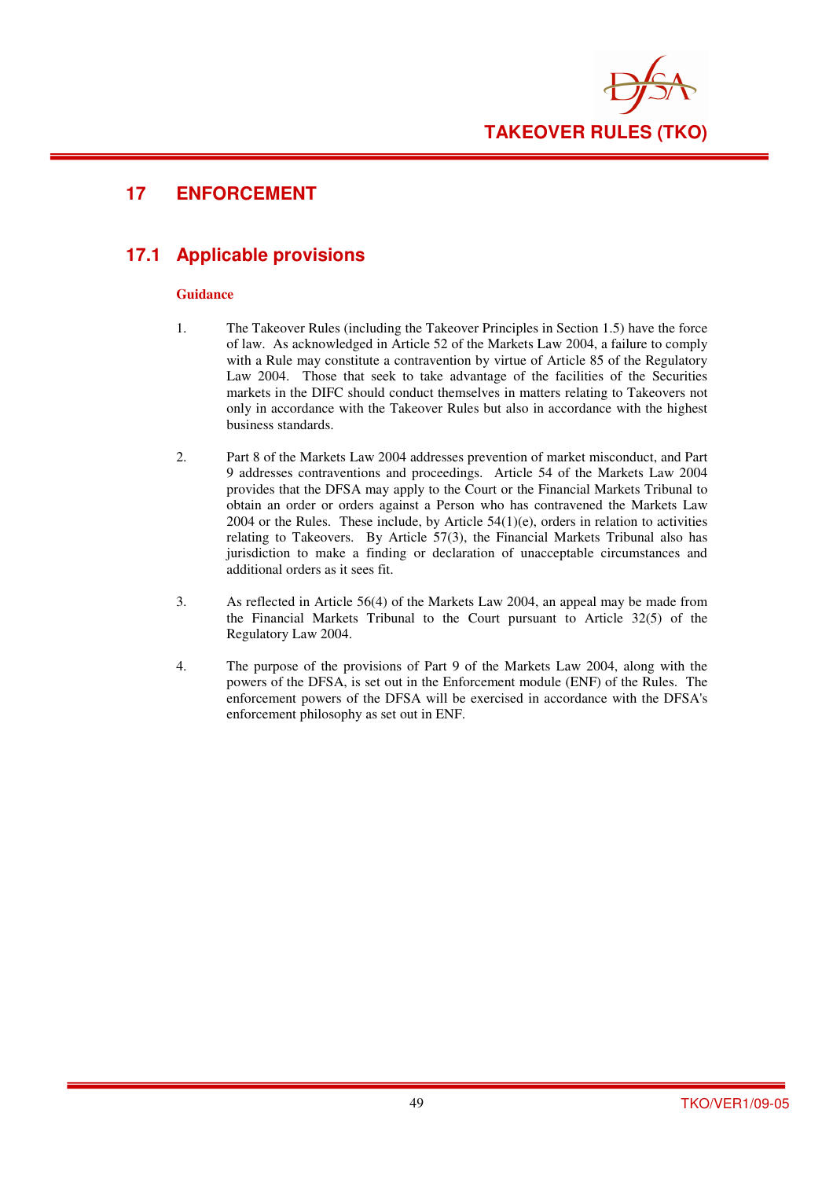# 17 ENFORCEMENT

## 17.1 Applicable provisions

**Guidance**

1. The Takeover Rules (including the Takeover Principles in Section 1.5) have the force of law. As acknowledged in Article 52 of the Markets Law 2004, a failure to comply with a Rule may constitute a contravention by virtue of Article 85 of the Regulatory Law 2004. Those that seek to take advantage of the facilities of the Securities markets in the DIFC should conduct themselves in matters relating to Takeovers not only in accordance with the Takeover Rules but also in accordance with the highest business standards.

2. Part 8 of the Markets Law 2004 addresses prevention of market misconduct, and Part 9 addresses contraventions and proceedings. Article 54 of the Markets Law 2004 provides that the DFSA may apply to the Court or the Financial Markets Tribunal to obtain an order or orders against a Person who has contravened the Markets Law 2004 or the Rules. These include, by Article 54(1)(e), orders in relation to activities relating to Takeovers. By Article 57(3), the Financial Markets Tribunal also has jurisdiction to make a finding or declaration of unacceptable circumstances and additional orders as it sees fit.

3. As reflected in Article 56(4) of the Markets Law 2004, an appeal may be made from the Financial Markets Tribunal to the Court pursuant to Article 32(5) of the Regulatory Law 2004.

4. The purpose of the provisions of Part 9 of the Markets Law 2004, along with the powers of the DFSA, is set out in the Enforcement module (ENF) of the Rules. The enforcement powers of the DFSA will be exercised in accordance with the DFSA's enforcement philosophy as set out in ENF.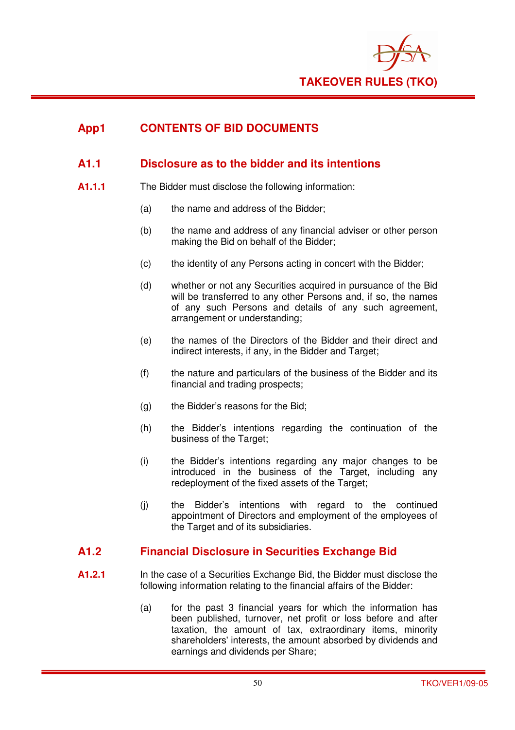# App1 CONTENTS OF BID DOCUMENTS

## A1.1 Disclosure as to the bidder and its intentions

**A1.1.1** The Bidder must disclose the following information:

(a) the name and address of the Bidder;

(b) the name and address of any financial adviser or other person making the Bid on behalf of the Bidder;

(c) the identity of any Persons acting in concert with the Bidder;

(d) whether or not any Securities acquired in pursuance of the Bid will be transferred to any other Persons and, if so, the names of any such Persons and details of any such agreement, arrangement or understanding;

(e) the names of the Directors of the Bidder and their direct and indirect interests, if any, in the Bidder and Target;

(f) the nature and particulars of the business of the Bidder and its financial and trading prospects;

(g) the Bidder's reasons for the Bid;

(h) the Bidder's intentions regarding the continuation of the business of the Target;

(i) the Bidder's intentions regarding any major changes to be introduced in the business of the Target, including any redeployment of the fixed assets of the Target;

(j) the Bidder's intentions with regard to the continued appointment of Directors and employment of the employees of the Target and of its subsidiaries.

## A1.2 Financial Disclosure in Securities Exchange Bid

**A1.2.1** In the case of a Securities Exchange Bid, the Bidder must disclose the following information relating to the financial affairs of the Bidder:

(a) for the past 3 financial years for which the information has been published, turnover, net profit or loss before and after taxation, the amount of tax, extraordinary items, minority shareholders' interests, the amount absorbed by dividends and earnings and dividends per Share;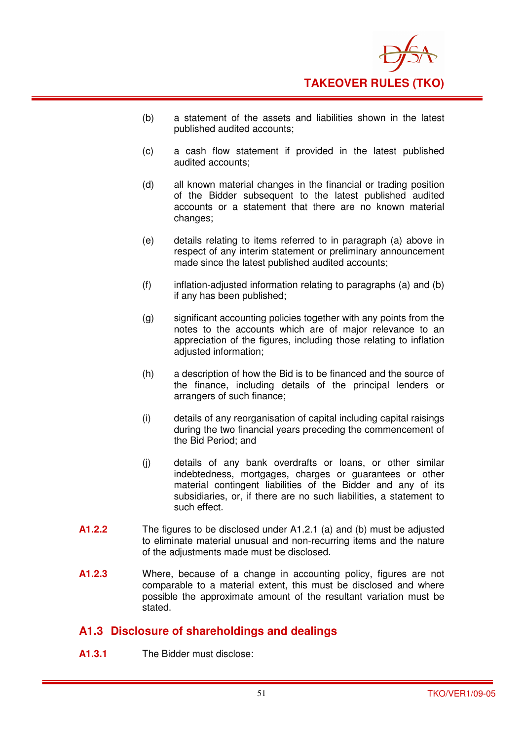(b) a statement of the assets and liabilities shown in the latest published audited accounts;

(c) a cash flow statement if provided in the latest published audited accounts;

(d) all known material changes in the financial or trading position of the Bidder subsequent to the latest published audited accounts or a statement that there are no known material changes;

(e) details relating to items referred to in paragraph (a) above in respect of any interim statement or preliminary announcement made since the latest published audited accounts;

(f) inflation-adjusted information relating to paragraphs (a) and (b) if any has been published;

(g) significant accounting policies together with any points from the notes to the accounts which are of major relevance to an appreciation of the figures, including those relating to inflation adjusted information;

(h) a description of how the Bid is to be financed and the source of the finance, including details of the principal lenders or arrangers of such finance;

(i) details of any reorganisation of capital including capital raisings during the two financial years preceding the commencement of the Bid Period; and

(j) details of any bank overdrafts or loans, or other similar indebtedness, mortgages, charges or guarantees or other material contingent liabilities of the Bidder and any of its subsidiaries, or, if there are no such liabilities, a statement to such effect.

**A1.2.2** The figures to be disclosed under A1.2.1 (a) and (b) must be adjusted to eliminate material unusual and non-recurring items and the nature of the adjustments made must be disclosed.

**A1.2.3** Where, because of a change in accounting policy, figures are not comparable to a material extent, this must be disclosed and where possible the approximate amount of the resultant variation must be stated.

## A1.3 Disclosure of shareholdings and dealings

**A1.3.1** The Bidder must disclose: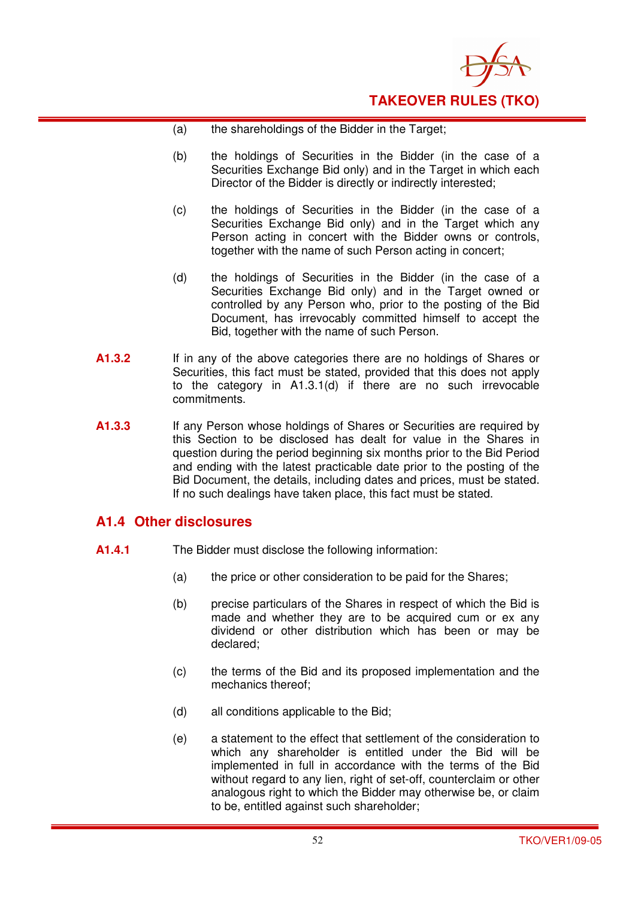(a) the shareholdings of the Bidder in the Target;

(b) the holdings of Securities in the Bidder (in the case of a Securities Exchange Bid only) and in the Target in which each Director of the Bidder is directly or indirectly interested;

(c) the holdings of Securities in the Bidder (in the case of a Securities Exchange Bid only) and in the Target which any Person acting in concert with the Bidder owns or controls, together with the name of such Person acting in concert;

(d) the holdings of Securities in the Bidder (in the case of a Securities Exchange Bid only) and in the Target owned or controlled by any Person who, prior to the posting of the Bid Document, has irrevocably committed himself to accept the Bid, together with the name of such Person.

**A1.3.2** If in any of the above categories there are no holdings of Shares or Securities, this fact must be stated, provided that this does not apply to the category in A1.3.1(d) if there are no such irrevocable commitments.

**A1.3.3** If any Person whose holdings of Shares or Securities are required by this Section to be disclosed has dealt for value in the Shares in question during the period beginning six months prior to the Bid Period and ending with the latest practicable date prior to the posting of the Bid Document, the details, including dates and prices, must be stated. If no such dealings have taken place, this fact must be stated.

## A1.4 Other disclosures

**A1.4.1** The Bidder must disclose the following information:

(a) the price or other consideration to be paid for the Shares;

(b) precise particulars of the Shares in respect of which the Bid is made and whether they are to be acquired cum or ex any dividend or other distribution which has been or may be declared;

(c) the terms of the Bid and its proposed implementation and the mechanics thereof;

(d) all conditions applicable to the Bid;

(e) a statement to the effect that settlement of the consideration to which any shareholder is entitled under the Bid will be implemented in full in accordance with the terms of the Bid without regard to any lien, right of set-off, counterclaim or other analogous right to which the Bidder may otherwise be, or claim to be, entitled against such shareholder;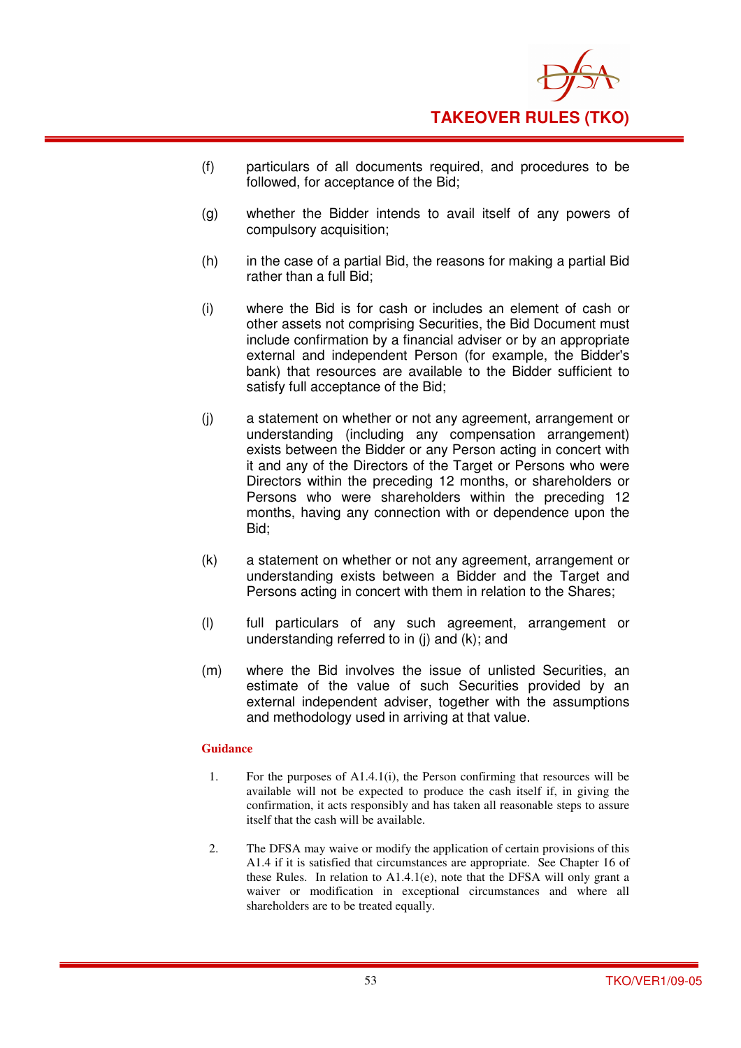(f) particulars of all documents required, and procedures to be followed, for acceptance of the Bid;

(g) whether the Bidder intends to avail itself of any powers of compulsory acquisition;

(h) in the case of a partial Bid, the reasons for making a partial Bid rather than a full Bid;

(i) where the Bid is for cash or includes an element of cash or other assets not comprising Securities, the Bid Document must include confirmation by a financial adviser or by an appropriate external and independent Person (for example, the Bidder's bank) that resources are available to the Bidder sufficient to satisfy full acceptance of the Bid;

(j) a statement on whether or not any agreement, arrangement or understanding (including any compensation arrangement) exists between the Bidder or any Person acting in concert with it and any of the Directors of the Target or Persons who were Directors within the preceding 12 months, or shareholders or Persons who were shareholders within the preceding 12 months, having any connection with or dependence upon the Bid;

(k) a statement on whether or not any agreement, arrangement or understanding exists between a Bidder and the Target and Persons acting in concert with them in relation to the Shares;

(l) full particulars of any such agreement, arrangement or understanding referred to in (j) and (k); and

(m) where the Bid involves the issue of unlisted Securities, an estimate of the value of such Securities provided by an external independent adviser, together with the assumptions and methodology used in arriving at that value.

**Guidance**

1. For the purposes of A1.4.1(i), the Person confirming that resources will be available will not be expected to produce the cash itself if, in giving the confirmation, it acts responsibly and has taken all reasonable steps to assure itself that the cash will be available.

2. The DFSA may waive or modify the application of certain provisions of this A1.4 if it is satisfied that circumstances are appropriate. See Chapter 16 of these Rules. In relation to A1.4.1(e), note that the DFSA will only grant a waiver or modification in exceptional circumstances and where all shareholders are to be treated equally.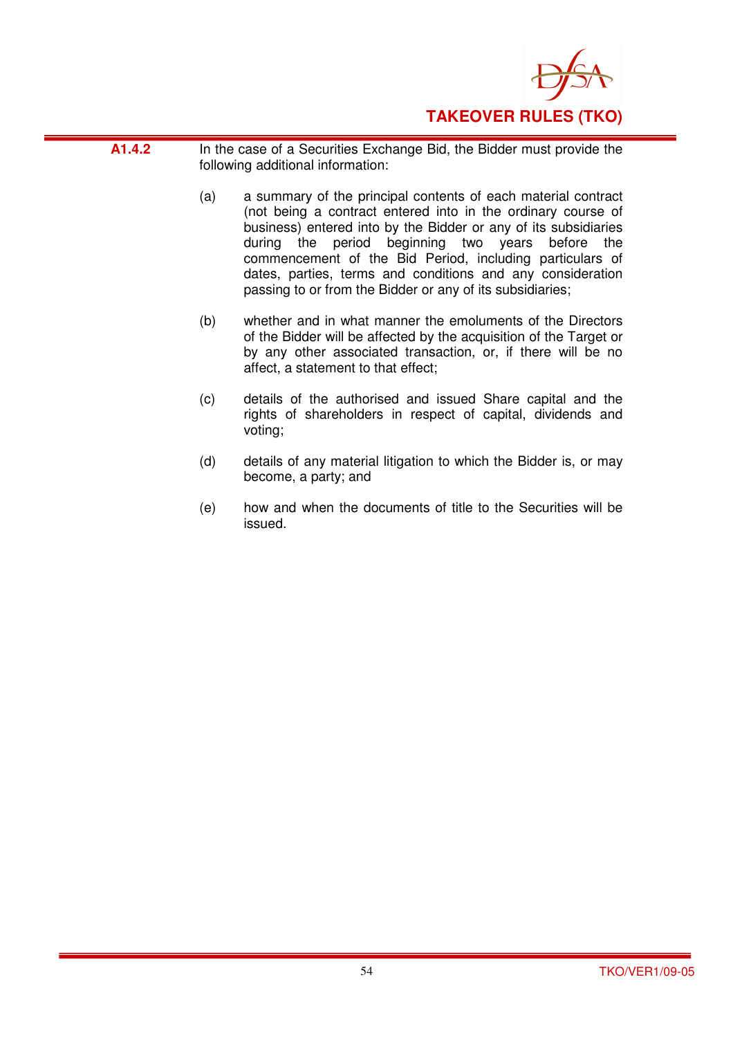**A1.4.2** In the case of a Securities Exchange Bid, the Bidder must provide the following additional information:

(a) a summary of the principal contents of each material contract (not being a contract entered into in the ordinary course of business) entered into by the Bidder or any of its subsidiaries during the period beginning two years before the commencement of the Bid Period, including particulars of dates, parties, terms and conditions and any consideration passing to or from the Bidder or any of its subsidiaries;

(b) whether and in what manner the emoluments of the Directors of the Bidder will be affected by the acquisition of the Target or by any other associated transaction, or, if there will be no affect, a statement to that effect;

(c) details of the authorised and issued Share capital and the rights of shareholders in respect of capital, dividends and voting;

(d) details of any material litigation to which the Bidder is, or may become, a party; and

(e) how and when the documents of title to the Securities will be issued.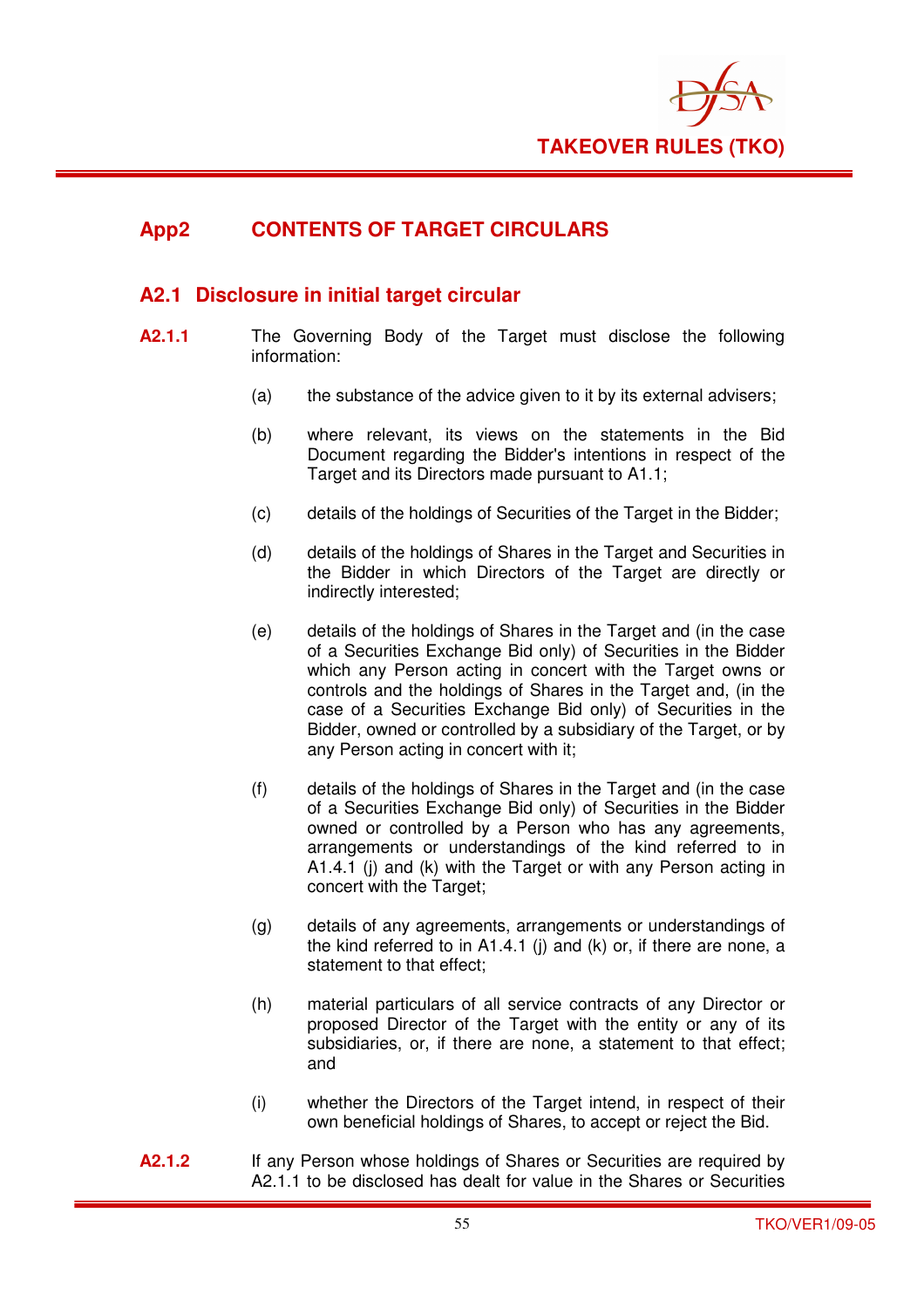## App2 CONTENTS OF TARGET CIRCULARS

### A2.1 Disclosure in initial target circular

**A2.1.1** The Governing Body of the Target must disclose the following information:

(a) the substance of the advice given to it by its external advisers;

(b) where relevant, its views on the statements in the Bid Document regarding the Bidder's intentions in respect of the Target and its Directors made pursuant to A1.1;

(c) details of the holdings of Securities of the Target in the Bidder;

(d) details of the holdings of Shares in the Target and Securities in the Bidder in which Directors of the Target are directly or indirectly interested;

(e) details of the holdings of Shares in the Target and (in the case of a Securities Exchange Bid only) of Securities in the Bidder which any Person acting in concert with the Target owns or controls and the holdings of Shares in the Target and, (in the case of a Securities Exchange Bid only) of Securities in the Bidder, owned or controlled by a subsidiary of the Target, or by any Person acting in concert with it;

(f) details of the holdings of Shares in the Target and (in the case of a Securities Exchange Bid only) of Securities in the Bidder owned or controlled by a Person who has any agreements, arrangements or understandings of the kind referred to in A1.4.1 (j) and (k) with the Target or with any Person acting in concert with the Target;

(g) details of any agreements, arrangements or understandings of the kind referred to in A1.4.1 (j) and (k) or, if there are none, a statement to that effect;

(h) material particulars of all service contracts of any Director or proposed Director of the Target with the entity or any of its subsidiaries, or, if there are none, a statement to that effect; and

(i) whether the Directors of the Target intend, in respect of their own beneficial holdings of Shares, to accept or reject the Bid.

**A2.1.2** If any Person whose holdings of Shares or Securities are required by A2.1.1 to be disclosed has dealt for value in the Shares or Securities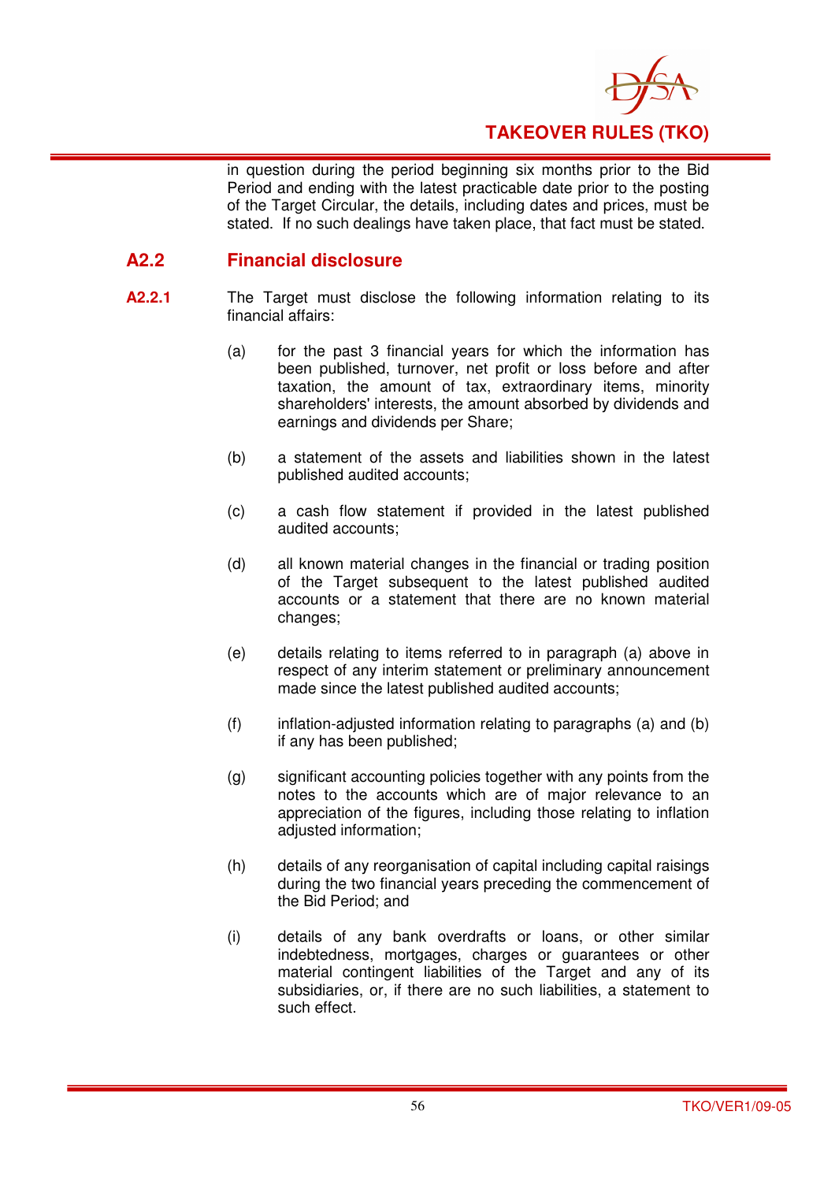in question during the period beginning six months prior to the Bid Period and ending with the latest practicable date prior to the posting of the Target Circular, the details, including dates and prices, must be stated. If no such dealings have taken place, that fact must be stated.

## A2.2 Financial disclosure

**A2.2.1** The Target must disclose the following information relating to its financial affairs:

(a) for the past 3 financial years for which the information has been published, turnover, net profit or loss before and after taxation, the amount of tax, extraordinary items, minority shareholders' interests, the amount absorbed by dividends and earnings and dividends per Share;

(b) a statement of the assets and liabilities shown in the latest published audited accounts;

(c) a cash flow statement if provided in the latest published audited accounts;

(d) all known material changes in the financial or trading position of the Target subsequent to the latest published audited accounts or a statement that there are no known material changes;

(e) details relating to items referred to in paragraph (a) above in respect of any interim statement or preliminary announcement made since the latest published audited accounts;

(f) inflation-adjusted information relating to paragraphs (a) and (b) if any has been published;

(g) significant accounting policies together with any points from the notes to the accounts which are of major relevance to an appreciation of the figures, including those relating to inflation adjusted information;

(h) details of any reorganisation of capital including capital raisings during the two financial years preceding the commencement of the Bid Period; and

(i) details of any bank overdrafts or loans, or other similar indebtedness, mortgages, charges or guarantees or other material contingent liabilities of the Target and any of its subsidiaries, or, if there are no such liabilities, a statement to such effect.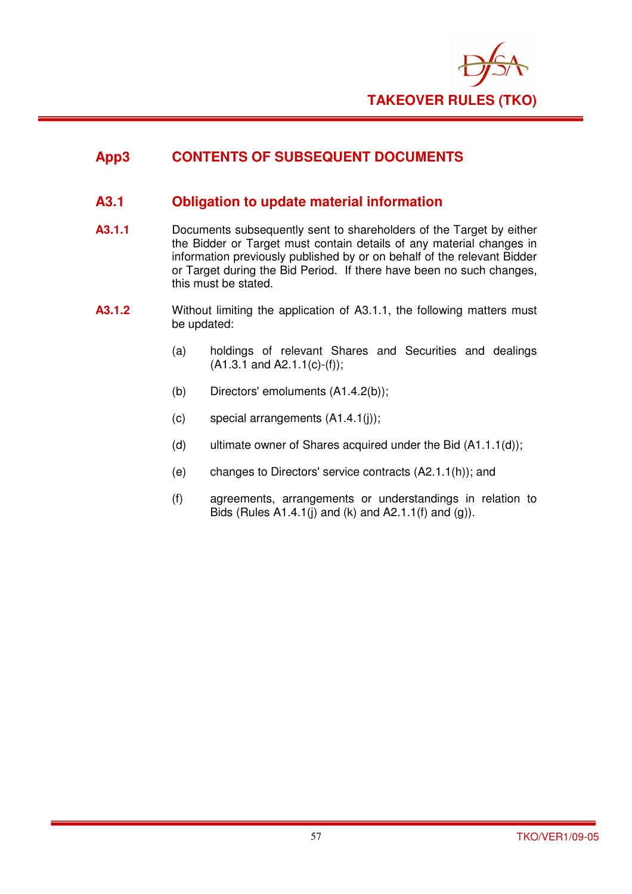## App3 CONTENTS OF SUBSEQUENT DOCUMENTS

### A3.1 Obligation to update material information

**A3.1.1** Documents subsequently sent to shareholders of the Target by either the Bidder or Target must contain details of any material changes in information previously published by or on behalf of the relevant Bidder or Target during the Bid Period. If there have been no such changes, this must be stated.

**A3.1.2** Without limiting the application of A3.1.1, the following matters must be updated:

(a) holdings of relevant Shares and Securities and dealings (A1.3.1 and A2.1.1(c)-(f));

(b) Directors' emoluments (A1.4.2(b));

(c) special arrangements (A1.4.1(j));

(d) ultimate owner of Shares acquired under the Bid (A1.1.1(d));

(e) changes to Directors' service contracts (A2.1.1(h)); and

(f) agreements, arrangements or understandings in relation to Bids (Rules A1.4.1(j) and (k) and A2.1.1(f) and (g)).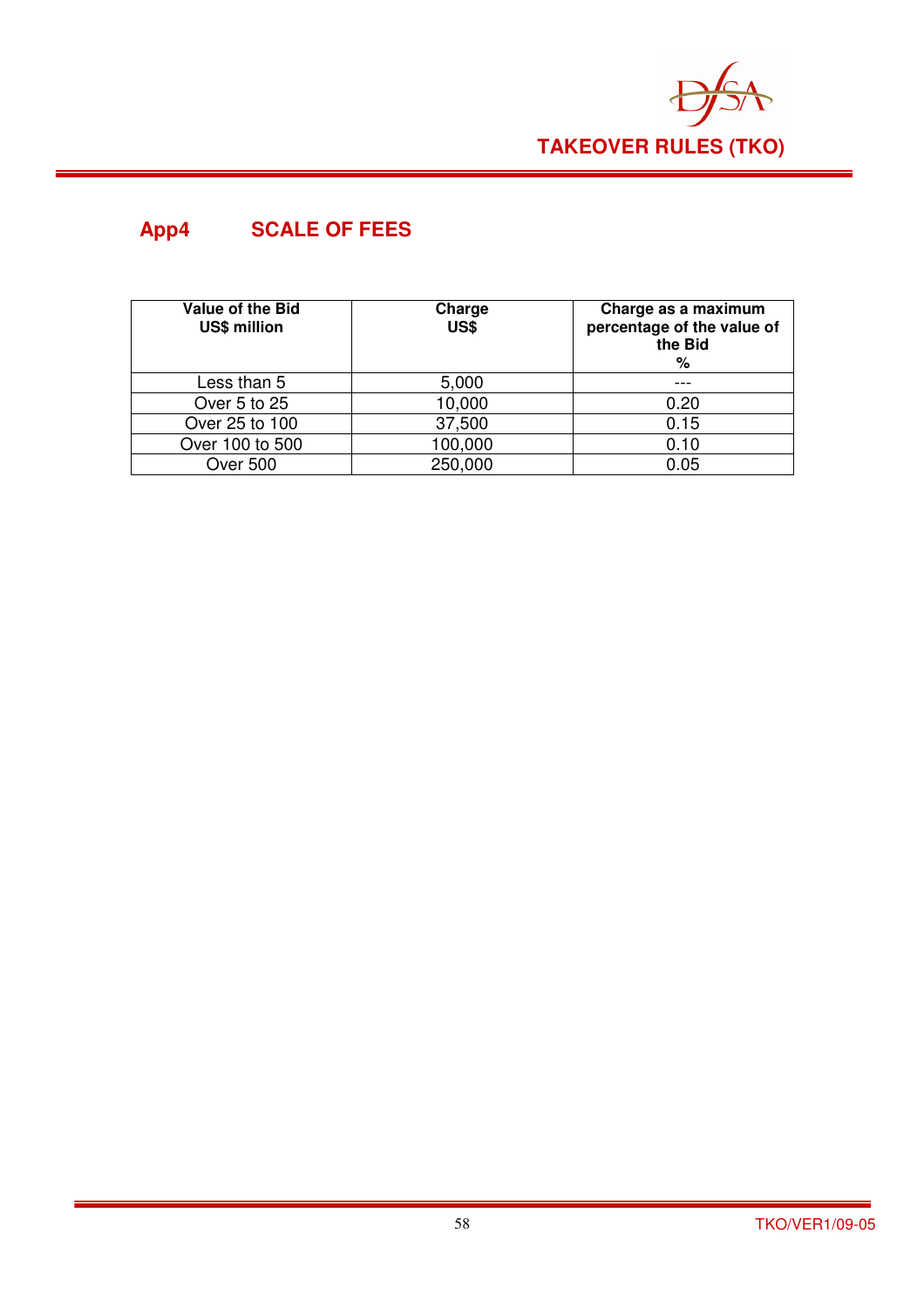## App4 SCALE OF FEES

| Value of the Bid US$ million | Charge US$ | Charge as a maximum percentage of the value of the Bid % |
|---|---|---|
| Less than 5 | 5,000 | --- |
| Over 5 to 25 | 10,000 | 0.20 |
| Over 25 to 100 | 37,500 | 0.15 |
| Over 100 to 500 | 100,000 | 0.10 |
| Over 500 | 250,000 | 0.05 |